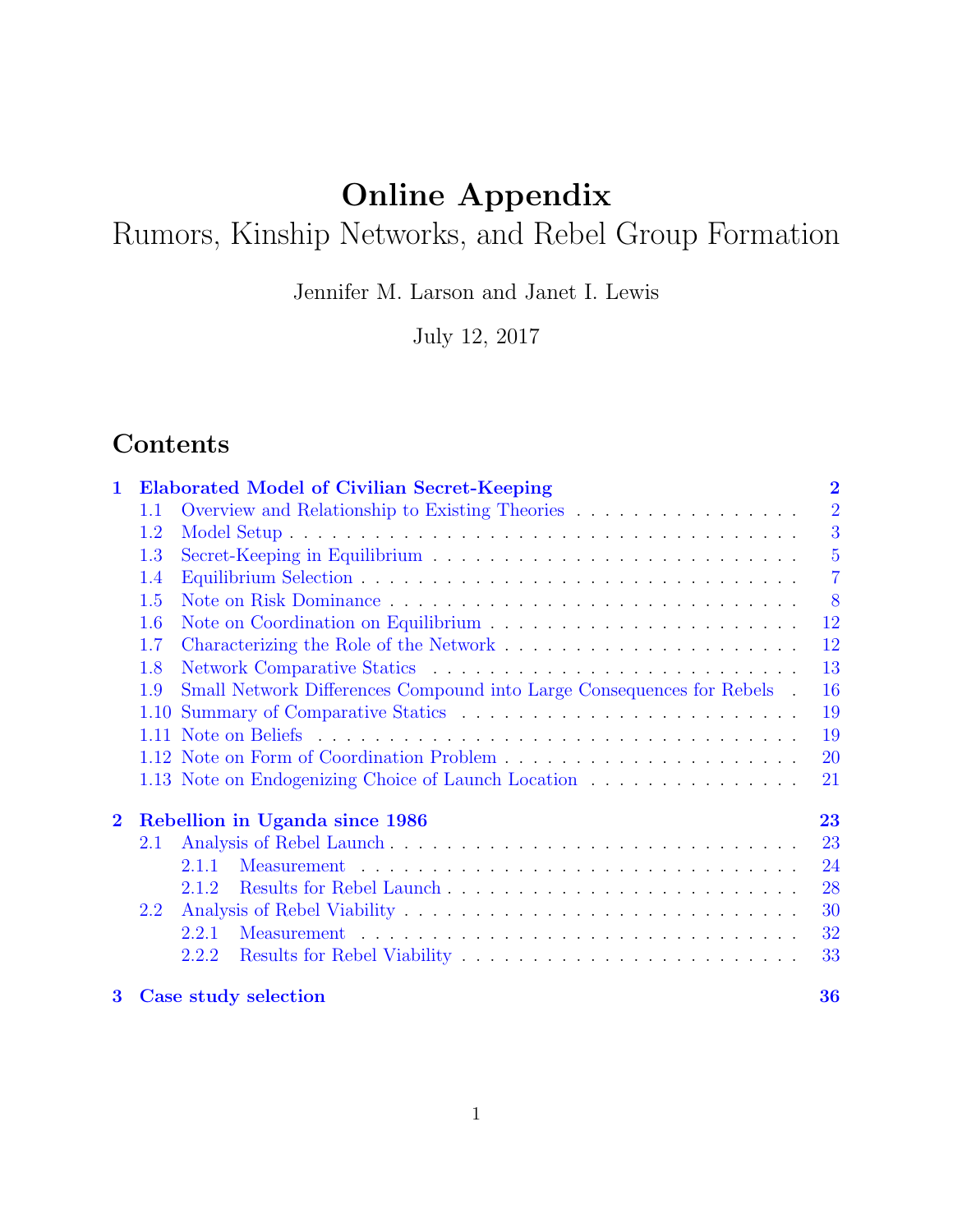# Online Appendix

## Rumors, Kinship Networks, and Rebel Group Formation

Jennifer M. Larson and Janet I. Lewis

July 12, 2017

## Contents

- **1 Elaborated Model of Civilian Secret-Keeping** — 2
  - 1.1 Overview and Relationship to Existing Theories — 2
  - 1.2 Model Setup — 3
  - 1.3 Secret-Keeping in Equilibrium — 5
  - 1.4 Equilibrium Selection — 7
  - 1.5 Note on Risk Dominance — 8
  - 1.6 Note on Coordination on Equilibrium — 12
  - 1.7 Characterizing the Role of the Network — 12
  - 1.8 Network Comparative Statics — 13
  - 1.9 Small Network Differences Compound into Large Consequences for Rebels — 16
  - 1.10 Summary of Comparative Statics — 19
  - 1.11 Note on Beliefs — 19
  - 1.12 Note on Form of Coordination Problem — 20
  - 1.13 Note on Endogenizing Choice of Launch Location — 21
- **2 Rebellion in Uganda since 1986** — 23
  - 2.1 Analysis of Rebel Launch — 23
    - 2.1.1 Measurement — 24
    - 2.1.2 Results for Rebel Launch — 28
  - 2.2 Analysis of Rebel Viability — 30
    - 2.2.1 Measurement — 32
    - 2.2.2 Results for Rebel Viability — 33
- **3 Case study selection** — 36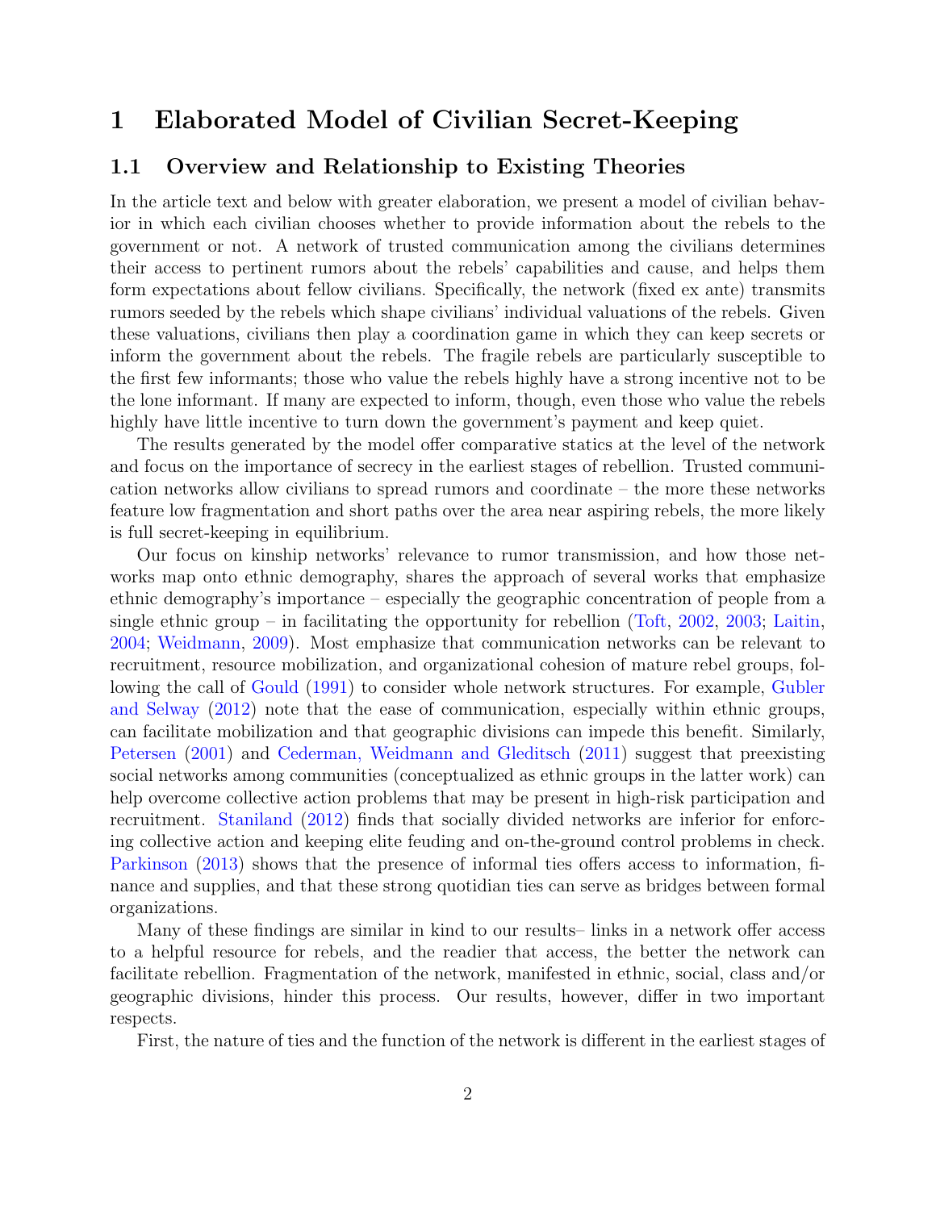# 1 Elaborated Model of Civilian Secret-Keeping

## 1.1 Overview and Relationship to Existing Theories

In the article text and below with greater elaboration, we present a model of civilian behavior in which each civilian chooses whether to provide information about the rebels to the government or not. A network of trusted communication among the civilians determines their access to pertinent rumors about the rebels' capabilities and cause, and helps them form expectations about fellow civilians. Specifically, the network (fixed ex ante) transmits rumors seeded by the rebels which shape civilians' individual valuations of the rebels. Given these valuations, civilians then play a coordination game in which they can keep secrets or inform the government about the rebels. The fragile rebels are particularly susceptible to the first few informants; those who value the rebels highly have a strong incentive not to be the lone informant. If many are expected to inform, though, even those who value the rebels highly have little incentive to turn down the government's payment and keep quiet.

The results generated by the model offer comparative statics at the level of the network and focus on the importance of secrecy in the earliest stages of rebellion. Trusted communication networks allow civilians to spread rumors and coordinate – the more these networks feature low fragmentation and short paths over the area near aspiring rebels, the more likely is full secret-keeping in equilibrium.

Our focus on kinship networks' relevance to rumor transmission, and how those networks map onto ethnic demography, shares the approach of several works that emphasize ethnic demography's importance – especially the geographic concentration of people from a single ethnic group – in facilitating the opportunity for rebellion (Toft, 2002, 2003; Laitin, 2004; Weidmann, 2009). Most emphasize that communication networks can be relevant to recruitment, resource mobilization, and organizational cohesion of mature rebel groups, following the call of Gould (1991) to consider whole network structures. For example, Gubler and Selway (2012) note that the ease of communication, especially within ethnic groups, can facilitate mobilization and that geographic divisions can impede this benefit. Similarly, Petersen (2001) and Cederman, Weidmann and Gleditsch (2011) suggest that preexisting social networks among communities (conceptualized as ethnic groups in the latter work) can help overcome collective action problems that may be present in high-risk participation and recruitment. Staniland (2012) finds that socially divided networks are inferior for enforcing collective action and keeping elite feuding and on-the-ground control problems in check. Parkinson (2013) shows that the presence of informal ties offers access to information, finance and supplies, and that these strong quotidian ties can serve as bridges between formal organizations.

Many of these findings are similar in kind to our results– links in a network offer access to a helpful resource for rebels, and the readier that access, the better the network can facilitate rebellion. Fragmentation of the network, manifested in ethnic, social, class and/or geographic divisions, hinder this process. Our results, however, differ in two important respects.

First, the nature of ties and the function of the network is different in the earliest stages of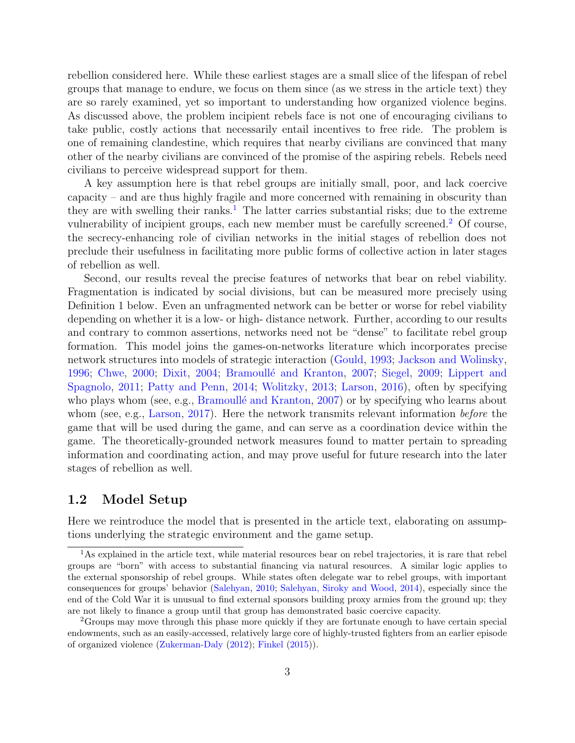rebellion considered here. While these earliest stages are a small slice of the lifespan of rebel groups that manage to endure, we focus on them since (as we stress in the article text) they are so rarely examined, yet so important to understanding how organized violence begins. As discussed above, the problem incipient rebels face is not one of encouraging civilians to take public, costly actions that necessarily entail incentives to free ride. The problem is one of remaining clandestine, which requires that nearby civilians are convinced that many other of the nearby civilians are convinced of the promise of the aspiring rebels. Rebels need civilians to perceive widespread support for them.

A key assumption here is that rebel groups are initially small, poor, and lack coercive capacity – and are thus highly fragile and more concerned with remaining in obscurity than they are with swelling their ranks.[1] The latter carries substantial risks; due to the extreme vulnerability of incipient groups, each new member must be carefully screened.[2] Of course, the secrecy-enhancing role of civilian networks in the initial stages of rebellion does not preclude their usefulness in facilitating more public forms of collective action in later stages of rebellion as well.

Second, our results reveal the precise features of networks that bear on rebel viability. Fragmentation is indicated by social divisions, but can be measured more precisely using Definition 1 below. Even an unfragmented network can be better or worse for rebel viability depending on whether it is a low- or high- distance network. Further, according to our results and contrary to common assertions, networks need not be "dense" to facilitate rebel group formation. This model joins the games-on-networks literature which incorporates precise network structures into models of strategic interaction (Gould, 1993; Jackson and Wolinsky, 1996; Chwe, 2000; Dixit, 2004; Bramoullé and Kranton, 2007; Siegel, 2009; Lippert and Spagnolo, 2011; Patty and Penn, 2014; Wolitzky, 2013; Larson, 2016), often by specifying who plays whom (see, e.g., Bramoullé and Kranton, 2007) or by specifying who learns about whom (see, e.g., Larson, 2017). Here the network transmits relevant information *before* the game that will be used during the game, and can serve as a coordination device within the game. The theoretically-grounded network measures found to matter pertain to spreading information and coordinating action, and may prove useful for future research into the later stages of rebellion as well.

## 1.2 Model Setup

Here we reintroduce the model that is presented in the article text, elaborating on assumptions underlying the strategic environment and the game setup.

---

[1] As explained in the article text, while material resources bear on rebel trajectories, it is rare that rebel groups are "born" with access to substantial financing via natural resources. A similar logic applies to the external sponsorship of rebel groups. While states often delegate war to rebel groups, with important consequences for groups' behavior (Salehyan, 2010; Salehyan, Siroky and Wood, 2014), especially since the end of the Cold War it is unusual to find external sponsors building proxy armies from the ground up; they are not likely to finance a group until that group has demonstrated basic coercive capacity.

[2] Groups may move through this phase more quickly if they are fortunate enough to have certain special endowments, such as an easily-accessed, relatively large core of highly-trusted fighters from an earlier episode of organized violence (Zukerman-Daly (2012); Finkel (2015)).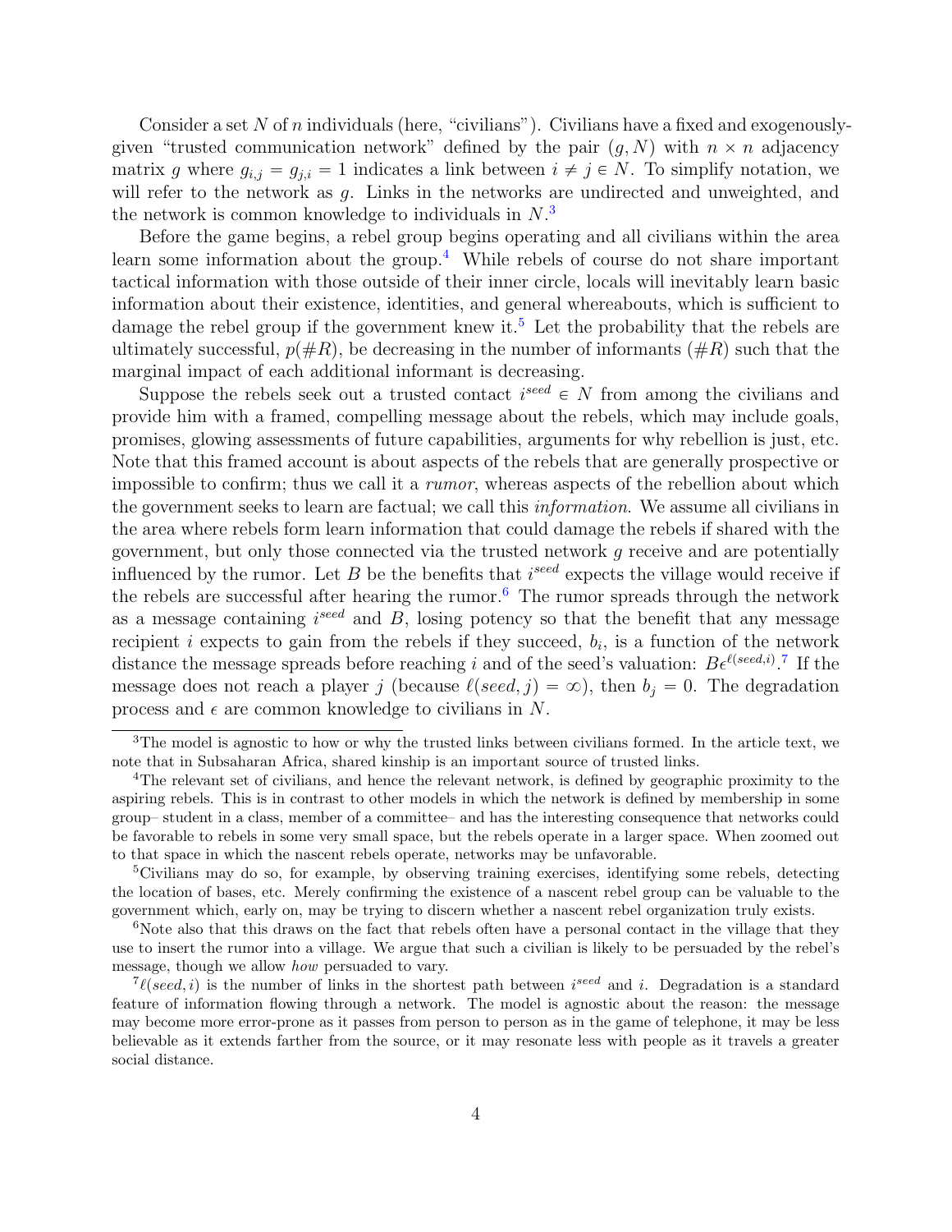Consider a set $N$ of $n$ individuals (here, "civilians"). Civilians have a fixed and exogenously-given "trusted communication network" defined by the pair $(g, N)$ with $n \times n$ adjacency matrix $g$ where $g_{i,j} = g_{j,i} = 1$ indicates a link between $i \neq j \in N$. To simplify notation, we will refer to the network as $g$. Links in the networks are undirected and unweighted, and the network is common knowledge to individuals in $N$.[3]

Before the game begins, a rebel group begins operating and all civilians within the area learn some information about the group.[4] While rebels of course do not share important tactical information with those outside of their inner circle, locals will inevitably learn basic information about their existence, identities, and general whereabouts, which is sufficient to damage the rebel group if the government knew it.[5] Let the probability that the rebels are ultimately successful, $p(\#R)$, be decreasing in the number of informants ($\#R$) such that the marginal impact of each additional informant is decreasing.

Suppose the rebels seek out a trusted contact $i^{seed} \in N$ from among the civilians and provide him with a framed, compelling message about the rebels, which may include goals, promises, glowing assessments of future capabilities, arguments for why rebellion is just, etc. Note that this framed account is about aspects of the rebels that are generally prospective or impossible to confirm; thus we call it a *rumor*, whereas aspects of the rebellion about which the government seeks to learn are factual; we call this *information*. We assume all civilians in the area where rebels form learn information that could damage the rebels if shared with the government, but only those connected via the trusted network $g$ receive and are potentially influenced by the rumor. Let $B$ be the benefits that $i^{seed}$ expects the village would receive if the rebels are successful after hearing the rumor.[6] The rumor spreads through the network as a message containing $i^{seed}$ and $B$, losing potency so that the benefit that any message recipient $i$ expects to gain from the rebels if they succeed, $b_i$, is a function of the network distance the message spreads before reaching $i$ and of the seed's valuation: $B\epsilon^{\ell(seed,i)}$.[7] If the message does not reach a player $j$ (because $\ell(seed, j) = \infty$), then $b_j = 0$. The degradation process and $\epsilon$ are common knowledge to civilians in $N$.

---

[3] The model is agnostic to how or why the trusted links between civilians formed. In the article text, we note that in Subsaharan Africa, shared kinship is an important source of trusted links.

[4] The relevant set of civilians, and hence the relevant network, is defined by geographic proximity to the aspiring rebels. This is in contrast to other models in which the network is defined by membership in some group– student in a class, member of a committee– and has the interesting consequence that networks could be favorable to rebels in some very small space, but the rebels operate in a larger space. When zoomed out to that space in which the nascent rebels operate, networks may be unfavorable.

[5] Civilians may do so, for example, by observing training exercises, identifying some rebels, detecting the location of bases, etc. Merely confirming the existence of a nascent rebel group can be valuable to the government which, early on, may be trying to discern whether a nascent rebel organization truly exists.

[6] Note also that this draws on the fact that rebels often have a personal contact in the village that they use to insert the rumor into a village. We argue that such a civilian is likely to be persuaded by the rebel's message, though we allow *how* persuaded to vary.

[7] $\ell(seed, i)$ is the number of links in the shortest path between $i^{seed}$ and $i$. Degradation is a standard feature of information flowing through a network. The model is agnostic about the reason: the message may become more error-prone as it passes from person to person as in the game of telephone, it may be less believable as it extends farther from the source, or it may resonate less with people as it travels a greater social distance.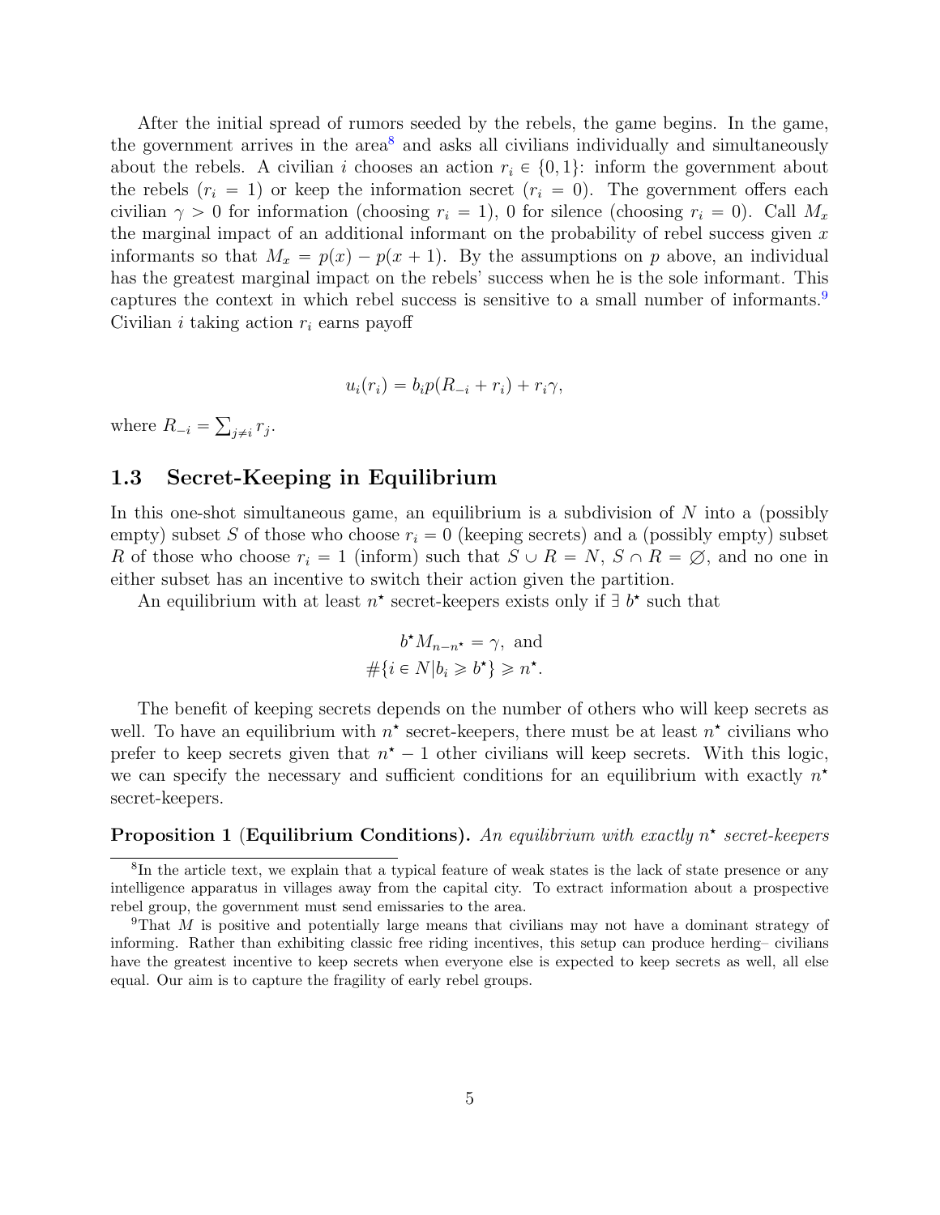After the initial spread of rumors seeded by the rebels, the game begins. In the game, the government arrives in the area[8] and asks all civilians individually and simultaneously about the rebels. A civilian $i$ chooses an action $r_i \in \{0, 1\}$: inform the government about the rebels ($r_i = 1$) or keep the information secret ($r_i = 0$). The government offers each civilian $\gamma > 0$ for information (choosing $r_i = 1$), 0 for silence (choosing $r_i = 0$). Call $M_x$ the marginal impact of an additional informant on the probability of rebel success given $x$ informants so that $M_x = p(x) - p(x + 1)$. By the assumptions on $p$ above, an individual has the greatest marginal impact on the rebels' success when he is the sole informant. This captures the context in which rebel success is sensitive to a small number of informants.[9] Civilian $i$ taking action $r_i$ earns payoff

$$u_i(r_i) = b_i p(R_{-i} + r_i) + r_i \gamma,$$

where $R_{-i} = \sum_{j \neq i} r_j$.

## 1.3 Secret-Keeping in Equilibrium

In this one-shot simultaneous game, an equilibrium is a subdivision of $N$ into a (possibly empty) subset $S$ of those who choose $r_i = 0$ (keeping secrets) and a (possibly empty) subset $R$ of those who choose $r_i = 1$ (inform) such that $S \cup R = N$, $S \cap R = \varnothing$, and no one in either subset has an incentive to switch their action given the partition.

An equilibrium with at least $n^\star$ secret-keepers exists only if $\exists\ b^\star$ such that

$$b^\star M_{n-n^\star} = \gamma, \text{ and}$$
$$\#\{i \in N | b_i \geqslant b^\star\} \geqslant n^\star.$$

The benefit of keeping secrets depends on the number of others who will keep secrets as well. To have an equilibrium with $n^\star$ secret-keepers, there must be at least $n^\star$ civilians who prefer to keep secrets given that $n^\star - 1$ other civilians will keep secrets. With this logic, we can specify the necessary and sufficient conditions for an equilibrium with exactly $n^\star$ secret-keepers.

**Proposition 1** (**Equilibrium Conditions).** *An equilibrium with exactly $n^\star$ secret-keepers*

---

[8] In the article text, we explain that a typical feature of weak states is the lack of state presence or any intelligence apparatus in villages away from the capital city. To extract information about a prospective rebel group, the government must send emissaries to the area.

[9] That $M$ is positive and potentially large means that civilians may not have a dominant strategy of informing. Rather than exhibiting classic free riding incentives, this setup can produce herding– civilians have the greatest incentive to keep secrets when everyone else is expected to keep secrets as well, all else equal. Our aim is to capture the fragility of early rebel groups.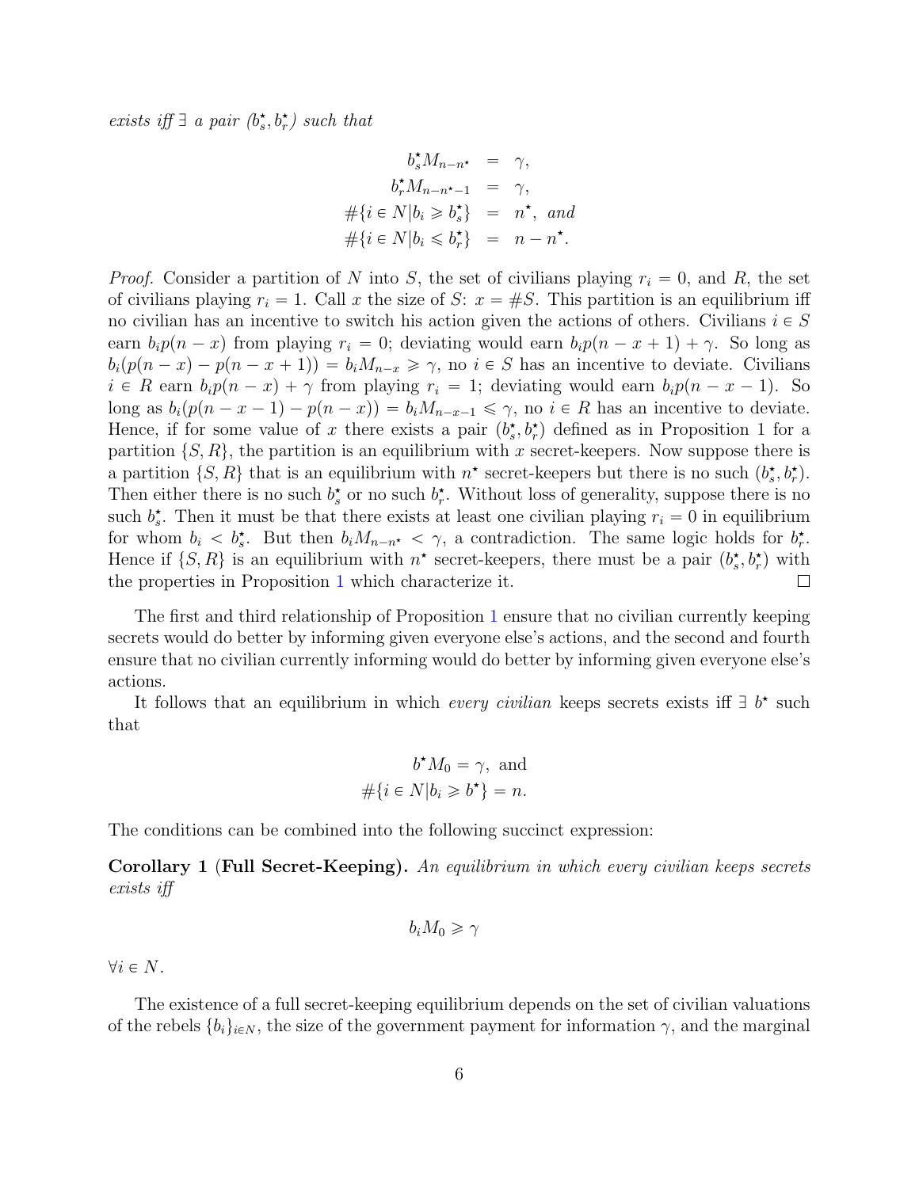*exists iff* $\exists$ *a pair* $(b_s^\star, b_r^\star)$ *such that*

$$
\begin{aligned}
b_s^\star M_{n-n^\star} &= \gamma, \\
b_r^\star M_{n-n^\star-1} &= \gamma, \\
\#\{i \in N | b_i \geqslant b_s^\star\} &= n^\star, \text{ and} \\
\#\{i \in N | b_i \leqslant b_r^\star\} &= n - n^\star.
\end{aligned}
$$

*Proof.* Consider a partition of $N$ into $S$, the set of civilians playing $r_i = 0$, and $R$, the set of civilians playing $r_i = 1$. Call $x$ the size of $S$: $x = \#S$. This partition is an equilibrium iff no civilian has an incentive to switch his action given the actions of others. Civilians $i \in S$ earn $b_i p(n-x)$ from playing $r_i = 0$; deviating would earn $b_i p(n-x+1) + \gamma$. So long as $b_i(p(n-x) - p(n-x+1)) = b_i M_{n-x} \geqslant \gamma$, no $i \in S$ has an incentive to deviate. Civilians $i \in R$ earn $b_i p(n-x) + \gamma$ from playing $r_i = 1$; deviating would earn $b_i p(n-x-1)$. So long as $b_i(p(n-x-1) - p(n-x)) = b_i M_{n-x-1} \leqslant \gamma$, no $i \in R$ has an incentive to deviate. Hence, if for some value of $x$ there exists a pair $(b_s^\star, b_r^\star)$ defined as in Proposition 1 for a partition $\{S, R\}$, the partition is an equilibrium with $x$ secret-keepers. Now suppose there is a partition $\{S, R\}$ that is an equilibrium with $n^\star$ secret-keepers but there is no such $(b_s^\star, b_r^\star)$. Then either there is no such $b_s^\star$ or no such $b_r^\star$. Without loss of generality, suppose there is no such $b_s^\star$. Then it must be that there exists at least one civilian playing $r_i = 0$ in equilibrium for whom $b_i < b_s^\star$. But then $b_i M_{n-n^\star} < \gamma$, a contradiction. The same logic holds for $b_r^\star$. Hence if $\{S, R\}$ is an equilibrium with $n^\star$ secret-keepers, there must be a pair $(b_s^\star, b_r^\star)$ with the properties in Proposition 1 which characterize it. $\square$

The first and third relationship of Proposition 1 ensure that no civilian currently keeping secrets would do better by informing given everyone else's actions, and the second and fourth ensure that no civilian currently informing would do better by informing given everyone else's actions.

It follows that an equilibrium in which *every civilian* keeps secrets exists iff $\exists$ $b^\star$ such that

$$
\begin{aligned}
b^\star M_0 = \gamma, \text{ and} \\
\#\{i \in N | b_i \geqslant b^\star\} = n.
\end{aligned}
$$

The conditions can be combined into the following succinct expression:

**Corollary 1** (**Full Secret-Keeping).** *An equilibrium in which every civilian keeps secrets exists iff*

$$
b_i M_0 \geqslant \gamma
$$

$\forall i \in N$.

The existence of a full secret-keeping equilibrium depends on the set of civilian valuations of the rebels $\{b_i\}_{i \in N}$, the size of the government payment for information $\gamma$, and the marginal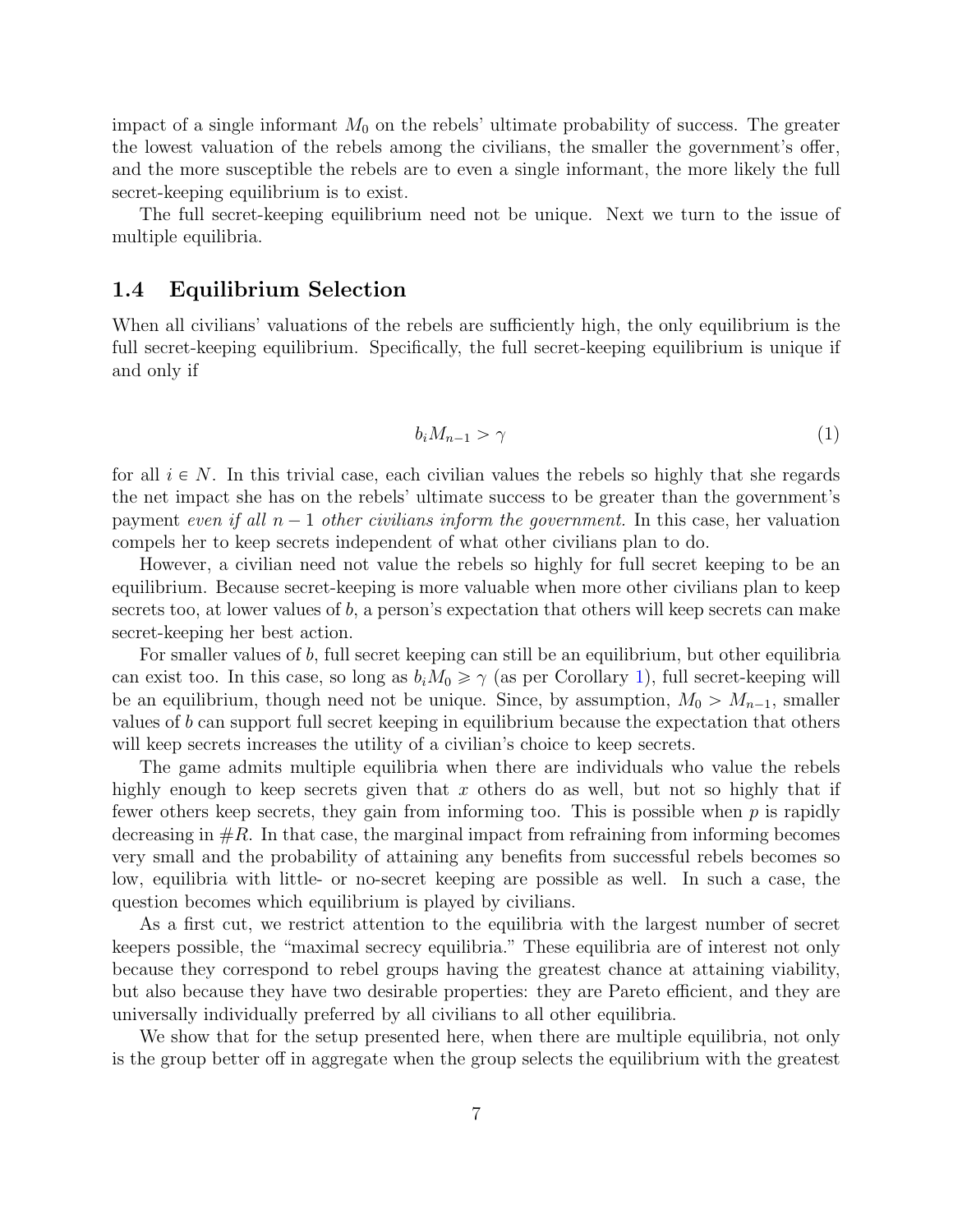impact of a single informant $M_0$ on the rebels' ultimate probability of success. The greater the lowest valuation of the rebels among the civilians, the smaller the government's offer, and the more susceptible the rebels are to even a single informant, the more likely the full secret-keeping equilibrium is to exist.

The full secret-keeping equilibrium need not be unique. Next we turn to the issue of multiple equilibria.

## 1.4 Equilibrium Selection

When all civilians' valuations of the rebels are sufficiently high, the only equilibrium is the full secret-keeping equilibrium. Specifically, the full secret-keeping equilibrium is unique if and only if

$$b_i M_{n-1} > \gamma \tag{1}$$

for all $i \in N$. In this trivial case, each civilian values the rebels so highly that she regards the net impact she has on the rebels' ultimate success to be greater than the government's payment *even if all $n-1$ other civilians inform the government.* In this case, her valuation compels her to keep secrets independent of what other civilians plan to do.

However, a civilian need not value the rebels so highly for full secret keeping to be an equilibrium. Because secret-keeping is more valuable when more other civilians plan to keep secrets too, at lower values of $b$, a person's expectation that others will keep secrets can make secret-keeping her best action.

For smaller values of $b$, full secret keeping can still be an equilibrium, but other equilibria can exist too. In this case, so long as $b_i M_0 \geqslant \gamma$ (as per Corollary 1), full secret-keeping will be an equilibrium, though need not be unique. Since, by assumption, $M_0 > M_{n-1}$, smaller values of $b$ can support full secret keeping in equilibrium because the expectation that others will keep secrets increases the utility of a civilian's choice to keep secrets.

The game admits multiple equilibria when there are individuals who value the rebels highly enough to keep secrets given that $x$ others do as well, but not so highly that if fewer others keep secrets, they gain from informing too. This is possible when $p$ is rapidly decreasing in $\#R$. In that case, the marginal impact from refraining from informing becomes very small and the probability of attaining any benefits from successful rebels becomes so low, equilibria with little- or no-secret keeping are possible as well. In such a case, the question becomes which equilibrium is played by civilians.

As a first cut, we restrict attention to the equilibria with the largest number of secret keepers possible, the "maximal secrecy equilibria." These equilibria are of interest not only because they correspond to rebel groups having the greatest chance at attaining viability, but also because they have two desirable properties: they are Pareto efficient, and they are universally individually preferred by all civilians to all other equilibria.

We show that for the setup presented here, when there are multiple equilibria, not only is the group better off in aggregate when the group selects the equilibrium with the greatest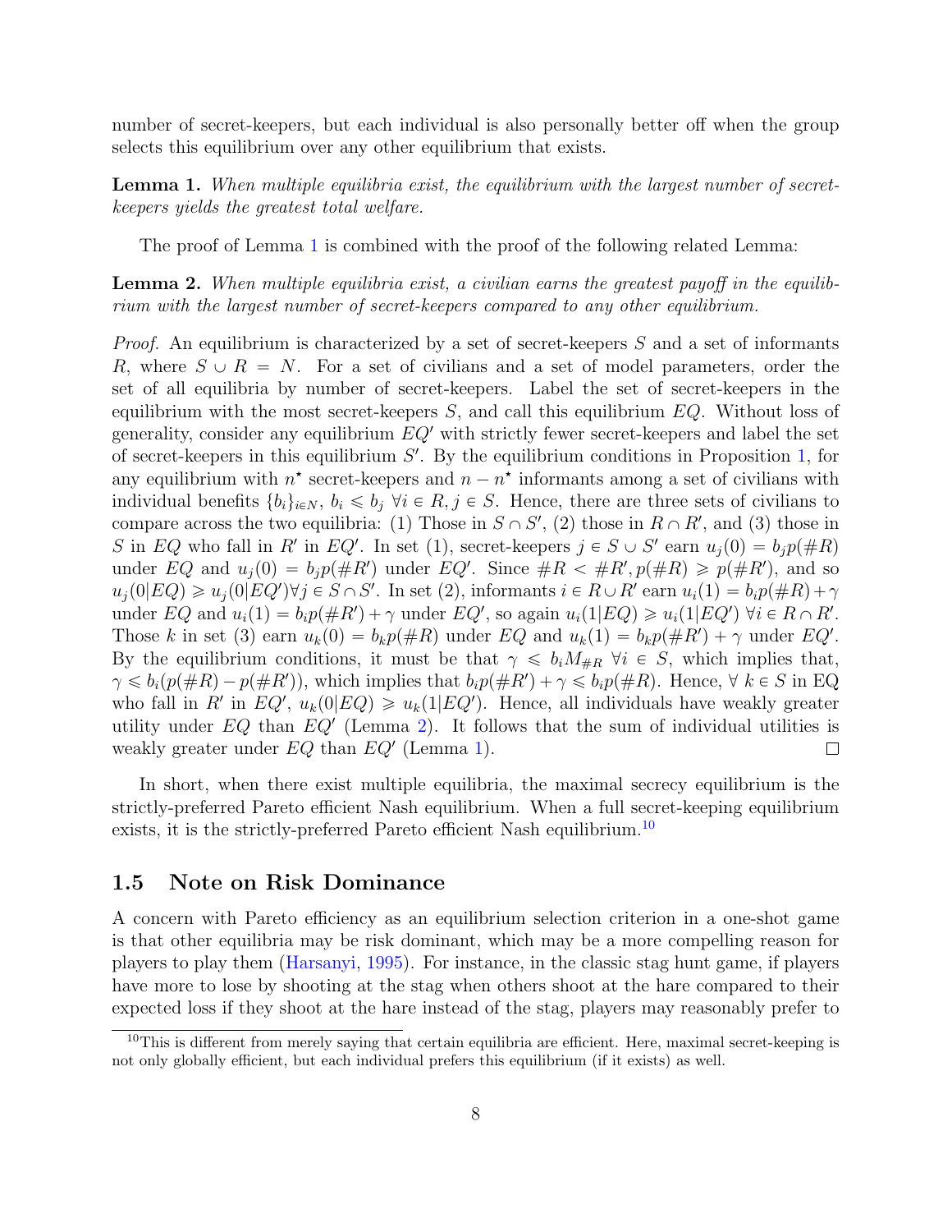number of secret-keepers, but each individual is also personally better off when the group selects this equilibrium over any other equilibrium that exists.

**Lemma 1.** *When multiple equilibria exist, the equilibrium with the largest number of secret-keepers yields the greatest total welfare.*

The proof of Lemma 1 is combined with the proof of the following related Lemma:

**Lemma 2.** *When multiple equilibria exist, a civilian earns the greatest payoff in the equilibrium with the largest number of secret-keepers compared to any other equilibrium.*

*Proof.* An equilibrium is characterized by a set of secret-keepers $S$ and a set of informants $R$, where $S \cup R = N$. For a set of civilians and a set of model parameters, order the set of all equilibria by number of secret-keepers. Label the set of secret-keepers in the equilibrium with the most secret-keepers $S$, and call this equilibrium $EQ$. Without loss of generality, consider any equilibrium $EQ'$ with strictly fewer secret-keepers and label the set of secret-keepers in this equilibrium $S'$. By the equilibrium conditions in Proposition 1, for any equilibrium with $n^\star$ secret-keepers and $n - n^\star$ informants among a set of civilians with individual benefits $\{b_i\}_{i \in N}$, $b_i \leqslant b_j \ \forall i \in R, j \in S$. Hence, there are three sets of civilians to compare across the two equilibria: (1) Those in $S \cap S'$, (2) those in $R \cap R'$, and (3) those in $S$ in $EQ$ who fall in $R'$ in $EQ'$. In set (1), secret-keepers $j \in S \cup S'$ earn $u_j(0) = b_j p(\#R)$ under $EQ$ and $u_j(0) = b_j p(\#R')$ under $EQ'$. Since $\#R < \#R', p(\#R) \geqslant p(\#R')$, and so $u_j(0|EQ) \geqslant u_j(0|EQ') \forall j \in S \cap S'$. In set (2), informants $i \in R \cup R'$ earn $u_i(1) = b_i p(\#R) + \gamma$ under $EQ$ and $u_i(1) = b_i p(\#R') + \gamma$ under $EQ'$, so again $u_i(1|EQ) \geqslant u_i(1|EQ') \ \forall i \in R \cap R'$. Those $k$ in set (3) earn $u_k(0) = b_k p(\#R)$ under $EQ$ and $u_k(1) = b_k p(\#R') + \gamma$ under $EQ'$. By the equilibrium conditions, it must be that $\gamma \leqslant b_i M_{\#R} \ \forall i \in S$, which implies that, $\gamma \leqslant b_i(p(\#R) - p(\#R'))$, which implies that $b_i p(\#R') + \gamma \leqslant b_i p(\#R)$. Hence, $\forall \ k \in S$ in EQ who fall in $R'$ in $EQ'$, $u_k(0|EQ) \geqslant u_k(1|EQ')$. Hence, all individuals have weakly greater utility under $EQ$ than $EQ'$ (Lemma 2). It follows that the sum of individual utilities is weakly greater under $EQ$ than $EQ'$ (Lemma 1). $\square$

In short, when there exist multiple equilibria, the maximal secrecy equilibrium is the strictly-preferred Pareto efficient Nash equilibrium. When a full secret-keeping equilibrium exists, it is the strictly-preferred Pareto efficient Nash equilibrium.[10]

## 1.5 Note on Risk Dominance

A concern with Pareto efficiency as an equilibrium selection criterion in a one-shot game is that other equilibria may be risk dominant, which may be a more compelling reason for players to play them (Harsanyi, 1995). For instance, in the classic stag hunt game, if players have more to lose by shooting at the stag when others shoot at the hare compared to their expected loss if they shoot at the hare instead of the stag, players may reasonably prefer to

[10] This is different from merely saying that certain equilibria are efficient. Here, maximal secret-keeping is not only globally efficient, but each individual prefers this equilibrium (if it exists) as well.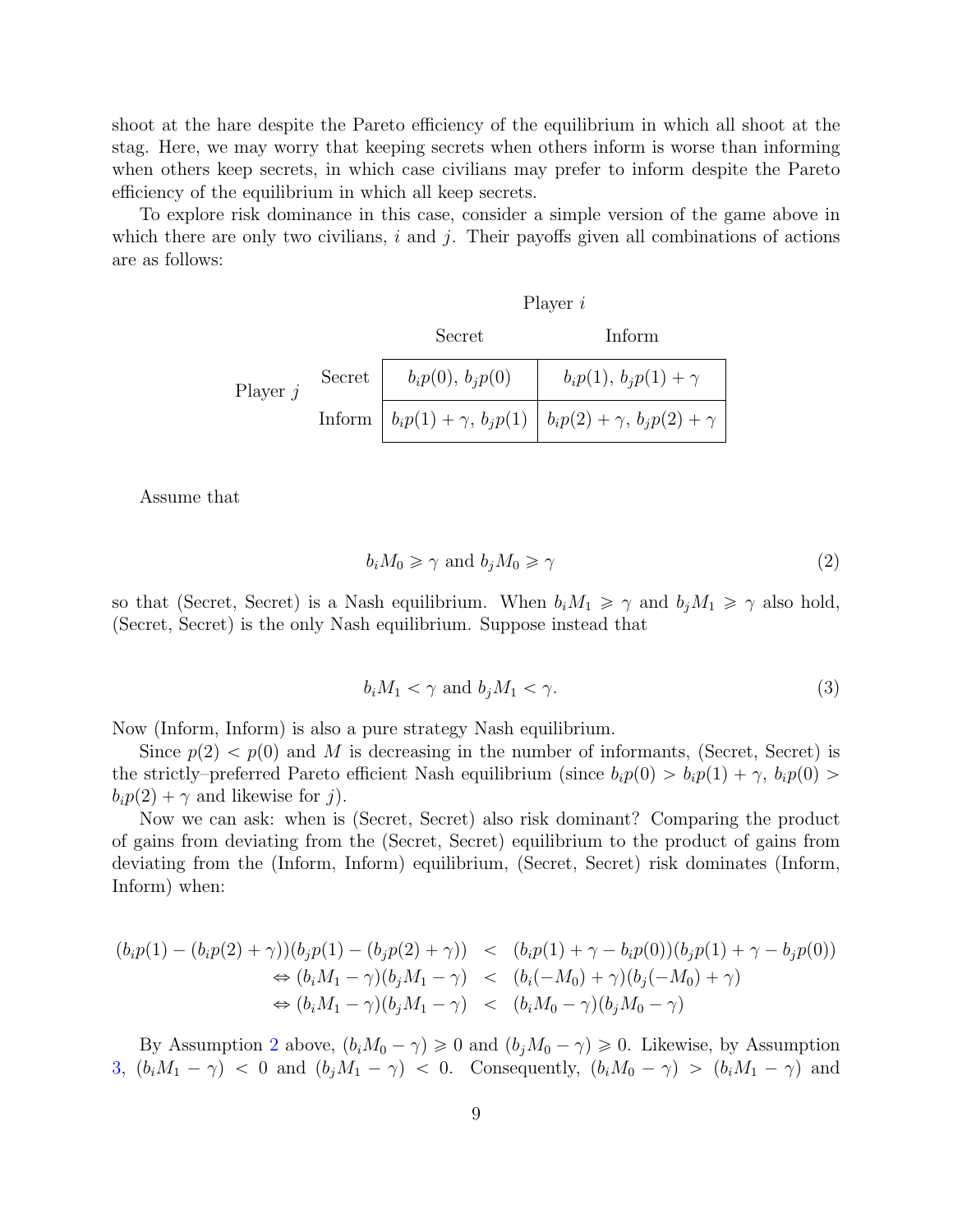shoot at the hare despite the Pareto efficiency of the equilibrium in which all shoot at the stag. Here, we may worry that keeping secrets when others inform is worse than informing when others keep secrets, in which case civilians may prefer to inform despite the Pareto efficiency of the equilibrium in which all keep secrets.

To explore risk dominance in this case, consider a simple version of the game above in which there are only two civilians, $i$ and $j$. Their payoffs given all combinations of actions are as follows:

| | | Player $i$ | |
|---|---|---|---|
| | | Secret | Inform |
| Player $j$ | Secret | $b_i p(0)$, $b_j p(0)$ | $b_i p(1)$, $b_j p(1) + \gamma$ |
| | Inform | $b_i p(1) + \gamma$, $b_j p(1)$ | $b_i p(2) + \gamma$, $b_j p(2) + \gamma$ |

Assume that

$$b_i M_0 \geqslant \gamma \text{ and } b_j M_0 \geqslant \gamma \tag{2}$$

so that (Secret, Secret) is a Nash equilibrium. When $b_i M_1 \geqslant \gamma$ and $b_j M_1 \geqslant \gamma$ also hold, (Secret, Secret) is the only Nash equilibrium. Suppose instead that

$$b_i M_1 < \gamma \text{ and } b_j M_1 < \gamma. \tag{3}$$

Now (Inform, Inform) is also a pure strategy Nash equilibrium.

Since $p(2) < p(0)$ and $M$ is decreasing in the number of informants, (Secret, Secret) is the strictly–preferred Pareto efficient Nash equilibrium (since $b_i p(0) > b_i p(1) + \gamma$, $b_i p(0) > b_i p(2) + \gamma$ and likewise for $j$).

Now we can ask: when is (Secret, Secret) also risk dominant? Comparing the product of gains from deviating from the (Secret, Secret) equilibrium to the product of gains from deviating from the (Inform, Inform) equilibrium, (Secret, Secret) risk dominates (Inform, Inform) when:

$$
\begin{aligned}
(b_i p(1) - (b_i p(2) + \gamma))(b_j p(1) - (b_j p(2) + \gamma)) &< (b_i p(1) + \gamma - b_i p(0))(b_j p(1) + \gamma - b_j p(0)) \\
\Leftrightarrow (b_i M_1 - \gamma)(b_j M_1 - \gamma) &< (b_i(-M_0) + \gamma)(b_j(-M_0) + \gamma) \\
\Leftrightarrow (b_i M_1 - \gamma)(b_j M_1 - \gamma) &< (b_i M_0 - \gamma)(b_j M_0 - \gamma)
\end{aligned}
$$

By Assumption 2 above, $(b_i M_0 - \gamma) \geqslant 0$ and $(b_j M_0 - \gamma) \geqslant 0$. Likewise, by Assumption 3, $(b_i M_1 - \gamma) < 0$ and $(b_j M_1 - \gamma) < 0$. Consequently, $(b_i M_0 - \gamma) > (b_i M_1 - \gamma)$ and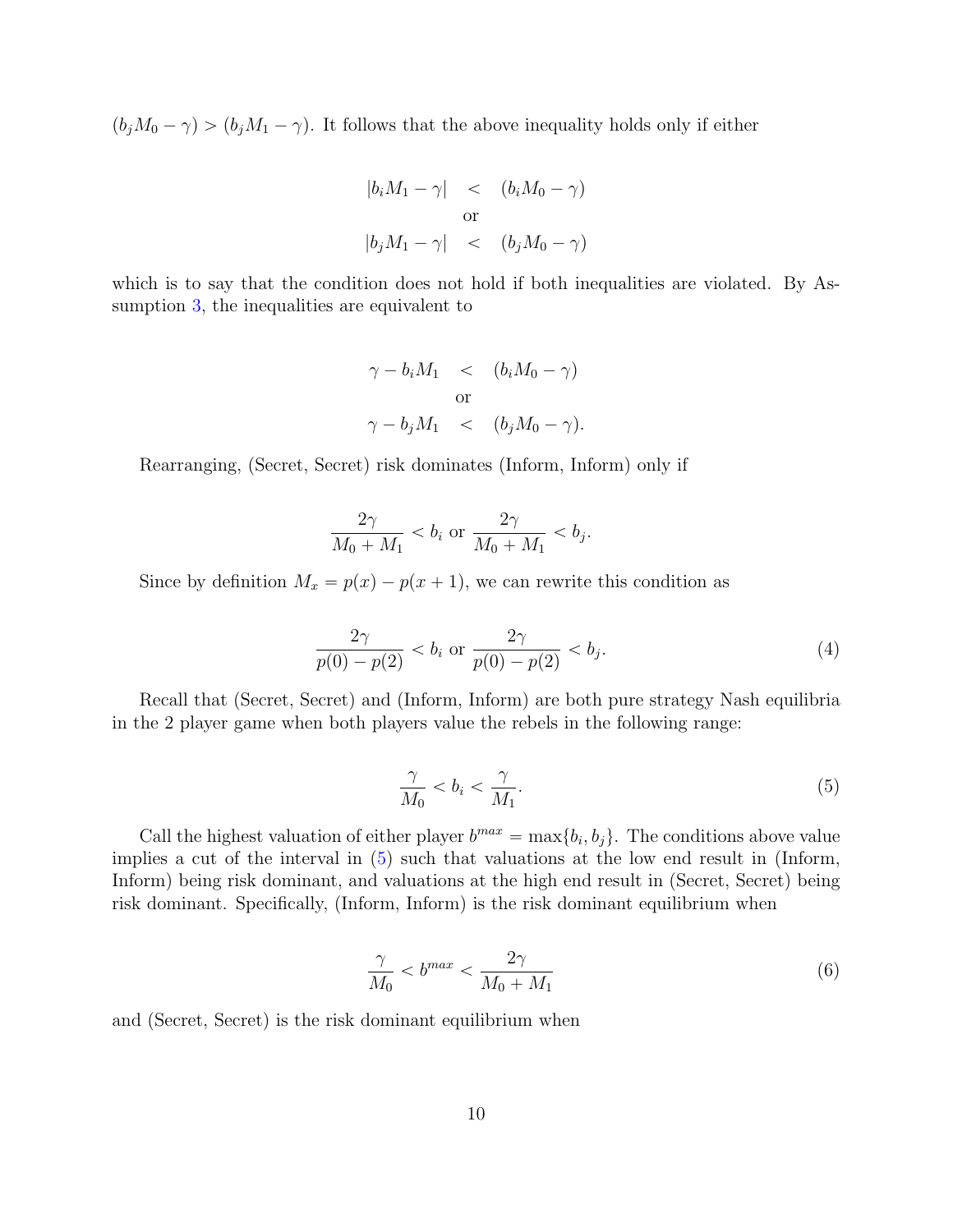$(b_j M_0 - \gamma) > (b_j M_1 - \gamma)$. It follows that the above inequality holds only if either

$$
\begin{aligned}
|b_i M_1 - \gamma| &< (b_i M_0 - \gamma) \\
&\text{or} \\
|b_j M_1 - \gamma| &< (b_j M_0 - \gamma)
\end{aligned}
$$

which is to say that the condition does not hold if both inequalities are violated. By Assumption 3, the inequalities are equivalent to

$$
\begin{aligned}
\gamma - b_i M_1 &< (b_i M_0 - \gamma) \\
&\text{or} \\
\gamma - b_j M_1 &< (b_j M_0 - \gamma).
\end{aligned}
$$

Rearranging, (Secret, Secret) risk dominates (Inform, Inform) only if

$$\frac{2\gamma}{M_0 + M_1} < b_i \text{ or } \frac{2\gamma}{M_0 + M_1} < b_j.$$

Since by definition $M_x = p(x) - p(x+1)$, we can rewrite this condition as

$$\frac{2\gamma}{p(0) - p(2)} < b_i \text{ or } \frac{2\gamma}{p(0) - p(2)} < b_j. \tag{4}$$

Recall that (Secret, Secret) and (Inform, Inform) are both pure strategy Nash equilibria in the 2 player game when both players value the rebels in the following range:

$$\frac{\gamma}{M_0} < b_i < \frac{\gamma}{M_1}. \tag{5}$$

Call the highest valuation of either player $b^{max} = \max\{b_i, b_j\}$. The conditions above value implies a cut of the interval in (5) such that valuations at the low end result in (Inform, Inform) being risk dominant, and valuations at the high end result in (Secret, Secret) being risk dominant. Specifically, (Inform, Inform) is the risk dominant equilibrium when

$$\frac{\gamma}{M_0} < b^{max} < \frac{2\gamma}{M_0 + M_1} \tag{6}$$

and (Secret, Secret) is the risk dominant equilibrium when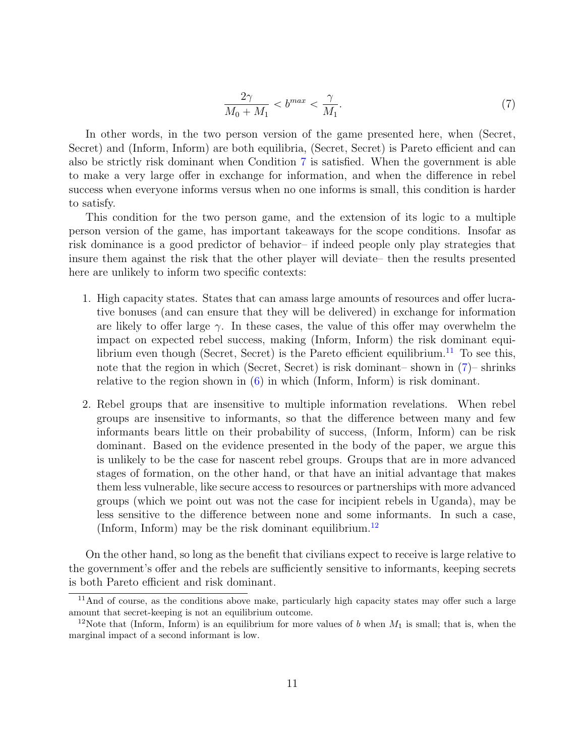$$\frac{2\gamma}{M_0 + M_1} < b^{max} < \frac{\gamma}{M_1}. \tag{7}$$

In other words, in the two person version of the game presented here, when (Secret, Secret) and (Inform, Inform) are both equilibria, (Secret, Secret) is Pareto efficient and can also be strictly risk dominant when Condition 7 is satisfied. When the government is able to make a very large offer in exchange for information, and when the difference in rebel success when everyone informs versus when no one informs is small, this condition is harder to satisfy.

This condition for the two person game, and the extension of its logic to a multiple person version of the game, has important takeaways for the scope conditions. Insofar as risk dominance is a good predictor of behavior– if indeed people only play strategies that insure them against the risk that the other player will deviate– then the results presented here are unlikely to inform two specific contexts:

1. High capacity states. States that can amass large amounts of resources and offer lucrative bonuses (and can ensure that they will be delivered) in exchange for information are likely to offer large $\gamma$. In these cases, the value of this offer may overwhelm the impact on expected rebel success, making (Inform, Inform) the risk dominant equilibrium even though (Secret, Secret) is the Pareto efficient equilibrium.[11] To see this, note that the region in which (Secret, Secret) is risk dominant– shown in (7)– shrinks relative to the region shown in (6) in which (Inform, Inform) is risk dominant.

2. Rebel groups that are insensitive to multiple information revelations. When rebel groups are insensitive to informants, so that the difference between many and few informants bears little on their probability of success, (Inform, Inform) can be risk dominant. Based on the evidence presented in the body of the paper, we argue this is unlikely to be the case for nascent rebel groups. Groups that are in more advanced stages of formation, on the other hand, or that have an initial advantage that makes them less vulnerable, like secure access to resources or partnerships with more advanced groups (which we point out was not the case for incipient rebels in Uganda), may be less sensitive to the difference between none and some informants. In such a case, (Inform, Inform) may be the risk dominant equilibrium.[12]

On the other hand, so long as the benefit that civilians expect to receive is large relative to the government's offer and the rebels are sufficiently sensitive to informants, keeping secrets is both Pareto efficient and risk dominant.

[11] And of course, as the conditions above make, particularly high capacity states may offer such a large amount that secret-keeping is not an equilibrium outcome.

[12] Note that (Inform, Inform) is an equilibrium for more values of $b$ when $M_1$ is small; that is, when the marginal impact of a second informant is low.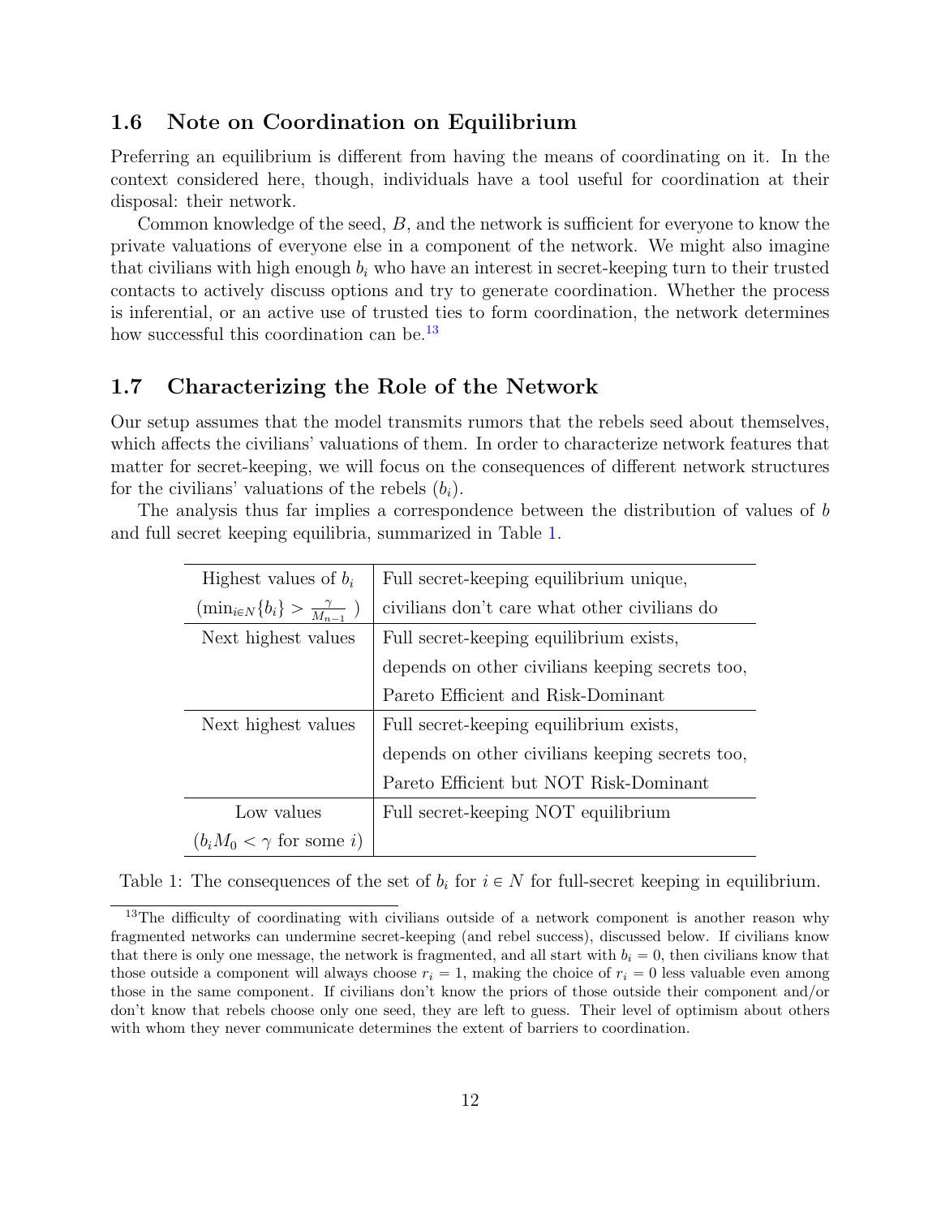### 1.6 Note on Coordination on Equilibrium

Preferring an equilibrium is different from having the means of coordinating on it. In the context considered here, though, individuals have a tool useful for coordination at their disposal: their network.

Common knowledge of the seed, $B$, and the network is sufficient for everyone to know the private valuations of everyone else in a component of the network. We might also imagine that civilians with high enough $b_i$ who have an interest in secret-keeping turn to their trusted contacts to actively discuss options and try to generate coordination. Whether the process is inferential, or an active use of trusted ties to form coordination, the network determines how successful this coordination can be.[13]

### 1.7 Characterizing the Role of the Network

Our setup assumes that the model transmits rumors that the rebels seed about themselves, which affects the civilians' valuations of them. In order to characterize network features that matter for secret-keeping, we will focus on the consequences of different network structures for the civilians' valuations of the rebels ($b_i$).

The analysis thus far implies a correspondence between the distribution of values of $b$ and full secret keeping equilibria, summarized in Table 1.

| Highest values of $b_i$ ($\min_{i \in N}\{b_i\} > \frac{\gamma}{M_{n-1}}$ ) | Full secret-keeping equilibrium unique, civilians don't care what other civilians do |
|---|---|
| Next highest values | Full secret-keeping equilibrium exists, depends on other civilians keeping secrets too, Pareto Efficient and Risk-Dominant |
| Next highest values | Full secret-keeping equilibrium exists, depends on other civilians keeping secrets too, Pareto Efficient but NOT Risk-Dominant |
| Low values ($b_i M_0 < \gamma$ for some $i$) | Full secret-keeping NOT equilibrium |

Table 1: The consequences of the set of $b_i$ for $i \in N$ for full-secret keeping in equilibrium.

[13] The difficulty of coordinating with civilians outside of a network component is another reason why fragmented networks can undermine secret-keeping (and rebel success), discussed below. If civilians know that there is only one message, the network is fragmented, and all start with $b_i = 0$, then civilians know that those outside a component will always choose $r_i = 1$, making the choice of $r_i = 0$ less valuable even among those in the same component. If civilians don't know the priors of those outside their component and/or don't know that rebels choose only one seed, they are left to guess. Their level of optimism about others with whom they never communicate determines the extent of barriers to coordination.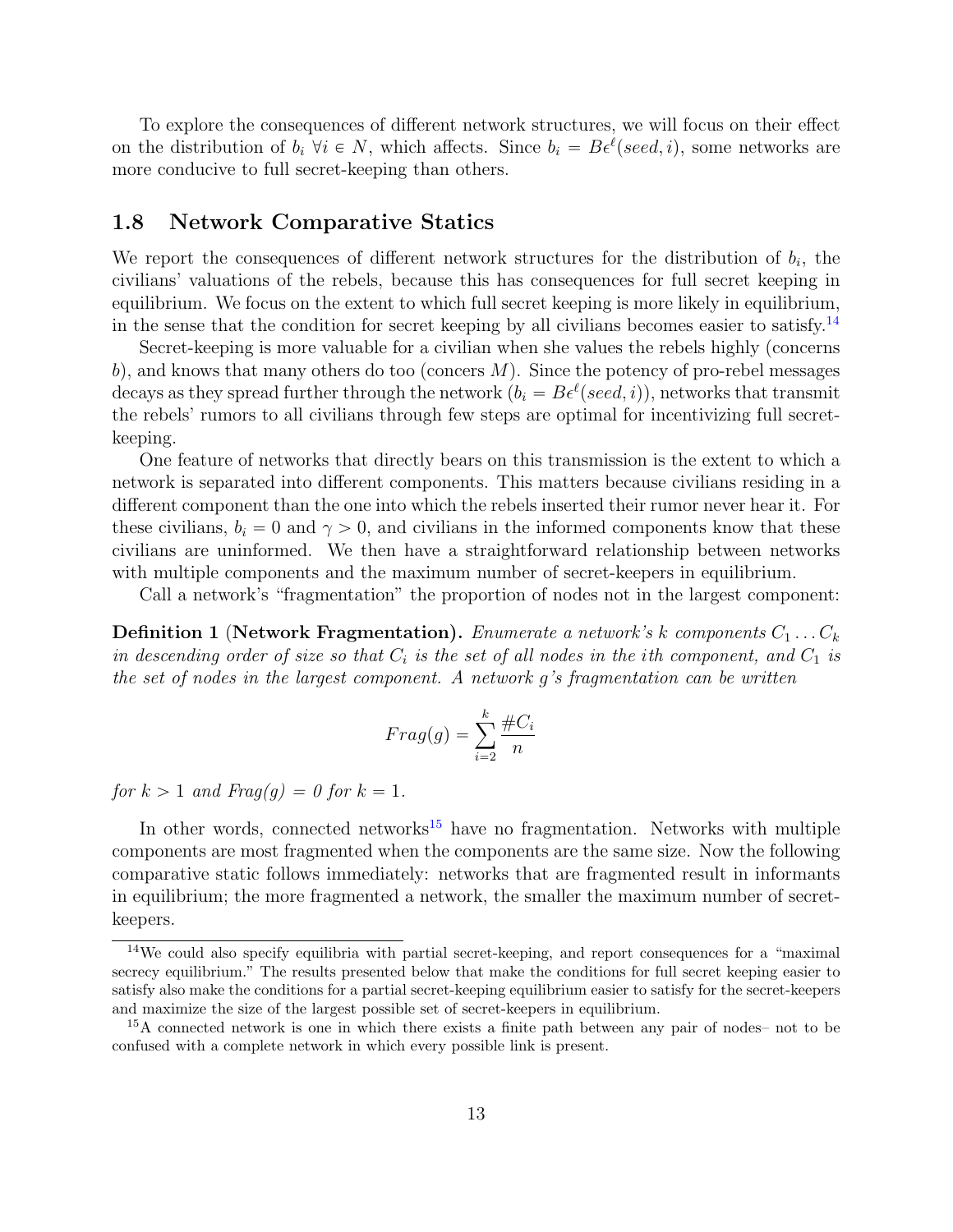To explore the consequences of different network structures, we will focus on their effect on the distribution of $b_i \; \forall i \in N$, which affects. Since $b_i = B\epsilon^{\ell}(seed, i)$, some networks are more conducive to full secret-keeping than others.

## 1.8 Network Comparative Statics

We report the consequences of different network structures for the distribution of $b_i$, the civilians' valuations of the rebels, because this has consequences for full secret keeping in equilibrium. We focus on the extent to which full secret keeping is more likely in equilibrium, in the sense that the condition for secret keeping by all civilians becomes easier to satisfy.[14]

Secret-keeping is more valuable for a civilian when she values the rebels highly (concerns $b$), and knows that many others do too (concers $M$). Since the potency of pro-rebel messages decays as they spread further through the network ($b_i = B\epsilon^{\ell}(seed, i)$), networks that transmit the rebels' rumors to all civilians through few steps are optimal for incentivizing full secret-keeping.

One feature of networks that directly bears on this transmission is the extent to which a network is separated into different components. This matters because civilians residing in a different component than the one into which the rebels inserted their rumor never hear it. For these civilians, $b_i = 0$ and $\gamma > 0$, and civilians in the informed components know that these civilians are uninformed. We then have a straightforward relationship between networks with multiple components and the maximum number of secret-keepers in equilibrium.

Call a network's "fragmentation" the proportion of nodes not in the largest component:

**Definition 1** (**Network Fragmentation).** *Enumerate a network's $k$ components $C_1 \ldots C_k$ in descending order of size so that $C_i$ is the set of all nodes in the ith component, and $C_1$ is the set of nodes in the largest component. A network $g$'s fragmentation can be written*

$$Frag(g) = \sum_{i=2}^{k} \frac{\#C_i}{n}$$

*for $k > 1$ and $Frag(g) = 0$ for $k = 1$.*

In other words, connected networks[15] have no fragmentation. Networks with multiple components are most fragmented when the components are the same size. Now the following comparative static follows immediately: networks that are fragmented result in informants in equilibrium; the more fragmented a network, the smaller the maximum number of secret-keepers.

[14] We could also specify equilibria with partial secret-keeping, and report consequences for a "maximal secrecy equilibrium." The results presented below that make the conditions for full secret keeping easier to satisfy also make the conditions for a partial secret-keeping equilibrium easier to satisfy for the secret-keepers and maximize the size of the largest possible set of secret-keepers in equilibrium.

[15] A connected network is one in which there exists a finite path between any pair of nodes– not to be confused with a complete network in which every possible link is present.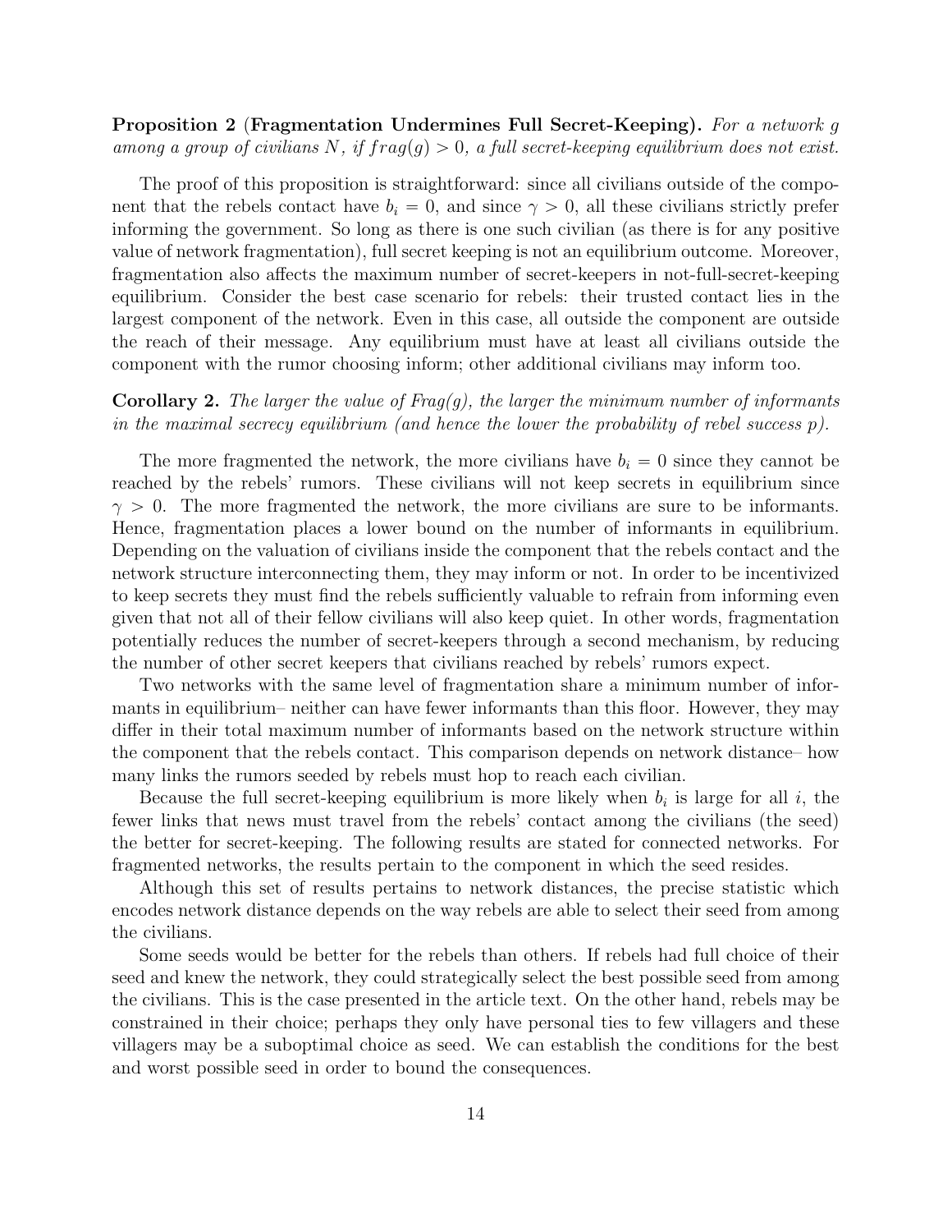**Proposition 2 (Fragmentation Undermines Full Secret-Keeping).** *For a network $g$ among a group of civilians $N$, if $frag(g) > 0$, a full secret-keeping equilibrium does not exist.*

The proof of this proposition is straightforward: since all civilians outside of the component that the rebels contact have $b_i = 0$, and since $\gamma > 0$, all these civilians strictly prefer informing the government. So long as there is one such civilian (as there is for any positive value of network fragmentation), full secret keeping is not an equilibrium outcome. Moreover, fragmentation also affects the maximum number of secret-keepers in not-full-secret-keeping equilibrium. Consider the best case scenario for rebels: their trusted contact lies in the largest component of the network. Even in this case, all outside the component are outside the reach of their message. Any equilibrium must have at least all civilians outside the component with the rumor choosing inform; other additional civilians may inform too.

**Corollary 2.** *The larger the value of $Frag(g)$, the larger the minimum number of informants in the maximal secrecy equilibrium (and hence the lower the probability of rebel success $p$).*

The more fragmented the network, the more civilians have $b_i = 0$ since they cannot be reached by the rebels' rumors. These civilians will not keep secrets in equilibrium since $\gamma > 0$. The more fragmented the network, the more civilians are sure to be informants. Hence, fragmentation places a lower bound on the number of informants in equilibrium. Depending on the valuation of civilians inside the component that the rebels contact and the network structure interconnecting them, they may inform or not. In order to be incentivized to keep secrets they must find the rebels sufficiently valuable to refrain from informing even given that not all of their fellow civilians will also keep quiet. In other words, fragmentation potentially reduces the number of secret-keepers through a second mechanism, by reducing the number of other secret keepers that civilians reached by rebels' rumors expect.

Two networks with the same level of fragmentation share a minimum number of informants in equilibrium– neither can have fewer informants than this floor. However, they may differ in their total maximum number of informants based on the network structure within the component that the rebels contact. This comparison depends on network distance– how many links the rumors seeded by rebels must hop to reach each civilian.

Because the full secret-keeping equilibrium is more likely when $b_i$ is large for all $i$, the fewer links that news must travel from the rebels' contact among the civilians (the seed) the better for secret-keeping. The following results are stated for connected networks. For fragmented networks, the results pertain to the component in which the seed resides.

Although this set of results pertains to network distances, the precise statistic which encodes network distance depends on the way rebels are able to select their seed from among the civilians.

Some seeds would be better for the rebels than others. If rebels had full choice of their seed and knew the network, they could strategically select the best possible seed from among the civilians. This is the case presented in the article text. On the other hand, rebels may be constrained in their choice; perhaps they only have personal ties to few villagers and these villagers may be a suboptimal choice as seed. We can establish the conditions for the best and worst possible seed in order to bound the consequences.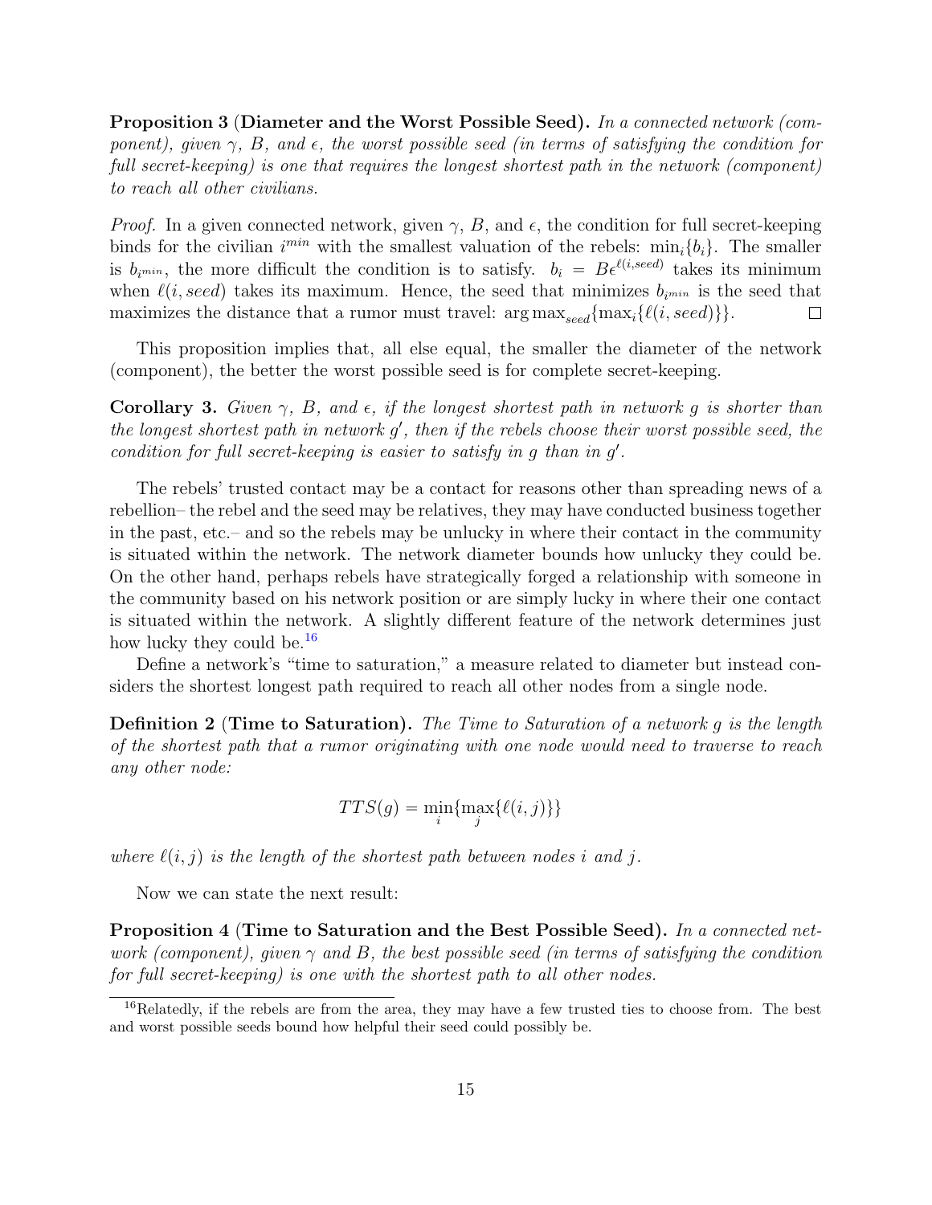**Proposition 3** (**Diameter and the Worst Possible Seed).** *In a connected network (component), given $\gamma$, $B$, and $\epsilon$, the worst possible seed (in terms of satisfying the condition for full secret-keeping) is one that requires the longest shortest path in the network (component) to reach all other civilians.*

*Proof.* In a given connected network, given $\gamma$, $B$, and $\epsilon$, the condition for full secret-keeping binds for the civilian $i^{min}$ with the smallest valuation of the rebels: $\min_i\{b_i\}$. The smaller is $b_{i^{min}}$, the more difficult the condition is to satisfy. $b_i = B\epsilon^{\ell(i,seed)}$ takes its minimum when $\ell(i, seed)$ takes its maximum. Hence, the seed that minimizes $b_{i^{min}}$ is the seed that maximizes the distance that a rumor must travel: $\arg\max_{seed}\{\max_i\{\ell(i, seed)\}\}$. □

This proposition implies that, all else equal, the smaller the diameter of the network (component), the better the worst possible seed is for complete secret-keeping.

**Corollary 3.** *Given $\gamma$, $B$, and $\epsilon$, if the longest shortest path in network $g$ is shorter than the longest shortest path in network $g'$, then if the rebels choose their worst possible seed, the condition for full secret-keeping is easier to satisfy in $g$ than in $g'$.*

The rebels' trusted contact may be a contact for reasons other than spreading news of a rebellion– the rebel and the seed may be relatives, they may have conducted business together in the past, etc.– and so the rebels may be unlucky in where their contact in the community is situated within the network. The network diameter bounds how unlucky they could be. On the other hand, perhaps rebels have strategically forged a relationship with someone in the community based on his network position or are simply lucky in where their one contact is situated within the network. A slightly different feature of the network determines just how lucky they could be.[16]

Define a network's "time to saturation," a measure related to diameter but instead considers the shortest longest path required to reach all other nodes from a single node.

**Definition 2** (**Time to Saturation).** *The Time to Saturation of a network $g$ is the length of the shortest path that a rumor originating with one node would need to traverse to reach any other node:*

$$TTS(g) = \min_i\{\max_j\{\ell(i, j)\}\}$$

*where $\ell(i, j)$ is the length of the shortest path between nodes $i$ and $j$.*

Now we can state the next result:

**Proposition 4** (**Time to Saturation and the Best Possible Seed).** *In a connected network (component), given $\gamma$ and $B$, the best possible seed (in terms of satisfying the condition for full secret-keeping) is one with the shortest path to all other nodes.*

[16] Relatedly, if the rebels are from the area, they may have a few trusted ties to choose from. The best and worst possible seeds bound how helpful their seed could possibly be.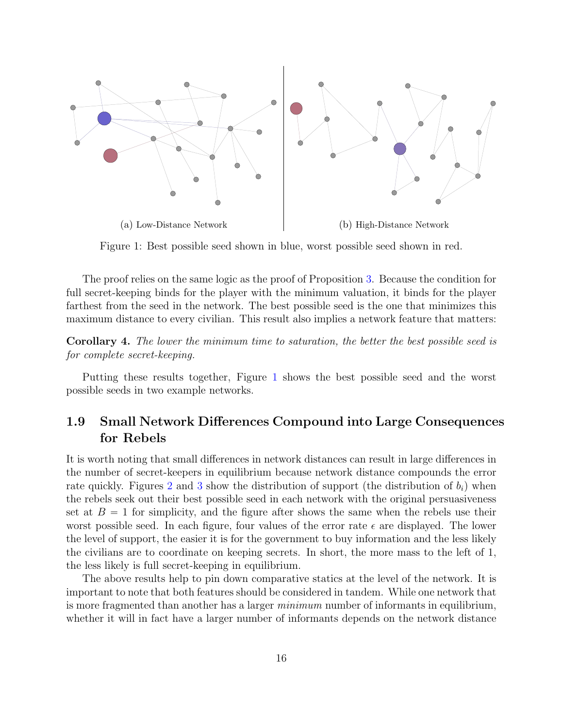(a) Low-Distance Network

(b) High-Distance Network

Figure 1: Best possible seed shown in blue, worst possible seed shown in red.

The proof relies on the same logic as the proof of Proposition 3. Because the condition for full secret-keeping binds for the player with the minimum valuation, it binds for the player farthest from the seed in the network. The best possible seed is the one that minimizes this maximum distance to every civilian. This result also implies a network feature that matters:

**Corollary 4.** *The lower the minimum time to saturation, the better the best possible seed is for complete secret-keeping.*

Putting these results together, Figure 1 shows the best possible seed and the worst possible seeds in two example networks.

## 1.9 Small Network Differences Compound into Large Consequences for Rebels

It is worth noting that small differences in network distances can result in large differences in the number of secret-keepers in equilibrium because network distance compounds the error rate quickly. Figures 2 and 3 show the distribution of support (the distribution of $b_i$) when the rebels seek out their best possible seed in each network with the original persuasiveness set at $B = 1$ for simplicity, and the figure after shows the same when the rebels use their worst possible seed. In each figure, four values of the error rate $\epsilon$ are displayed. The lower the level of support, the easier it is for the government to buy information and the less likely the civilians are to coordinate on keeping secrets. In short, the more mass to the left of 1, the less likely is full secret-keeping in equilibrium.

The above results help to pin down comparative statics at the level of the network. It is important to note that both features should be considered in tandem. While one network that is more fragmented than another has a larger *minimum* number of informants in equilibrium, whether it will in fact have a larger number of informants depends on the network distance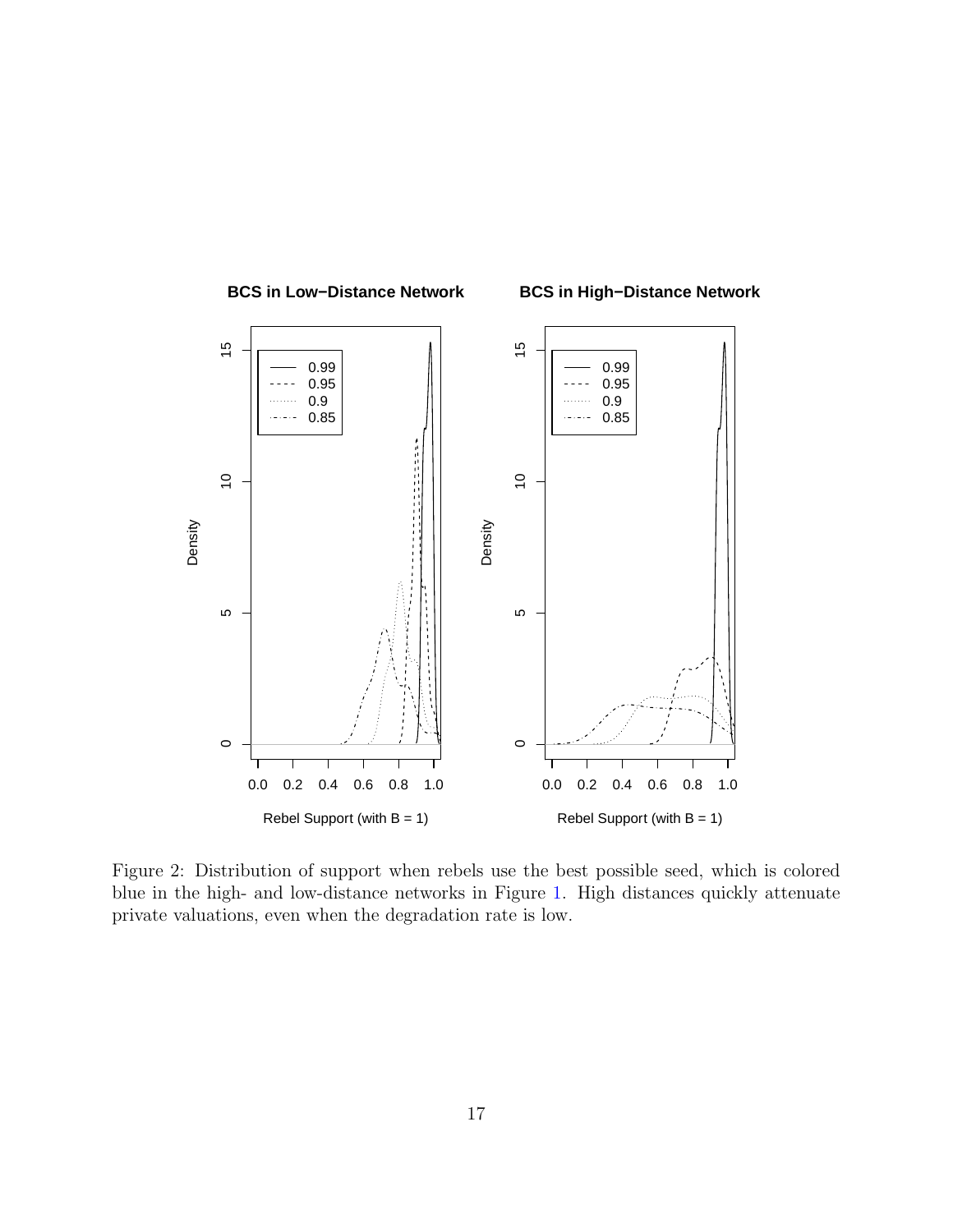Figure 2: Distribution of support when rebels use the best possible seed, which is colored blue in the high- and low-distance networks in Figure 1. High distances quickly attenuate private valuations, even when the degradation rate is low.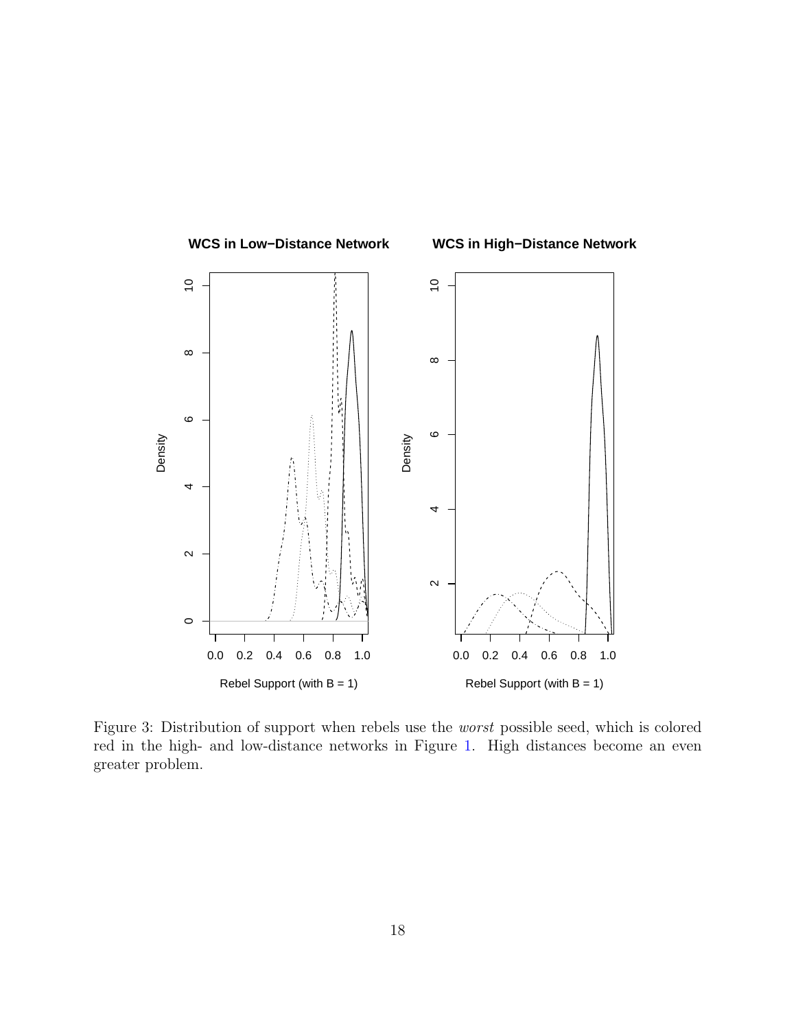Figure 3: Distribution of support when rebels use the *worst* possible seed, which is colored red in the high- and low-distance networks in Figure 1. High distances become an even greater problem.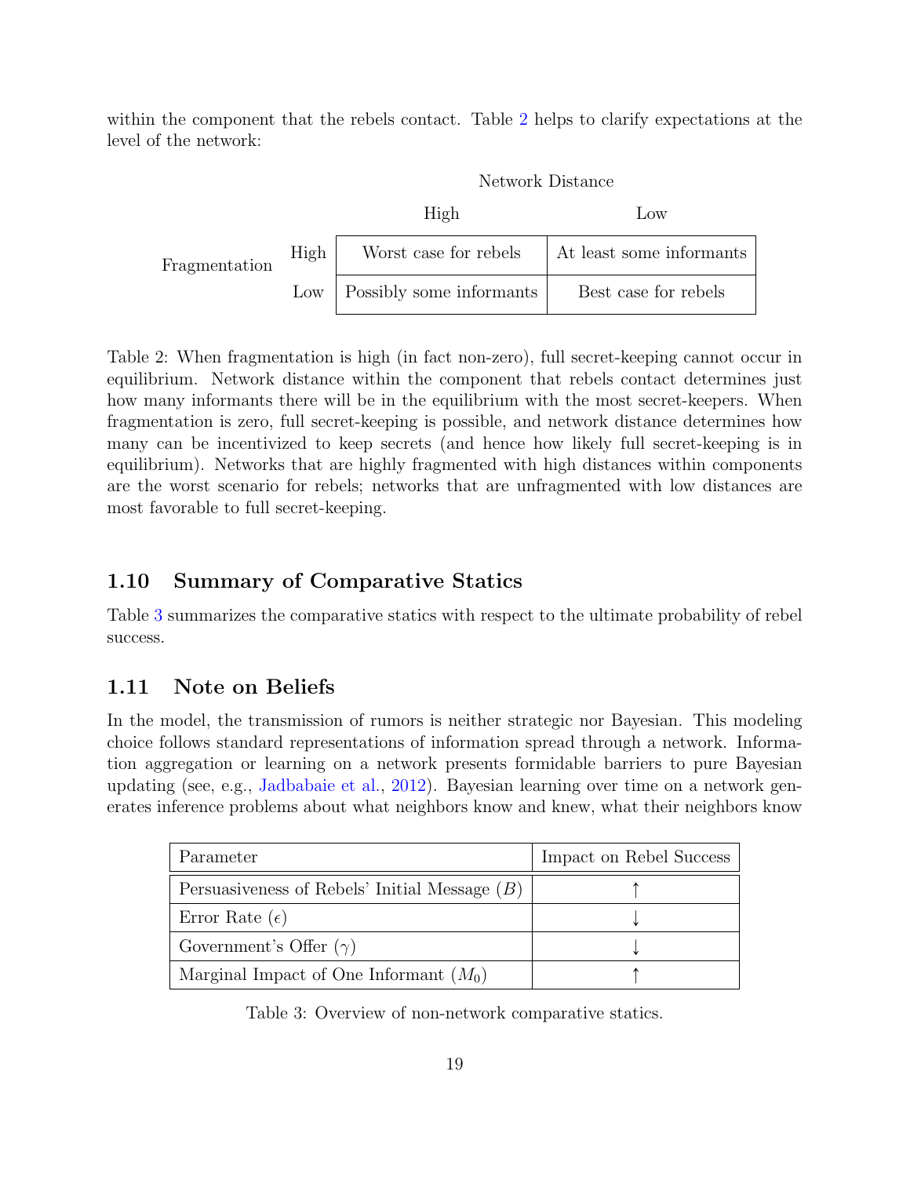within the component that the rebels contact. Table 2 helps to clarify expectations at the level of the network:

| | | Network Distance | |
|---|---|---|---|
| | | High | Low |
| Fragmentation | High | Worst case for rebels | At least some informants |
| | Low | Possibly some informants | Best case for rebels |

Table 2: When fragmentation is high (in fact non-zero), full secret-keeping cannot occur in equilibrium. Network distance within the component that rebels contact determines just how many informants there will be in the equilibrium with the most secret-keepers. When fragmentation is zero, full secret-keeping is possible, and network distance determines how many can be incentivized to keep secrets (and hence how likely full secret-keeping is in equilibrium). Networks that are highly fragmented with high distances within components are the worst scenario for rebels; networks that are unfragmented with low distances are most favorable to full secret-keeping.

### 1.10 Summary of Comparative Statics

Table 3 summarizes the comparative statics with respect to the ultimate probability of rebel success.

### 1.11 Note on Beliefs

In the model, the transmission of rumors is neither strategic nor Bayesian. This modeling choice follows standard representations of information spread through a network. Information aggregation or learning on a network presents formidable barriers to pure Bayesian updating (see, e.g., Jadbabaie et al., 2012). Bayesian learning over time on a network generates inference problems about what neighbors know and knew, what their neighbors know

| Parameter | Impact on Rebel Success |
|---|---|
| Persuasiveness of Rebels' Initial Message ($B$) | $\uparrow$ |
| Error Rate ($\epsilon$) | $\downarrow$ |
| Government's Offer ($\gamma$) | $\downarrow$ |
| Marginal Impact of One Informant ($M_0$) | $\uparrow$ |

Table 3: Overview of non-network comparative statics.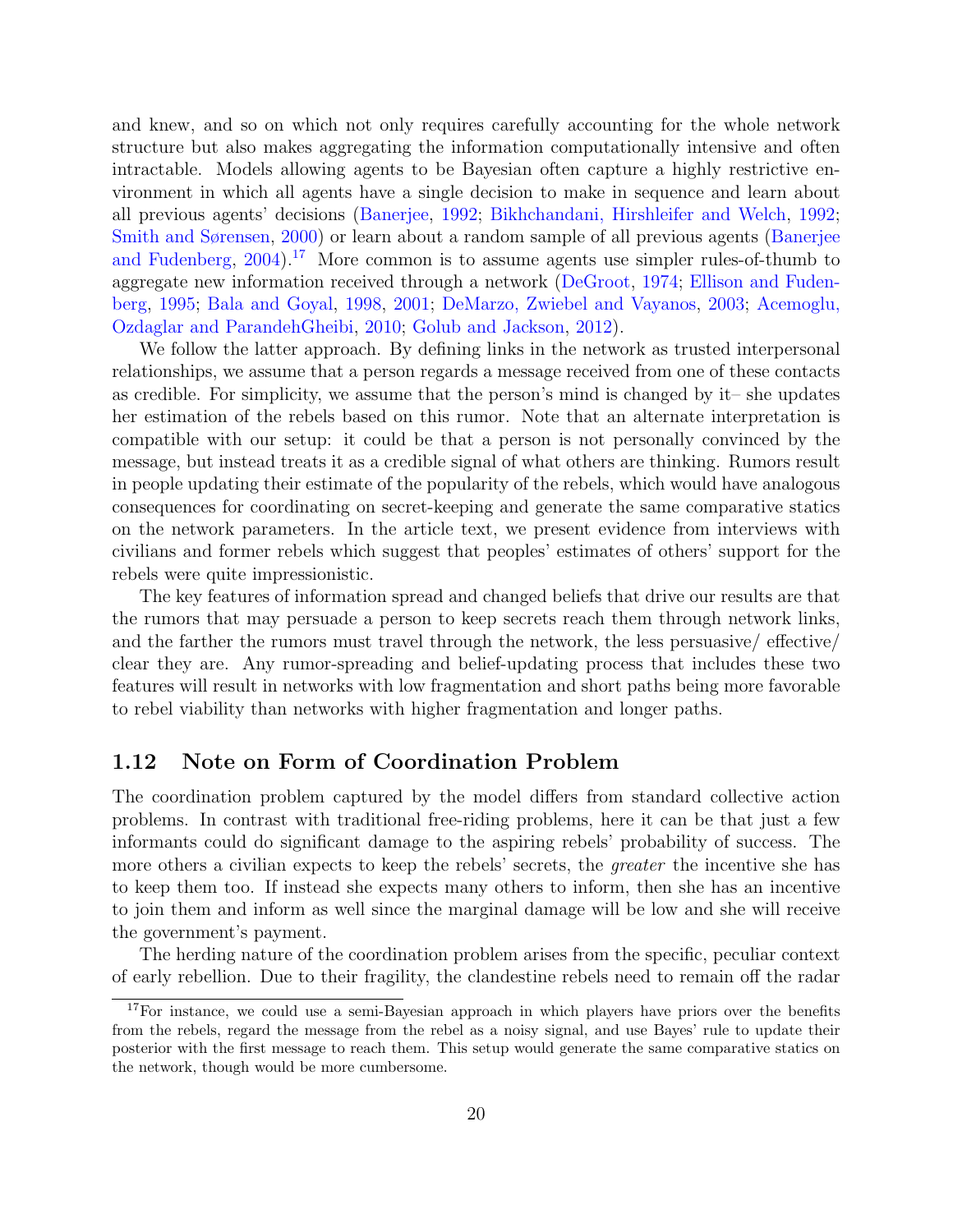and knew, and so on which not only requires carefully accounting for the whole network structure but also makes aggregating the information computationally intensive and often intractable. Models allowing agents to be Bayesian often capture a highly restrictive environment in which all agents have a single decision to make in sequence and learn about all previous agents' decisions (Banerjee, 1992; Bikhchandani, Hirshleifer and Welch, 1992; Smith and Sørensen, 2000) or learn about a random sample of all previous agents (Banerjee and Fudenberg, 2004).[17] More common is to assume agents use simpler rules-of-thumb to aggregate new information received through a network (DeGroot, 1974; Ellison and Fudenberg, 1995; Bala and Goyal, 1998, 2001; DeMarzo, Zwiebel and Vayanos, 2003; Acemoglu, Ozdaglar and ParandehGheibi, 2010; Golub and Jackson, 2012).

We follow the latter approach. By defining links in the network as trusted interpersonal relationships, we assume that a person regards a message received from one of these contacts as credible. For simplicity, we assume that the person's mind is changed by it– she updates her estimation of the rebels based on this rumor. Note that an alternate interpretation is compatible with our setup: it could be that a person is not personally convinced by the message, but instead treats it as a credible signal of what others are thinking. Rumors result in people updating their estimate of the popularity of the rebels, which would have analogous consequences for coordinating on secret-keeping and generate the same comparative statics on the network parameters. In the article text, we present evidence from interviews with civilians and former rebels which suggest that peoples' estimates of others' support for the rebels were quite impressionistic.

The key features of information spread and changed beliefs that drive our results are that the rumors that may persuade a person to keep secrets reach them through network links, and the farther the rumors must travel through the network, the less persuasive/ effective/ clear they are. Any rumor-spreading and belief-updating process that includes these two features will result in networks with low fragmentation and short paths being more favorable to rebel viability than networks with higher fragmentation and longer paths.

## 1.12 Note on Form of Coordination Problem

The coordination problem captured by the model differs from standard collective action problems. In contrast with traditional free-riding problems, here it can be that just a few informants could do significant damage to the aspiring rebels' probability of success. The more others a civilian expects to keep the rebels' secrets, the *greater* the incentive she has to keep them too. If instead she expects many others to inform, then she has an incentive to join them and inform as well since the marginal damage will be low and she will receive the government's payment.

The herding nature of the coordination problem arises from the specific, peculiar context of early rebellion. Due to their fragility, the clandestine rebels need to remain off the radar

[17] For instance, we could use a semi-Bayesian approach in which players have priors over the benefits from the rebels, regard the message from the rebel as a noisy signal, and use Bayes' rule to update their posterior with the first message to reach them. This setup would generate the same comparative statics on the network, though would be more cumbersome.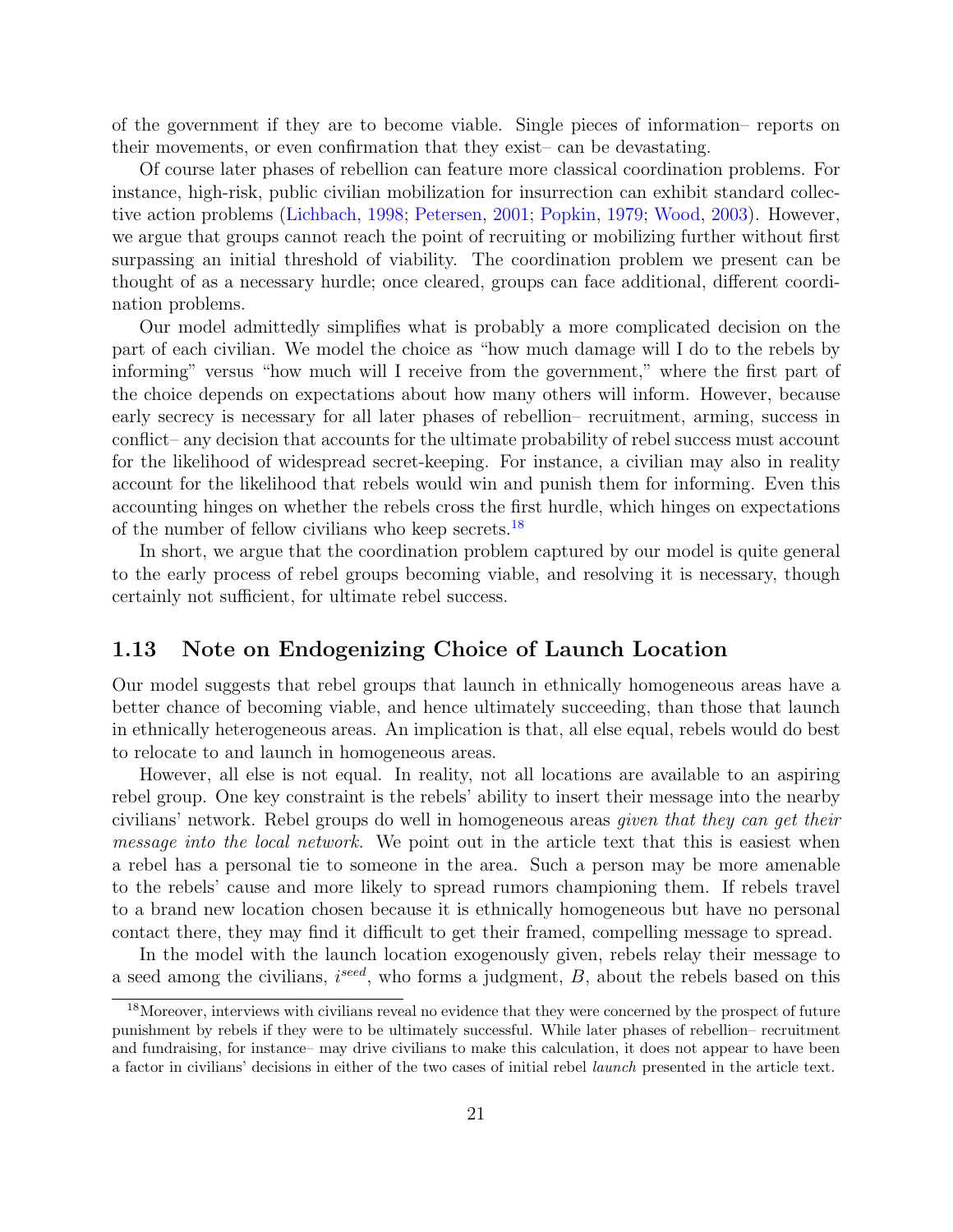of the government if they are to become viable. Single pieces of information– reports on their movements, or even confirmation that they exist– can be devastating.

Of course later phases of rebellion can feature more classical coordination problems. For instance, high-risk, public civilian mobilization for insurrection can exhibit standard collective action problems (Lichbach, 1998; Petersen, 2001; Popkin, 1979; Wood, 2003). However, we argue that groups cannot reach the point of recruiting or mobilizing further without first surpassing an initial threshold of viability. The coordination problem we present can be thought of as a necessary hurdle; once cleared, groups can face additional, different coordination problems.

Our model admittedly simplifies what is probably a more complicated decision on the part of each civilian. We model the choice as "how much damage will I do to the rebels by informing" versus "how much will I receive from the government," where the first part of the choice depends on expectations about how many others will inform. However, because early secrecy is necessary for all later phases of rebellion– recruitment, arming, success in conflict– any decision that accounts for the ultimate probability of rebel success must account for the likelihood of widespread secret-keeping. For instance, a civilian may also in reality account for the likelihood that rebels would win and punish them for informing. Even this accounting hinges on whether the rebels cross the first hurdle, which hinges on expectations of the number of fellow civilians who keep secrets.[18]

In short, we argue that the coordination problem captured by our model is quite general to the early process of rebel groups becoming viable, and resolving it is necessary, though certainly not sufficient, for ultimate rebel success.

## 1.13 Note on Endogenizing Choice of Launch Location

Our model suggests that rebel groups that launch in ethnically homogeneous areas have a better chance of becoming viable, and hence ultimately succeeding, than those that launch in ethnically heterogeneous areas. An implication is that, all else equal, rebels would do best to relocate to and launch in homogeneous areas.

However, all else is not equal. In reality, not all locations are available to an aspiring rebel group. One key constraint is the rebels' ability to insert their message into the nearby civilians' network. Rebel groups do well in homogeneous areas *given that they can get their message into the local network.* We point out in the article text that this is easiest when a rebel has a personal tie to someone in the area. Such a person may be more amenable to the rebels' cause and more likely to spread rumors championing them. If rebels travel to a brand new location chosen because it is ethnically homogeneous but have no personal contact there, they may find it difficult to get their framed, compelling message to spread.

In the model with the launch location exogenously given, rebels relay their message to a seed among the civilians, $i^{seed}$, who forms a judgment, $B$, about the rebels based on this

[18] Moreover, interviews with civilians reveal no evidence that they were concerned by the prospect of future punishment by rebels if they were to be ultimately successful. While later phases of rebellion– recruitment and fundraising, for instance– may drive civilians to make this calculation, it does not appear to have been a factor in civilians' decisions in either of the two cases of initial rebel *launch* presented in the article text.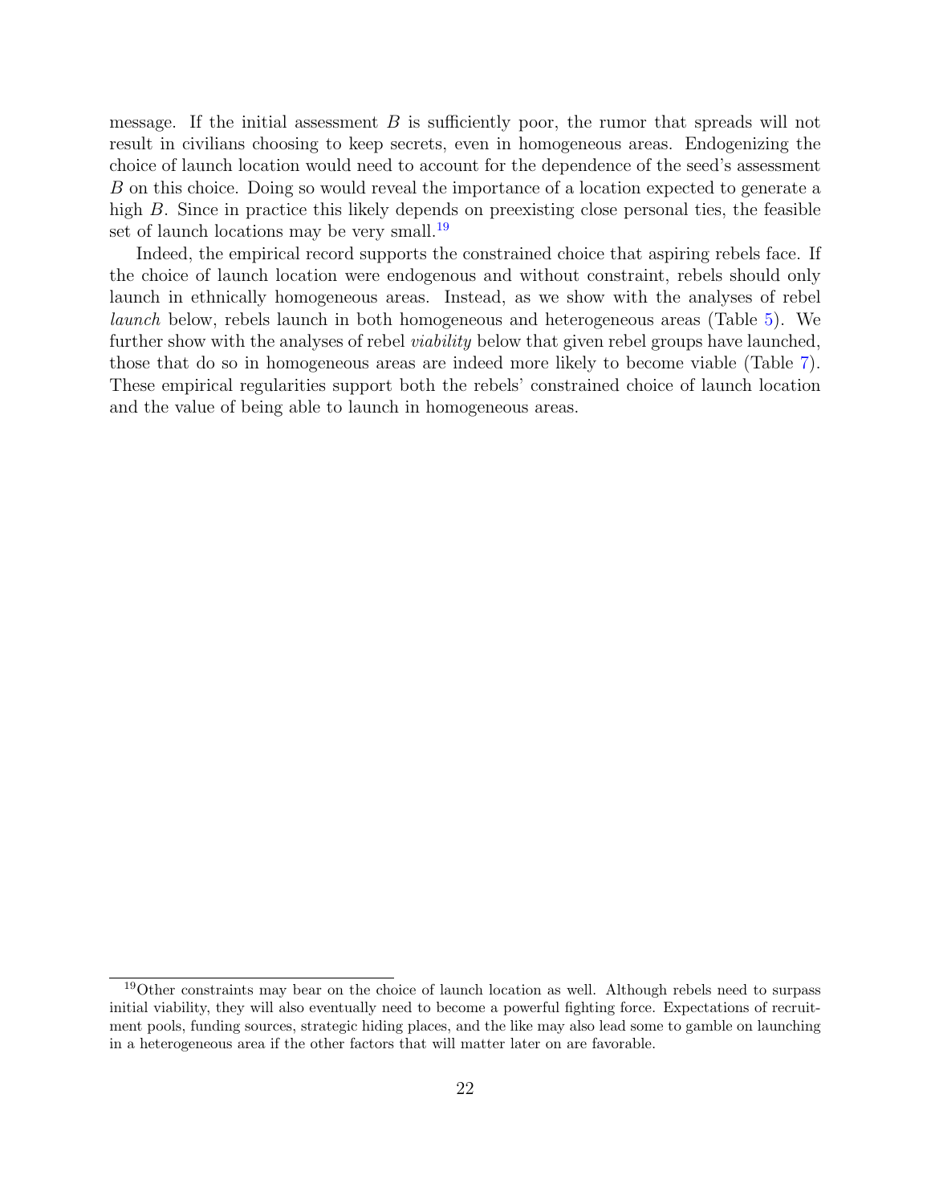message. If the initial assessment $B$ is sufficiently poor, the rumor that spreads will not result in civilians choosing to keep secrets, even in homogeneous areas. Endogenizing the choice of launch location would need to account for the dependence of the seed's assessment $B$ on this choice. Doing so would reveal the importance of a location expected to generate a high $B$. Since in practice this likely depends on preexisting close personal ties, the feasible set of launch locations may be very small.[19]

Indeed, the empirical record supports the constrained choice that aspiring rebels face. If the choice of launch location were endogenous and without constraint, rebels should only launch in ethnically homogeneous areas. Instead, as we show with the analyses of rebel *launch* below, rebels launch in both homogeneous and heterogeneous areas (Table 5). We further show with the analyses of rebel *viability* below that given rebel groups have launched, those that do so in homogeneous areas are indeed more likely to become viable (Table 7). These empirical regularities support both the rebels' constrained choice of launch location and the value of being able to launch in homogeneous areas.

[19]Other constraints may bear on the choice of launch location as well. Although rebels need to surpass initial viability, they will also eventually need to become a powerful fighting force. Expectations of recruitment pools, funding sources, strategic hiding places, and the like may also lead some to gamble on launching in a heterogeneous area if the other factors that will matter later on are favorable.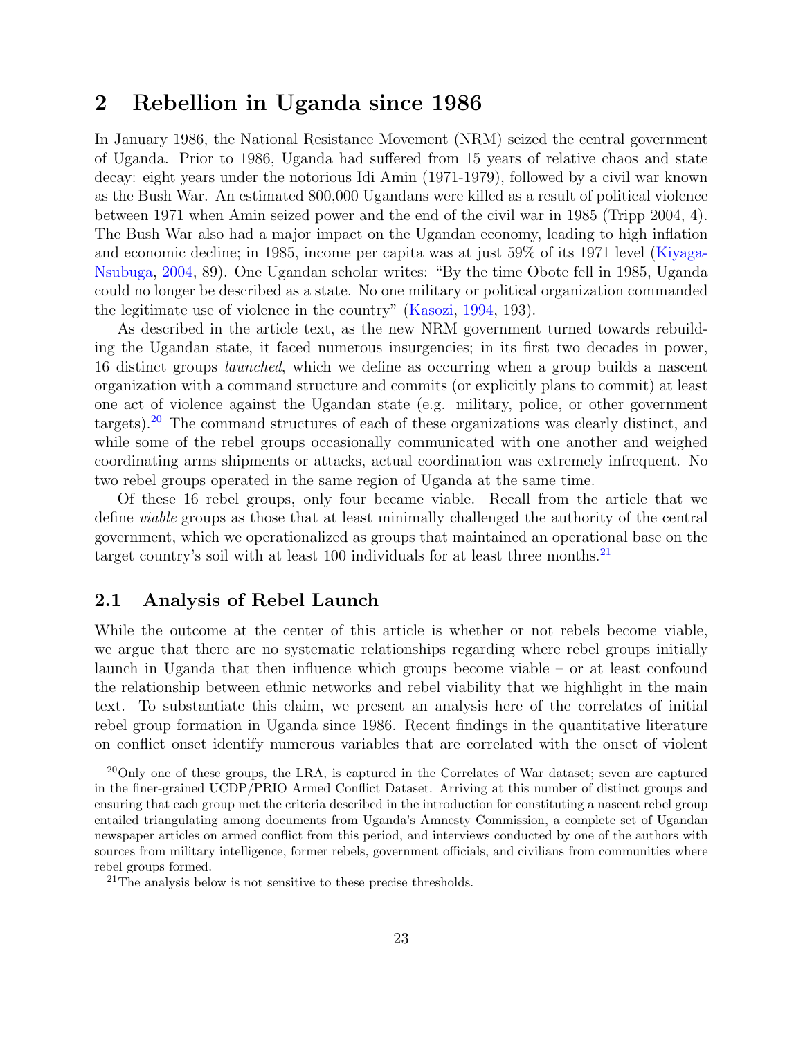# 2 Rebellion in Uganda since 1986

In January 1986, the National Resistance Movement (NRM) seized the central government of Uganda. Prior to 1986, Uganda had suffered from 15 years of relative chaos and state decay: eight years under the notorious Idi Amin (1971-1979), followed by a civil war known as the Bush War. An estimated 800,000 Ugandans were killed as a result of political violence between 1971 when Amin seized power and the end of the civil war in 1985 (Tripp 2004, 4). The Bush War also had a major impact on the Ugandan economy, leading to high inflation and economic decline; in 1985, income per capita was at just 59% of its 1971 level (Kiyaga-Nsubuga, 2004, 89). One Ugandan scholar writes: "By the time Obote fell in 1985, Uganda could no longer be described as a state. No one military or political organization commanded the legitimate use of violence in the country" (Kasozi, 1994, 193).

As described in the article text, as the new NRM government turned towards rebuilding the Ugandan state, it faced numerous insurgencies; in its first two decades in power, 16 distinct groups *launched*, which we define as occurring when a group builds a nascent organization with a command structure and commits (or explicitly plans to commit) at least one act of violence against the Ugandan state (e.g. military, police, or other government targets).[20] The command structures of each of these organizations was clearly distinct, and while some of the rebel groups occasionally communicated with one another and weighed coordinating arms shipments or attacks, actual coordination was extremely infrequent. No two rebel groups operated in the same region of Uganda at the same time.

Of these 16 rebel groups, only four became viable. Recall from the article that we define *viable* groups as those that at least minimally challenged the authority of the central government, which we operationalized as groups that maintained an operational base on the target country's soil with at least 100 individuals for at least three months.[21]

## 2.1 Analysis of Rebel Launch

While the outcome at the center of this article is whether or not rebels become viable, we argue that there are no systematic relationships regarding where rebel groups initially launch in Uganda that then influence which groups become viable – or at least confound the relationship between ethnic networks and rebel viability that we highlight in the main text. To substantiate this claim, we present an analysis here of the correlates of initial rebel group formation in Uganda since 1986. Recent findings in the quantitative literature on conflict onset identify numerous variables that are correlated with the onset of violent

[20] Only one of these groups, the LRA, is captured in the Correlates of War dataset; seven are captured in the finer-grained UCDP/PRIO Armed Conflict Dataset. Arriving at this number of distinct groups and ensuring that each group met the criteria described in the introduction for constituting a nascent rebel group entailed triangulating among documents from Uganda's Amnesty Commission, a complete set of Ugandan newspaper articles on armed conflict from this period, and interviews conducted by one of the authors with sources from military intelligence, former rebels, government officials, and civilians from communities where rebel groups formed.

[21] The analysis below is not sensitive to these precise thresholds.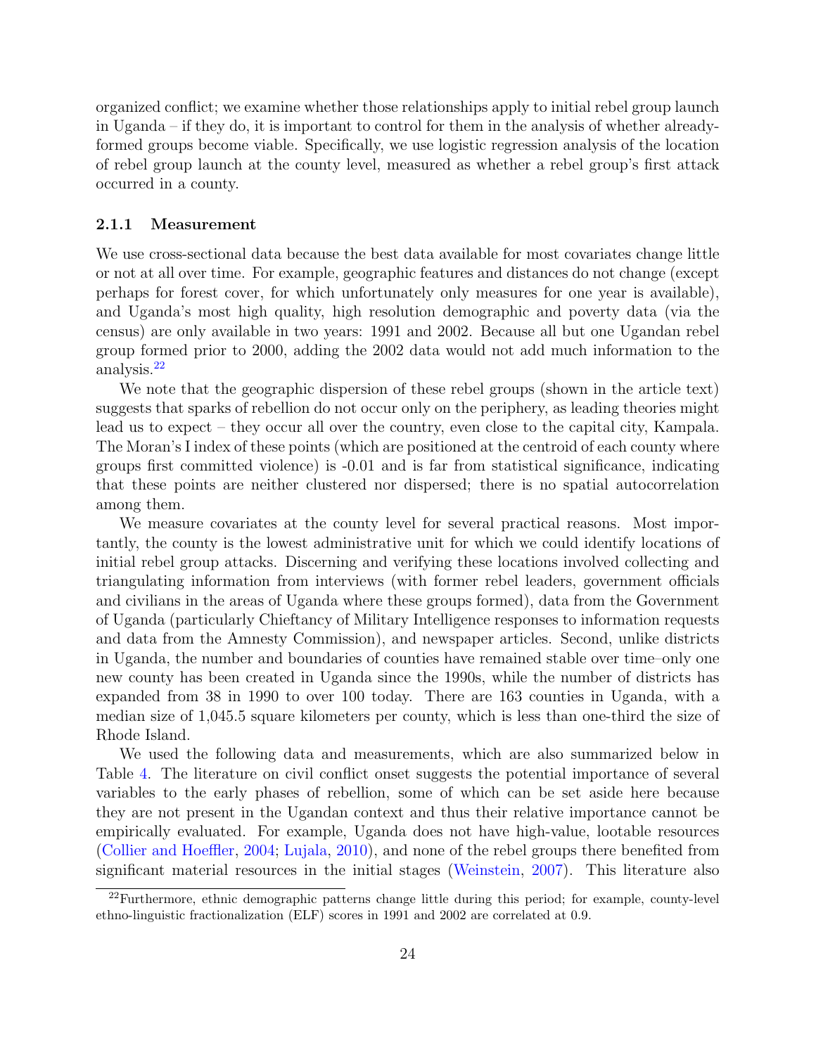organized conflict; we examine whether those relationships apply to initial rebel group launch in Uganda – if they do, it is important to control for them in the analysis of whether already-formed groups become viable. Specifically, we use logistic regression analysis of the location of rebel group launch at the county level, measured as whether a rebel group's first attack occurred in a county.

### 2.1.1 Measurement

We use cross-sectional data because the best data available for most covariates change little or not at all over time. For example, geographic features and distances do not change (except perhaps for forest cover, for which unfortunately only measures for one year is available), and Uganda's most high quality, high resolution demographic and poverty data (via the census) are only available in two years: 1991 and 2002. Because all but one Ugandan rebel group formed prior to 2000, adding the 2002 data would not add much information to the analysis.[22]

We note that the geographic dispersion of these rebel groups (shown in the article text) suggests that sparks of rebellion do not occur only on the periphery, as leading theories might lead us to expect – they occur all over the country, even close to the capital city, Kampala. The Moran's I index of these points (which are positioned at the centroid of each county where groups first committed violence) is -0.01 and is far from statistical significance, indicating that these points are neither clustered nor dispersed; there is no spatial autocorrelation among them.

We measure covariates at the county level for several practical reasons. Most importantly, the county is the lowest administrative unit for which we could identify locations of initial rebel group attacks. Discerning and verifying these locations involved collecting and triangulating information from interviews (with former rebel leaders, government officials and civilians in the areas of Uganda where these groups formed), data from the Government of Uganda (particularly Chieftancy of Military Intelligence responses to information requests and data from the Amnesty Commission), and newspaper articles. Second, unlike districts in Uganda, the number and boundaries of counties have remained stable over time–only one new county has been created in Uganda since the 1990s, while the number of districts has expanded from 38 in 1990 to over 100 today. There are 163 counties in Uganda, with a median size of 1,045.5 square kilometers per county, which is less than one-third the size of Rhode Island.

We used the following data and measurements, which are also summarized below in Table 4. The literature on civil conflict onset suggests the potential importance of several variables to the early phases of rebellion, some of which can be set aside here because they are not present in the Ugandan context and thus their relative importance cannot be empirically evaluated. For example, Uganda does not have high-value, lootable resources (Collier and Hoeffler, 2004; Lujala, 2010), and none of the rebel groups there benefited from significant material resources in the initial stages (Weinstein, 2007). This literature also

[22] Furthermore, ethnic demographic patterns change little during this period; for example, county-level ethno-linguistic fractionalization (ELF) scores in 1991 and 2002 are correlated at 0.9.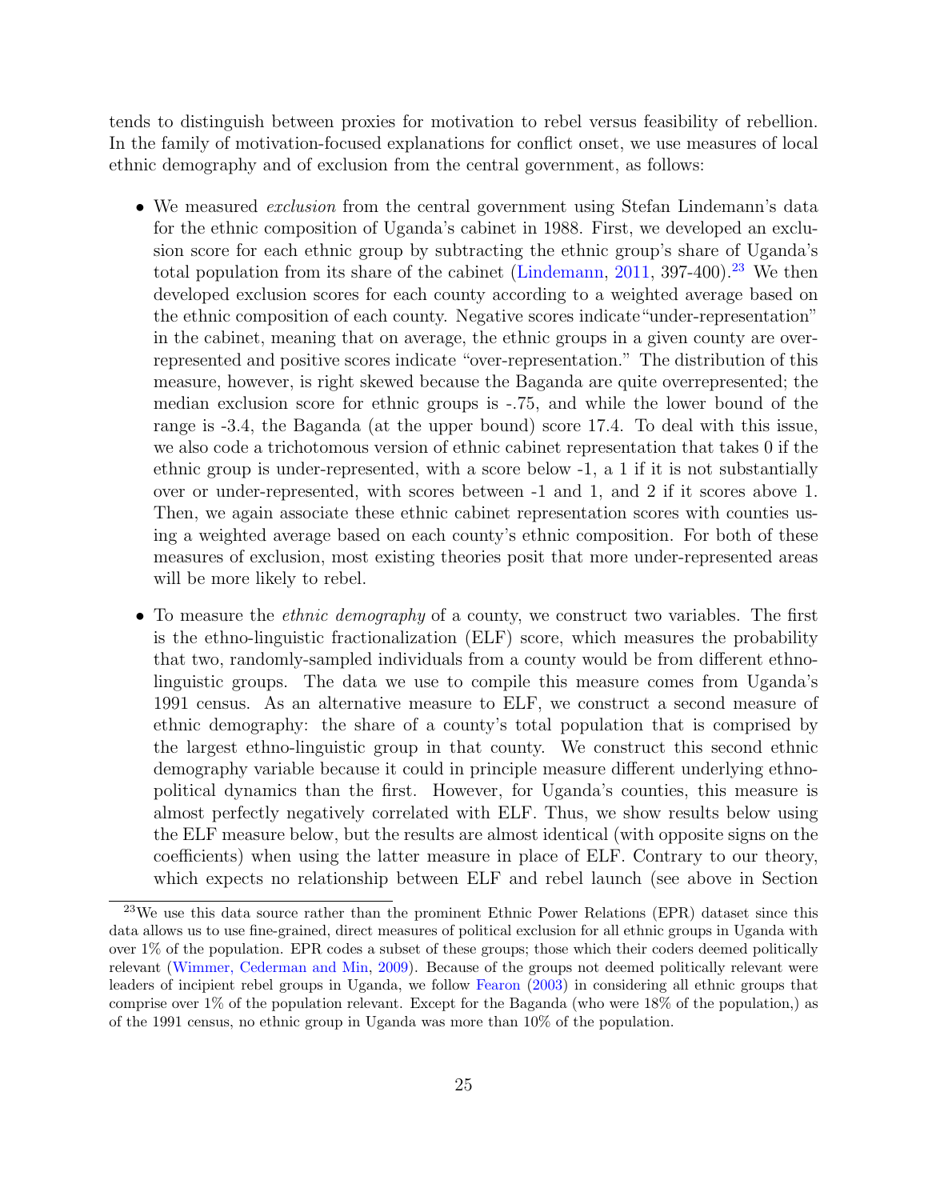tends to distinguish between proxies for motivation to rebel versus feasibility of rebellion. In the family of motivation-focused explanations for conflict onset, we use measures of local ethnic demography and of exclusion from the central government, as follows:

- We measured *exclusion* from the central government using Stefan Lindemann's data for the ethnic composition of Uganda's cabinet in 1988. First, we developed an exclusion score for each ethnic group by subtracting the ethnic group's share of Uganda's total population from its share of the cabinet (Lindemann, 2011, 397-400).[23] We then developed exclusion scores for each county according to a weighted average based on the ethnic composition of each county. Negative scores indicate"under-representation" in the cabinet, meaning that on average, the ethnic groups in a given county are over-represented and positive scores indicate "over-representation." The distribution of this measure, however, is right skewed because the Baganda are quite overrepresented; the median exclusion score for ethnic groups is -.75, and while the lower bound of the range is -3.4, the Baganda (at the upper bound) score 17.4. To deal with this issue, we also code a trichotomous version of ethnic cabinet representation that takes 0 if the ethnic group is under-represented, with a score below -1, a 1 if it is not substantially over or under-represented, with scores between -1 and 1, and 2 if it scores above 1. Then, we again associate these ethnic cabinet representation scores with counties using a weighted average based on each county's ethnic composition. For both of these measures of exclusion, most existing theories posit that more under-represented areas will be more likely to rebel.

- To measure the *ethnic demography* of a county, we construct two variables. The first is the ethno-linguistic fractionalization (ELF) score, which measures the probability that two, randomly-sampled individuals from a county would be from different ethno-linguistic groups. The data we use to compile this measure comes from Uganda's 1991 census. As an alternative measure to ELF, we construct a second measure of ethnic demography: the share of a county's total population that is comprised by the largest ethno-linguistic group in that county. We construct this second ethnic demography variable because it could in principle measure different underlying ethno-political dynamics than the first. However, for Uganda's counties, this measure is almost perfectly negatively correlated with ELF. Thus, we show results below using the ELF measure below, but the results are almost identical (with opposite signs on the coefficients) when using the latter measure in place of ELF. Contrary to our theory, which expects no relationship between ELF and rebel launch (see above in Section

[23] We use this data source rather than the prominent Ethnic Power Relations (EPR) dataset since this data allows us to use fine-grained, direct measures of political exclusion for all ethnic groups in Uganda with over 1% of the population. EPR codes a subset of these groups; those which their coders deemed politically relevant (Wimmer, Cederman and Min, 2009). Because of the groups not deemed politically relevant were leaders of incipient rebel groups in Uganda, we follow Fearon (2003) in considering all ethnic groups that comprise over 1% of the population relevant. Except for the Baganda (who were 18% of the population,) as of the 1991 census, no ethnic group in Uganda was more than 10% of the population.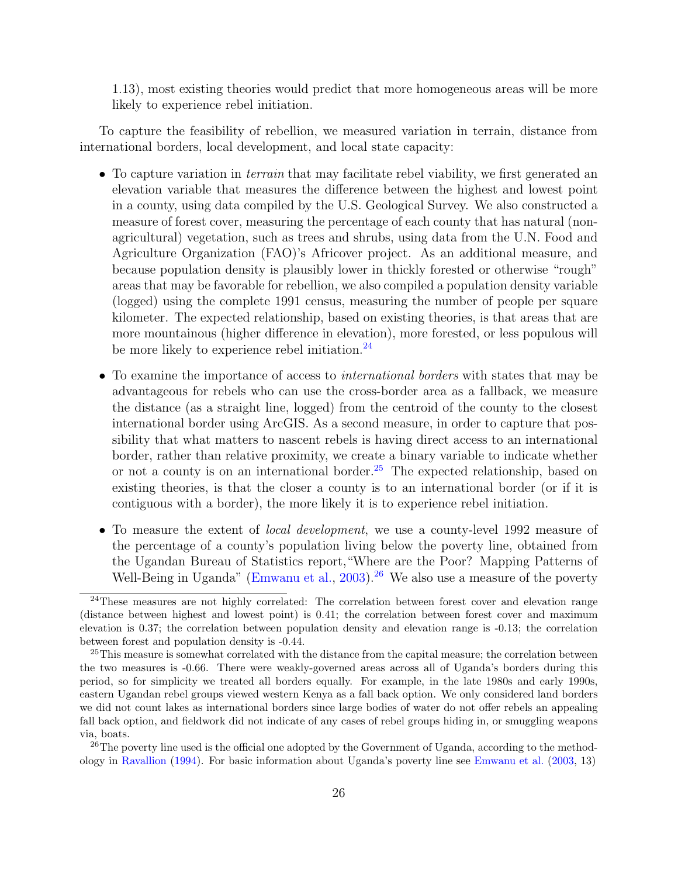1.13), most existing theories would predict that more homogeneous areas will be more likely to experience rebel initiation.

To capture the feasibility of rebellion, we measured variation in terrain, distance from international borders, local development, and local state capacity:

- To capture variation in *terrain* that may facilitate rebel viability, we first generated an elevation variable that measures the difference between the highest and lowest point in a county, using data compiled by the U.S. Geological Survey. We also constructed a measure of forest cover, measuring the percentage of each county that has natural (non-agricultural) vegetation, such as trees and shrubs, using data from the U.N. Food and Agriculture Organization (FAO)'s Africover project. As an additional measure, and because population density is plausibly lower in thickly forested or otherwise "rough" areas that may be favorable for rebellion, we also compiled a population density variable (logged) using the complete 1991 census, measuring the number of people per square kilometer. The expected relationship, based on existing theories, is that areas that are more mountainous (higher difference in elevation), more forested, or less populous will be more likely to experience rebel initiation.[24]

- To examine the importance of access to *international borders* with states that may be advantageous for rebels who can use the cross-border area as a fallback, we measure the distance (as a straight line, logged) from the centroid of the county to the closest international border using ArcGIS. As a second measure, in order to capture that possibility that what matters to nascent rebels is having direct access to an international border, rather than relative proximity, we create a binary variable to indicate whether or not a county is on an international border.[25] The expected relationship, based on existing theories, is that the closer a county is to an international border (or if it is contiguous with a border), the more likely it is to experience rebel initiation.

- To measure the extent of *local development*, we use a county-level 1992 measure of the percentage of a county's population living below the poverty line, obtained from the Ugandan Bureau of Statistics report,"Where are the Poor? Mapping Patterns of Well-Being in Uganda" (Emwanu et al., 2003).[26] We also use a measure of the poverty

---

[24] These measures are not highly correlated: The correlation between forest cover and elevation range (distance between highest and lowest point) is 0.41; the correlation between forest cover and maximum elevation is 0.37; the correlation between population density and elevation range is -0.13; the correlation between forest and population density is -0.44.

[25] This measure is somewhat correlated with the distance from the capital measure; the correlation between the two measures is -0.66. There were weakly-governed areas across all of Uganda's borders during this period, so for simplicity we treated all borders equally. For example, in the late 1980s and early 1990s, eastern Ugandan rebel groups viewed western Kenya as a fall back option. We only considered land borders we did not count lakes as international borders since large bodies of water do not offer rebels an appealing fall back option, and fieldwork did not indicate of any cases of rebel groups hiding in, or smuggling weapons via, boats.

[26] The poverty line used is the official one adopted by the Government of Uganda, according to the methodology in Ravallion (1994). For basic information about Uganda's poverty line see Emwanu et al. (2003, 13)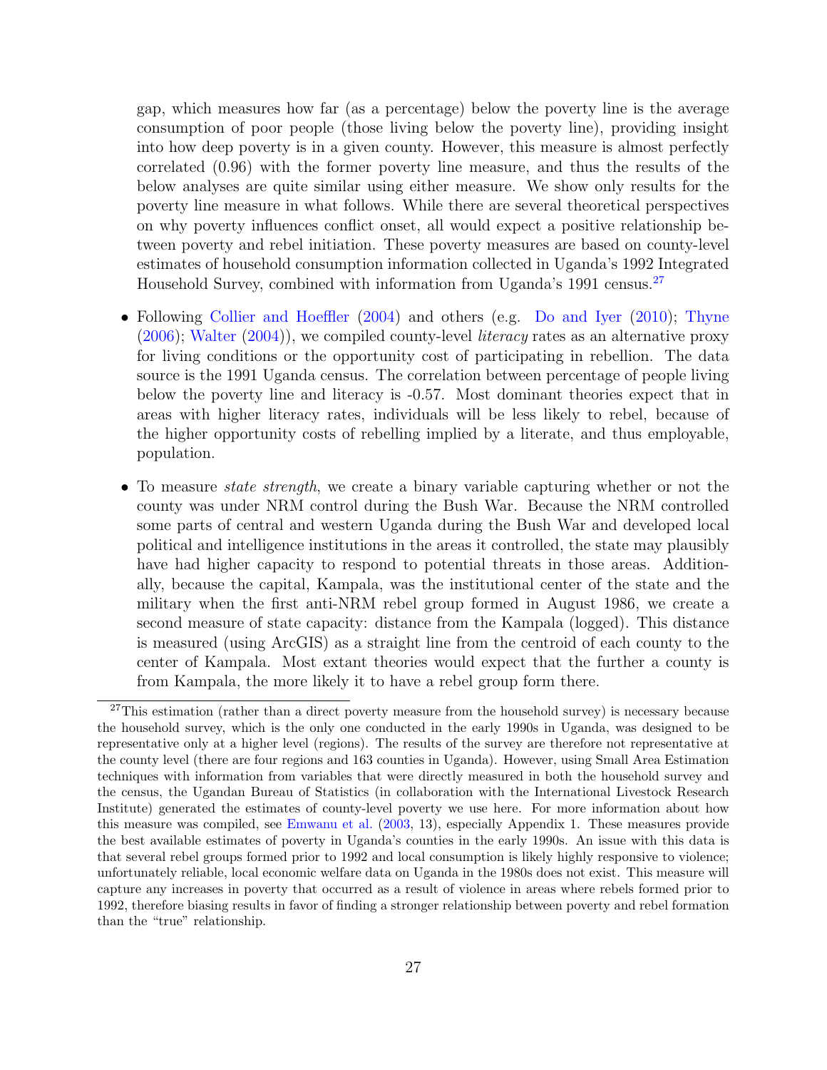gap, which measures how far (as a percentage) below the poverty line is the average consumption of poor people (those living below the poverty line), providing insight into how deep poverty is in a given county. However, this measure is almost perfectly correlated (0.96) with the former poverty line measure, and thus the results of the below analyses are quite similar using either measure. We show only results for the poverty line measure in what follows. While there are several theoretical perspectives on why poverty influences conflict onset, all would expect a positive relationship between poverty and rebel initiation. These poverty measures are based on county-level estimates of household consumption information collected in Uganda's 1992 Integrated Household Survey, combined with information from Uganda's 1991 census.[27]

- Following Collier and Hoeffler (2004) and others (e.g. Do and Iyer (2010); Thyne (2006); Walter (2004)), we compiled county-level *literacy* rates as an alternative proxy for living conditions or the opportunity cost of participating in rebellion. The data source is the 1991 Uganda census. The correlation between percentage of people living below the poverty line and literacy is -0.57. Most dominant theories expect that in areas with higher literacy rates, individuals will be less likely to rebel, because of the higher opportunity costs of rebelling implied by a literate, and thus employable, population.

- To measure *state strength*, we create a binary variable capturing whether or not the county was under NRM control during the Bush War. Because the NRM controlled some parts of central and western Uganda during the Bush War and developed local political and intelligence institutions in the areas it controlled, the state may plausibly have had higher capacity to respond to potential threats in those areas. Additionally, because the capital, Kampala, was the institutional center of the state and the military when the first anti-NRM rebel group formed in August 1986, we create a second measure of state capacity: distance from the Kampala (logged). This distance is measured (using ArcGIS) as a straight line from the centroid of each county to the center of Kampala. Most extant theories would expect that the further a county is from Kampala, the more likely it to have a rebel group form there.

[27] This estimation (rather than a direct poverty measure from the household survey) is necessary because the household survey, which is the only one conducted in the early 1990s in Uganda, was designed to be representative only at a higher level (regions). The results of the survey are therefore not representative at the county level (there are four regions and 163 counties in Uganda). However, using Small Area Estimation techniques with information from variables that were directly measured in both the household survey and the census, the Ugandan Bureau of Statistics (in collaboration with the International Livestock Research Institute) generated the estimates of county-level poverty we use here. For more information about how this measure was compiled, see Emwanu et al. (2003, 13), especially Appendix 1. These measures provide the best available estimates of poverty in Uganda's counties in the early 1990s. An issue with this data is that several rebel groups formed prior to 1992 and local consumption is likely highly responsive to violence; unfortunately reliable, local economic welfare data on Uganda in the 1980s does not exist. This measure will capture any increases in poverty that occurred as a result of violence in areas where rebels formed prior to 1992, therefore biasing results in favor of finding a stronger relationship between poverty and rebel formation than the "true" relationship.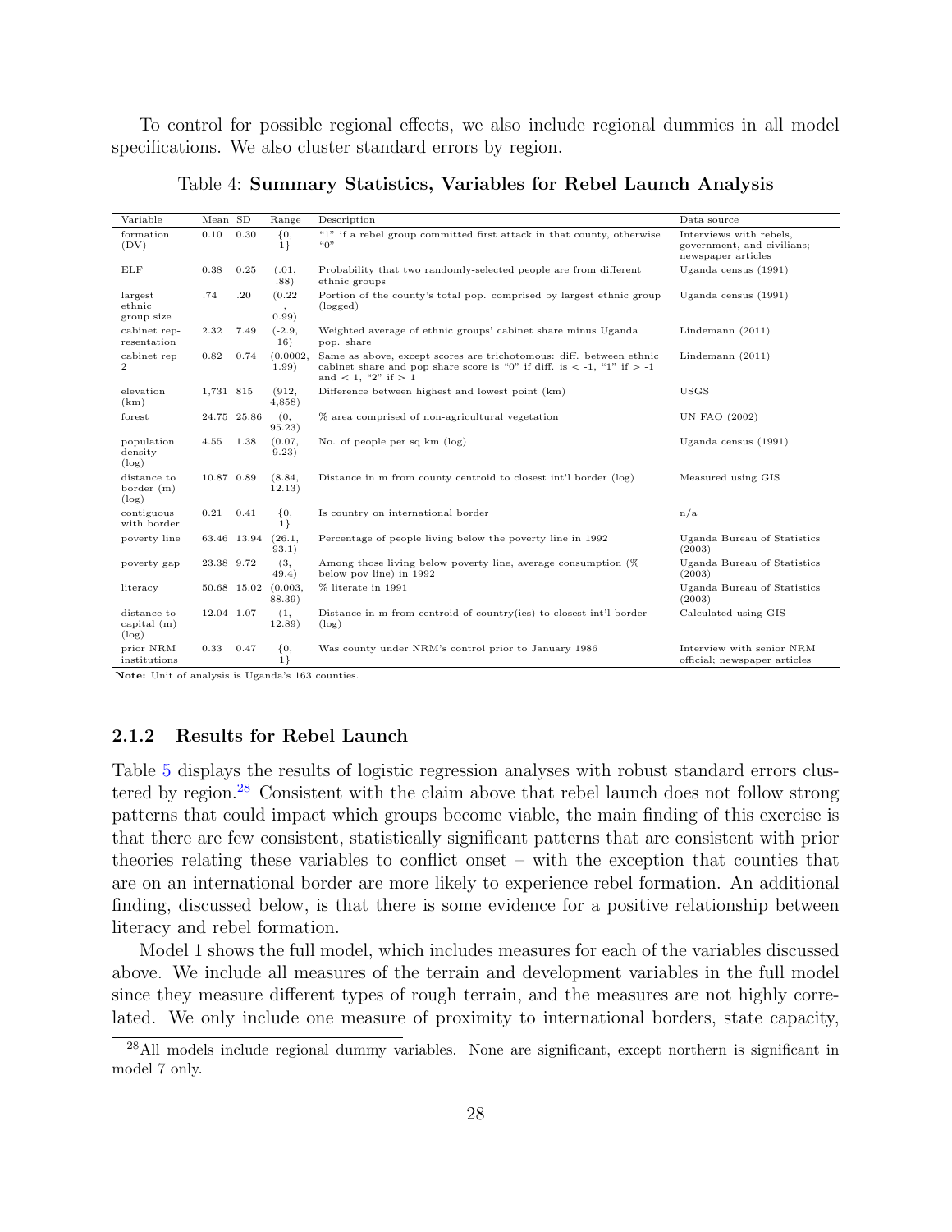To control for possible regional effects, we also include regional dummies in all model specifications. We also cluster standard errors by region.

Table 4: **Summary Statistics, Variables for Rebel Launch Analysis**

| Variable | Mean | SD | Range | Description | Data source |
|---|---|---|---|---|---|
| formation (DV) | 0.10 | 0.30 | {0, 1} | "1" if a rebel group committed first attack in that county, otherwise "0" | Interviews with rebels, government, and civilians; newspaper articles |
| ELF | 0.38 | 0.25 | (.01, .88) | Probability that two randomly-selected people are from different ethnic groups | Uganda census (1991) |
| largest ethnic group size | .74 | .20 | (0.22 , 0.99) | Portion of the county's total pop. comprised by largest ethnic group (logged) | Uganda census (1991) |
| cabinet representation | 2.32 | 7.49 | (-2.9, 16) | Weighted average of ethnic groups' cabinet share minus Uganda pop. share | Lindemann (2011) |
| cabinet rep 2 | 0.82 | 0.74 | (0.0002, 1.99) | Same as above, except scores are trichotomous: diff. between ethnic cabinet share and pop share score is "0" if diff. is < -1, "1" if > -1 and < 1, "2" if > 1 | Lindemann (2011) |
| elevation (km) | 1,731 | 815 | (912, 4,858) | Difference between highest and lowest point (km) | USGS |
| forest | 24.75 | 25.86 | (0, 95.23) | % area comprised of non-agricultural vegetation | UN FAO (2002) |
| population density (log) | 4.55 | 1.38 | (0.07, 9.23) | No. of people per sq km (log) | Uganda census (1991) |
| distance to border (m) (log) | 10.87 | 0.89 | (8.84, 12.13) | Distance in m from county centroid to closest int'l border (log) | Measured using GIS |
| contiguous with border | 0.21 | 0.41 | {0, 1} | Is country on international border | n/a |
| poverty line | 63.46 | 13.94 | (26.1, 93.1) | Percentage of people living below the poverty line in 1992 | Uganda Bureau of Statistics (2003) |
| poverty gap | 23.38 | 9.72 | (3, 49.4) | Among those living below poverty line, average consumption (% below pov line) in 1992 | Uganda Bureau of Statistics (2003) |
| literacy | 50.68 | 15.02 | (0.003, 88.39) | % literate in 1991 | Uganda Bureau of Statistics (2003) |
| distance to capital (m) (log) | 12.04 | 1.07 | (1, 12.89) | Distance in m from centroid of country(ies) to closest int'l border (log) | Calculated using GIS |
| prior NRM institutions | 0.33 | 0.47 | {0, 1} | Was county under NRM's control prior to January 1986 | Interview with senior NRM official; newspaper articles |

**Note:** Unit of analysis is Uganda's 163 counties.

### 2.1.2 Results for Rebel Launch

Table 5 displays the results of logistic regression analyses with robust standard errors clustered by region.[28] Consistent with the claim above that rebel launch does not follow strong patterns that could impact which groups become viable, the main finding of this exercise is that there are few consistent, statistically significant patterns that are consistent with prior theories relating these variables to conflict onset – with the exception that counties that are on an international border are more likely to experience rebel formation. An additional finding, discussed below, is that there is some evidence for a positive relationship between literacy and rebel formation.

Model 1 shows the full model, which includes measures for each of the variables discussed above. We include all measures of the terrain and development variables in the full model since they measure different types of rough terrain, and the measures are not highly correlated. We only include one measure of proximity to international borders, state capacity,

[28] All models include regional dummy variables. None are significant, except northern is significant in model 7 only.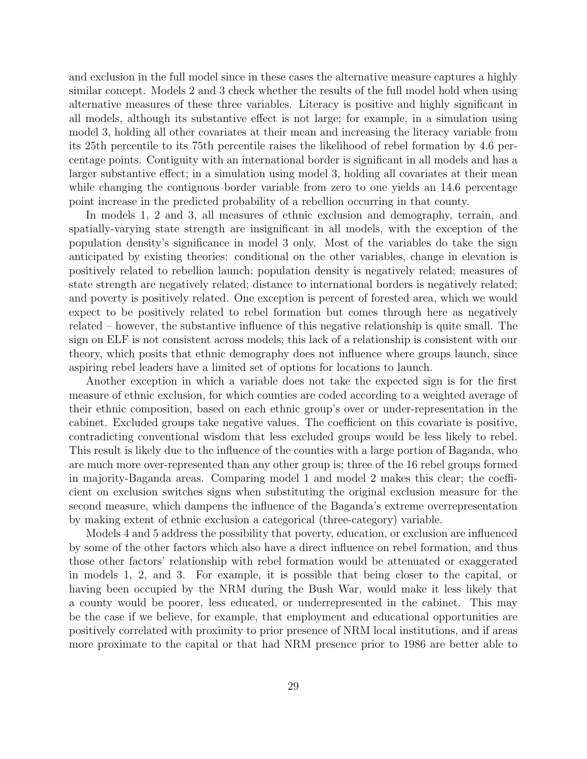and exclusion in the full model since in these cases the alternative measure captures a highly similar concept. Models 2 and 3 check whether the results of the full model hold when using alternative measures of these three variables. Literacy is positive and highly significant in all models, although its substantive effect is not large; for example, in a simulation using model 3, holding all other covariates at their mean and increasing the literacy variable from its 25th percentile to its 75th percentile raises the likelihood of rebel formation by 4.6 percentage points. Contiguity with an international border is significant in all models and has a larger substantive effect; in a simulation using model 3, holding all covariates at their mean while changing the contiguous border variable from zero to one yields an 14.6 percentage point increase in the predicted probability of a rebellion occurring in that county.

In models 1, 2 and 3, all measures of ethnic exclusion and demography, terrain, and spatially-varying state strength are insignificant in all models, with the exception of the population density's significance in model 3 only. Most of the variables do take the sign anticipated by existing theories: conditional on the other variables, change in elevation is positively related to rebellion launch; population density is negatively related; measures of state strength are negatively related; distance to international borders is negatively related; and poverty is positively related. One exception is percent of forested area, which we would expect to be positively related to rebel formation but comes through here as negatively related – however, the substantive influence of this negative relationship is quite small. The sign on ELF is not consistent across models; this lack of a relationship is consistent with our theory, which posits that ethnic demography does not influence where groups launch, since aspiring rebel leaders have a limited set of options for locations to launch.

Another exception in which a variable does not take the expected sign is for the first measure of ethnic exclusion, for which counties are coded according to a weighted average of their ethnic composition, based on each ethnic group's over or under-representation in the cabinet. Excluded groups take negative values. The coefficient on this covariate is positive, contradicting conventional wisdom that less excluded groups would be less likely to rebel. This result is likely due to the influence of the counties with a large portion of Baganda, who are much more over-represented than any other group is; three of the 16 rebel groups formed in majority-Baganda areas. Comparing model 1 and model 2 makes this clear; the coefficient on exclusion switches signs when substituting the original exclusion measure for the second measure, which dampens the influence of the Baganda's extreme overrepresentation by making extent of ethnic exclusion a categorical (three-category) variable.

Models 4 and 5 address the possibility that poverty, education, or exclusion are influenced by some of the other factors which also have a direct influence on rebel formation, and thus those other factors' relationship with rebel formation would be attenuated or exaggerated in models 1, 2, and 3. For example, it is possible that being closer to the capital, or having been occupied by the NRM during the Bush War, would make it less likely that a county would be poorer, less educated, or underrepresented in the cabinet. This may be the case if we believe, for example, that employment and educational opportunities are positively correlated with proximity to prior presence of NRM local institutions, and if areas more proximate to the capital or that had NRM presence prior to 1986 are better able to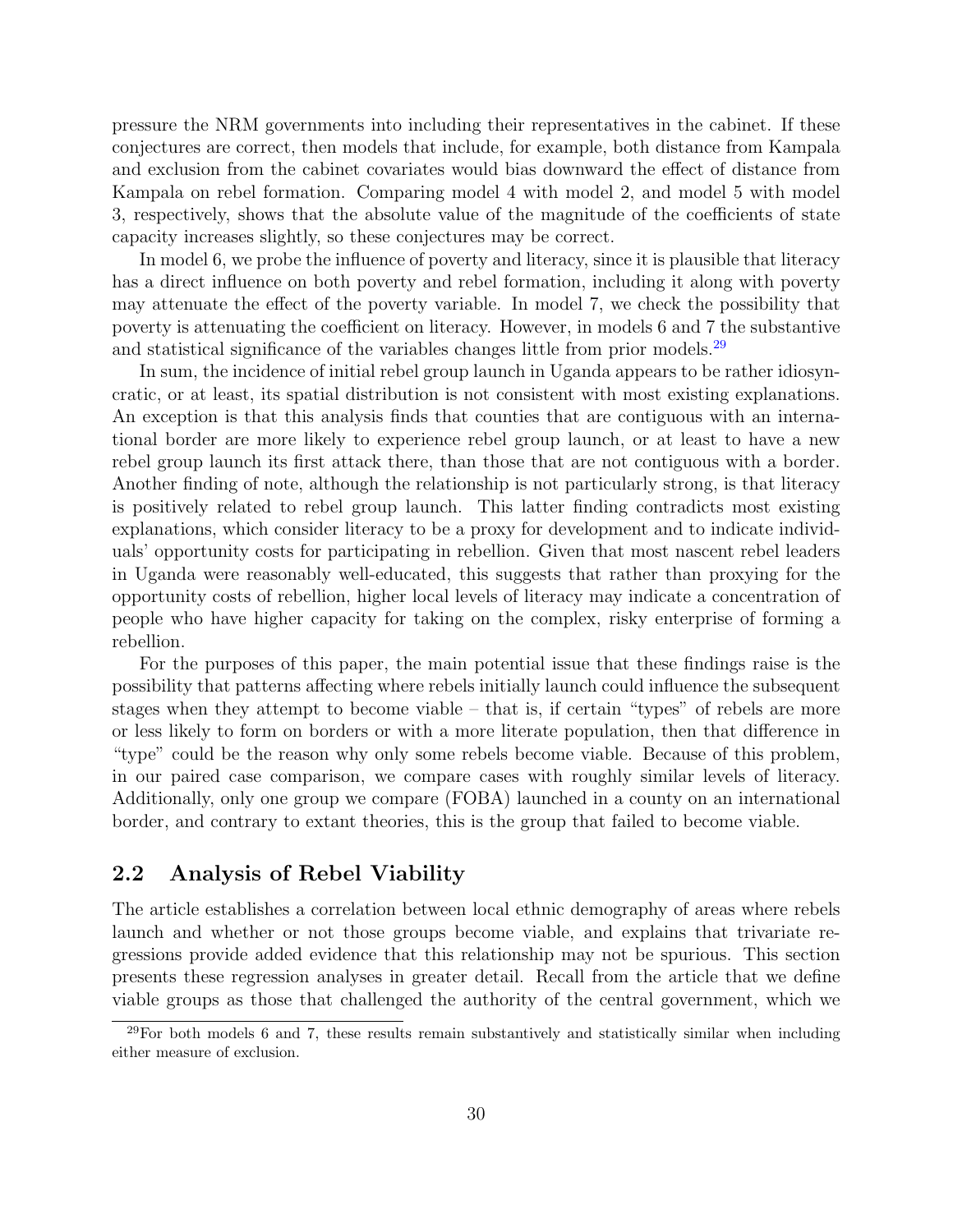pressure the NRM governments into including their representatives in the cabinet. If these conjectures are correct, then models that include, for example, both distance from Kampala and exclusion from the cabinet covariates would bias downward the effect of distance from Kampala on rebel formation. Comparing model 4 with model 2, and model 5 with model 3, respectively, shows that the absolute value of the magnitude of the coefficients of state capacity increases slightly, so these conjectures may be correct.

In model 6, we probe the influence of poverty and literacy, since it is plausible that literacy has a direct influence on both poverty and rebel formation, including it along with poverty may attenuate the effect of the poverty variable. In model 7, we check the possibility that poverty is attenuating the coefficient on literacy. However, in models 6 and 7 the substantive and statistical significance of the variables changes little from prior models.[29]

In sum, the incidence of initial rebel group launch in Uganda appears to be rather idiosyncratic, or at least, its spatial distribution is not consistent with most existing explanations. An exception is that this analysis finds that counties that are contiguous with an international border are more likely to experience rebel group launch, or at least to have a new rebel group launch its first attack there, than those that are not contiguous with a border. Another finding of note, although the relationship is not particularly strong, is that literacy is positively related to rebel group launch. This latter finding contradicts most existing explanations, which consider literacy to be a proxy for development and to indicate individuals' opportunity costs for participating in rebellion. Given that most nascent rebel leaders in Uganda were reasonably well-educated, this suggests that rather than proxying for the opportunity costs of rebellion, higher local levels of literacy may indicate a concentration of people who have higher capacity for taking on the complex, risky enterprise of forming a rebellion.

For the purposes of this paper, the main potential issue that these findings raise is the possibility that patterns affecting where rebels initially launch could influence the subsequent stages when they attempt to become viable – that is, if certain "types" of rebels are more or less likely to form on borders or with a more literate population, then that difference in "type" could be the reason why only some rebels become viable. Because of this problem, in our paired case comparison, we compare cases with roughly similar levels of literacy. Additionally, only one group we compare (FOBA) launched in a county on an international border, and contrary to extant theories, this is the group that failed to become viable.

## 2.2 Analysis of Rebel Viability

The article establishes a correlation between local ethnic demography of areas where rebels launch and whether or not those groups become viable, and explains that trivariate regressions provide added evidence that this relationship may not be spurious. This section presents these regression analyses in greater detail. Recall from the article that we define viable groups as those that challenged the authority of the central government, which we

[29] For both models 6 and 7, these results remain substantively and statistically similar when including either measure of exclusion.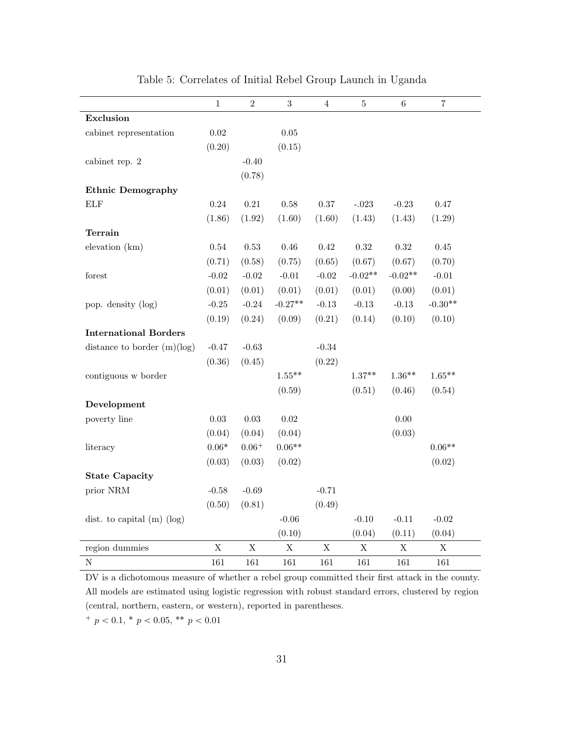Table 5: Correlates of Initial Rebel Group Launch in Uganda

| | 1 | 2 | 3 | 4 | 5 | 6 | 7 |
|---|---|---|---|---|---|---|---|
| **Exclusion** | | | | | | | |
| cabinet representation | 0.02 | | 0.05 | | | | |
| | (0.20) | | (0.15) | | | | |
| cabinet rep. 2 | | -0.40 | | | | | |
| | | (0.78) | | | | | |
| **Ethnic Demography** | | | | | | | |
| ELF | 0.24 | 0.21 | 0.58 | 0.37 | -.023 | -0.23 | 0.47 |
| | (1.86) | (1.92) | (1.60) | (1.60) | (1.43) | (1.43) | (1.29) |
| **Terrain** | | | | | | | |
| elevation (km) | 0.54 | 0.53 | 0.46 | 0.42 | 0.32 | 0.32 | 0.45 |
| | (0.71) | (0.58) | (0.75) | (0.65) | (0.67) | (0.67) | (0.70) |
| forest | -0.02 | -0.02 | -0.01 | -0.02 | -0.02** | -0.02** | -0.01 |
| | (0.01) | (0.01) | (0.01) | (0.01) | (0.01) | (0.00) | (0.01) |
| pop. density (log) | -0.25 | -0.24 | -0.27** | -0.13 | -0.13 | -0.13 | -0.30** |
| | (0.19) | (0.24) | (0.09) | (0.21) | (0.14) | (0.10) | (0.10) |
| **International Borders** | | | | | | | |
| distance to border (m)(log) | -0.47 | -0.63 | | -0.34 | | | |
| | (0.36) | (0.45) | | (0.22) | | | |
| contiguous w border | | | 1.55** | | 1.37** | 1.36** | 1.65** |
| | | | (0.59) | | (0.51) | (0.46) | (0.54) |
| **Development** | | | | | | | |
| poverty line | 0.03 | 0.03 | 0.02 | | | 0.00 | |
| | (0.04) | (0.04) | (0.04) | | | (0.03) | |
| literacy | 0.06* | 0.06$^{+}$ | 0.06** | | | | 0.06** |
| | (0.03) | (0.03) | (0.02) | | | | (0.02) |
| **State Capacity** | | | | | | | |
| prior NRM | -0.58 | -0.69 | | -0.71 | | | |
| | (0.50) | (0.81) | | (0.49) | | | |
| dist. to capital (m) (log) | | | -0.06 | | -0.10 | -0.11 | -0.02 |
| | | | (0.10) | | (0.04) | (0.11) | (0.04) |
| region dummies | X | X | X | X | X | X | X |
| N | 161 | 161 | 161 | 161 | 161 | 161 | 161 |

DV is a dichotomous measure of whether a rebel group committed their first attack in the county. All models are estimated using logistic regression with robust standard errors, clustered by region (central, northern, eastern, or western), reported in parentheses.

$^{+}$ $p < 0.1$, * $p < 0.05$, ** $p < 0.01$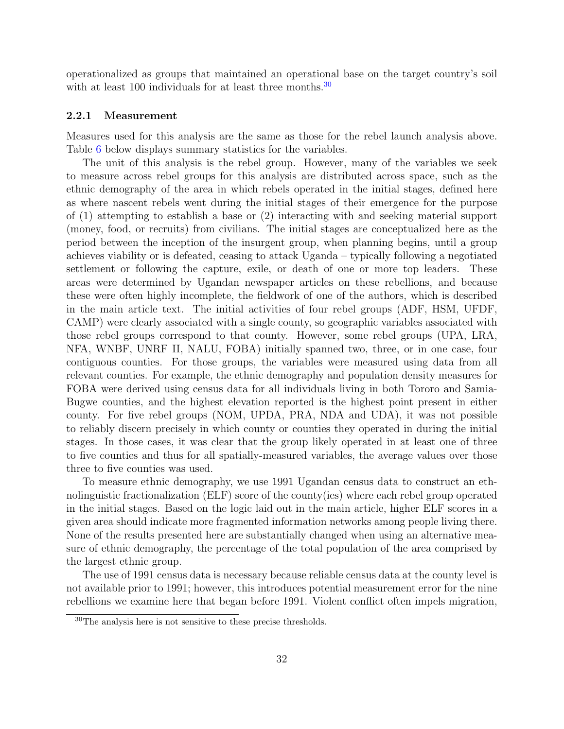operationalized as groups that maintained an operational base on the target country's soil with at least 100 individuals for at least three months.[30]

### 2.2.1 Measurement

Measures used for this analysis are the same as those for the rebel launch analysis above. Table 6 below displays summary statistics for the variables.

The unit of this analysis is the rebel group. However, many of the variables we seek to measure across rebel groups for this analysis are distributed across space, such as the ethnic demography of the area in which rebels operated in the initial stages, defined here as where nascent rebels went during the initial stages of their emergence for the purpose of (1) attempting to establish a base or (2) interacting with and seeking material support (money, food, or recruits) from civilians. The initial stages are conceptualized here as the period between the inception of the insurgent group, when planning begins, until a group achieves viability or is defeated, ceasing to attack Uganda – typically following a negotiated settlement or following the capture, exile, or death of one or more top leaders. These areas were determined by Ugandan newspaper articles on these rebellions, and because these were often highly incomplete, the fieldwork of one of the authors, which is described in the main article text. The initial activities of four rebel groups (ADF, HSM, UFDF, CAMP) were clearly associated with a single county, so geographic variables associated with those rebel groups correspond to that county. However, some rebel groups (UPA, LRA, NFA, WNBF, UNRF II, NALU, FOBA) initially spanned two, three, or in one case, four contiguous counties. For those groups, the variables were measured using data from all relevant counties. For example, the ethnic demography and population density measures for FOBA were derived using census data for all individuals living in both Tororo and Samia-Bugwe counties, and the highest elevation reported is the highest point present in either county. For five rebel groups (NOM, UPDA, PRA, NDA and UDA), it was not possible to reliably discern precisely in which county or counties they operated in during the initial stages. In those cases, it was clear that the group likely operated in at least one of three to five counties and thus for all spatially-measured variables, the average values over those three to five counties was used.

To measure ethnic demography, we use 1991 Ugandan census data to construct an ethnolinguistic fractionalization (ELF) score of the county(ies) where each rebel group operated in the initial stages. Based on the logic laid out in the main article, higher ELF scores in a given area should indicate more fragmented information networks among people living there. None of the results presented here are substantially changed when using an alternative measure of ethnic demography, the percentage of the total population of the area comprised by the largest ethnic group.

The use of 1991 census data is necessary because reliable census data at the county level is not available prior to 1991; however, this introduces potential measurement error for the nine rebellions we examine here that began before 1991. Violent conflict often impels migration,

[30] The analysis here is not sensitive to these precise thresholds.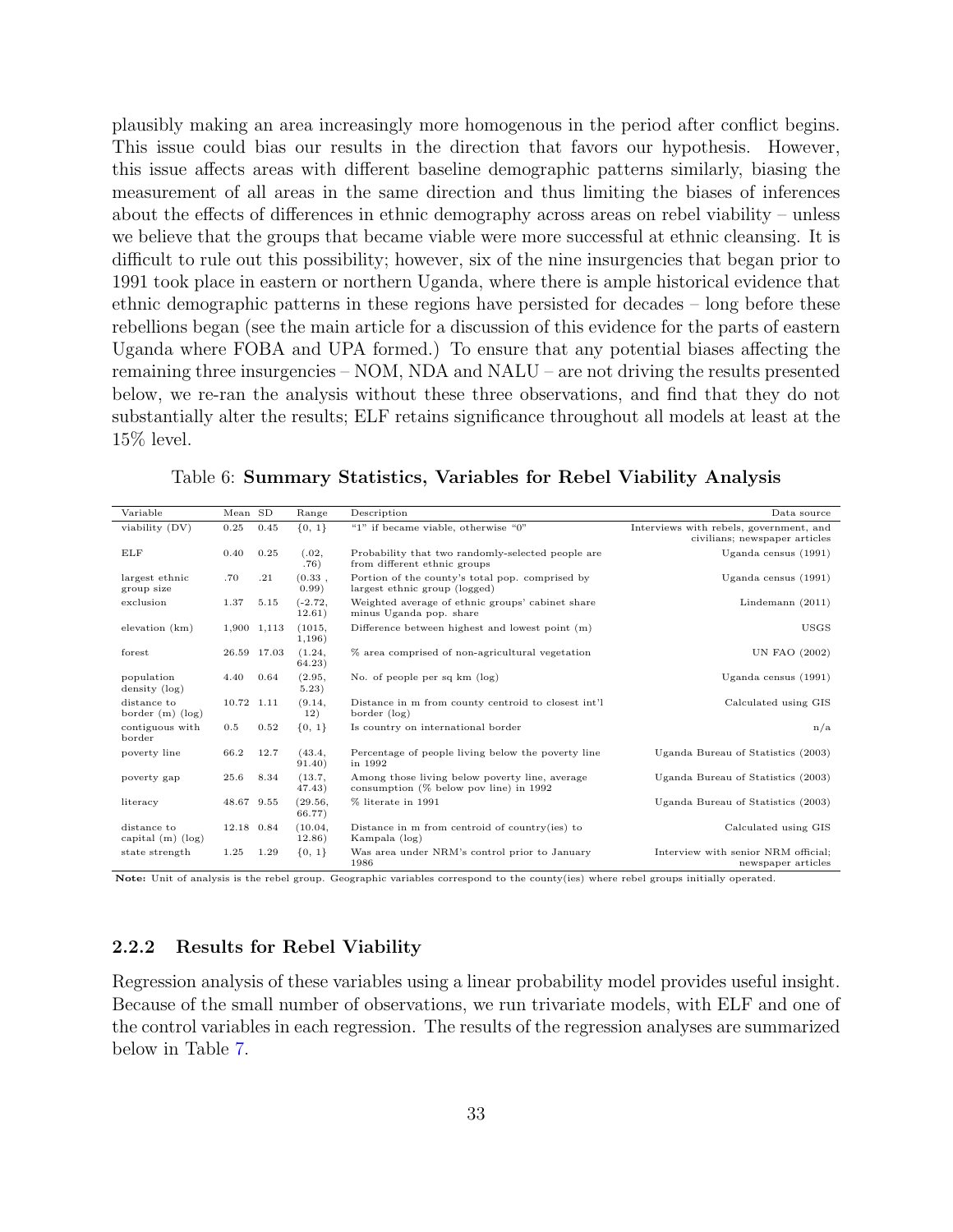plausibly making an area increasingly more homogenous in the period after conflict begins. This issue could bias our results in the direction that favors our hypothesis. However, this issue affects areas with different baseline demographic patterns similarly, biasing the measurement of all areas in the same direction and thus limiting the biases of inferences about the effects of differences in ethnic demography across areas on rebel viability – unless we believe that the groups that became viable were more successful at ethnic cleansing. It is difficult to rule out this possibility; however, six of the nine insurgencies that began prior to 1991 took place in eastern or northern Uganda, where there is ample historical evidence that ethnic demographic patterns in these regions have persisted for decades – long before these rebellions began (see the main article for a discussion of this evidence for the parts of eastern Uganda where FOBA and UPA formed.) To ensure that any potential biases affecting the remaining three insurgencies – NOM, NDA and NALU – are not driving the results presented below, we re-ran the analysis without these three observations, and find that they do not substantially alter the results; ELF retains significance throughout all models at least at the 15% level.

Table 6: **Summary Statistics, Variables for Rebel Viability Analysis**

| Variable | Mean | SD | Range | Description | Data source |
|---|---|---|---|---|---|
| viability (DV) | 0.25 | 0.45 | {0, 1} | "1" if became viable, otherwise "0" | Interviews with rebels, government, and civilians; newspaper articles |
| ELF | 0.40 | 0.25 | (.02, .76) | Probability that two randomly-selected people are from different ethnic groups | Uganda census (1991) |
| largest ethnic group size | .70 | .21 | (0.33 , 0.99) | Portion of the county's total pop. comprised by largest ethnic group (logged) | Uganda census (1991) |
| exclusion | 1.37 | 5.15 | (-2.72, 12.61) | Weighted average of ethnic groups' cabinet share minus Uganda pop. share | Lindemann (2011) |
| elevation (km) | 1,900 | 1,113 | (1015, 1,196) | Difference between highest and lowest point (m) | USGS |
| forest | 26.59 | 17.03 | (1.24, 64.23) | % area comprised of non-agricultural vegetation | UN FAO (2002) |
| population density (log) | 4.40 | 0.64 | (2.95, 5.23) | No. of people per sq km (log) | Uganda census (1991) |
| distance to border (m) (log) | 10.72 | 1.11 | (9.14, 12) | Distance in m from county centroid to closest int'l border (log) | Calculated using GIS |
| contiguous with border | 0.5 | 0.52 | {0, 1} | Is country on international border | n/a |
| poverty line | 66.2 | 12.7 | (43.4, 91.40) | Percentage of people living below the poverty line in 1992 | Uganda Bureau of Statistics (2003) |
| poverty gap | 25.6 | 8.34 | (13.7, 47.43) | Among those living below poverty line, average consumption (% below pov line) in 1992 | Uganda Bureau of Statistics (2003) |
| literacy | 48.67 | 9.55 | (29.56, 66.77) | % literate in 1991 | Uganda Bureau of Statistics (2003) |
| distance to capital (m) (log) | 12.18 | 0.84 | (10.04, 12.86) | Distance in m from centroid of country(ies) to Kampala (log) | Calculated using GIS |
| state strength | 1.25 | 1.29 | {0, 1} | Was area under NRM's control prior to January 1986 | Interview with senior NRM official; newspaper articles |

**Note:** Unit of analysis is the rebel group. Geographic variables correspond to the county(ies) where rebel groups initially operated.

### 2.2.2 Results for Rebel Viability

Regression analysis of these variables using a linear probability model provides useful insight. Because of the small number of observations, we run trivariate models, with ELF and one of the control variables in each regression. The results of the regression analyses are summarized below in Table 7.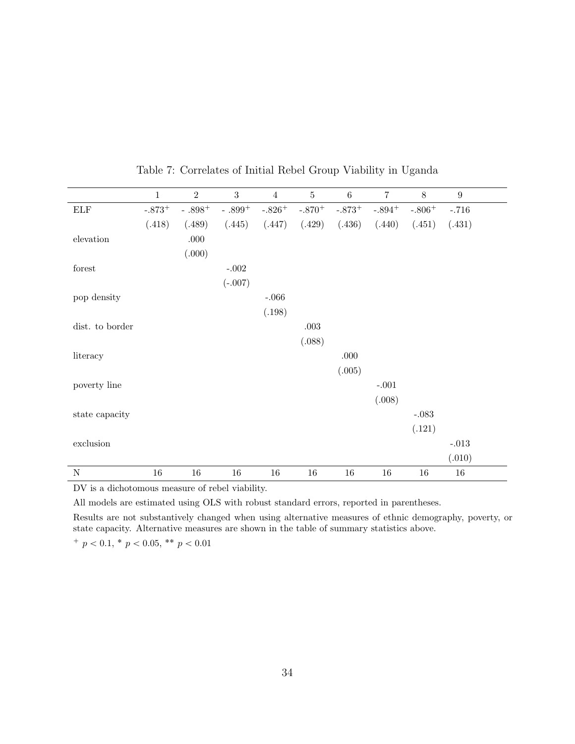Table 7: Correlates of Initial Rebel Group Viability in Uganda

| | 1 | 2 | 3 | 4 | 5 | 6 | 7 | 8 | 9 |
|---|---|---|---|---|---|---|---|---|---|
| ELF | -.873$^{+}$ | - .898$^{+}$ | - .899$^{+}$ | -.826$^{+}$ | -.870$^{+}$ | -.873$^{+}$ | -.894$^{+}$ | -.806$^{+}$ | -.716 |
| | (.418) | (.489) | (.445) | (.447) | (.429) | (.436) | (.440) | (.451) | (.431) |
| elevation | | .000 | | | | | | | |
| | | (.000) | | | | | | | |
| forest | | | -.002 | | | | | | |
| | | | (-.007) | | | | | | |
| pop density | | | | -.066 | | | | | |
| | | | | (.198) | | | | | |
| dist. to border | | | | | .003 | | | | |
| | | | | | (.088) | | | | |
| literacy | | | | | | .000 | | | |
| | | | | | | (.005) | | | |
| poverty line | | | | | | | -.001 | | |
| | | | | | | | (.008) | | |
| state capacity | | | | | | | | -.083 | |
| | | | | | | | | (.121) | |
| exclusion | | | | | | | | | -.013 |
| | | | | | | | | | (.010) |
| N | 16 | 16 | 16 | 16 | 16 | 16 | 16 | 16 | 16 |

DV is a dichotomous measure of rebel viability.

All models are estimated using OLS with robust standard errors, reported in parentheses.

Results are not substantively changed when using alternative measures of ethnic demography, poverty, or state capacity. Alternative measures are shown in the table of summary statistics above.

$^{+}$ $p < 0.1$, $^{*}$ $p < 0.05$, $^{**}$ $p < 0.01$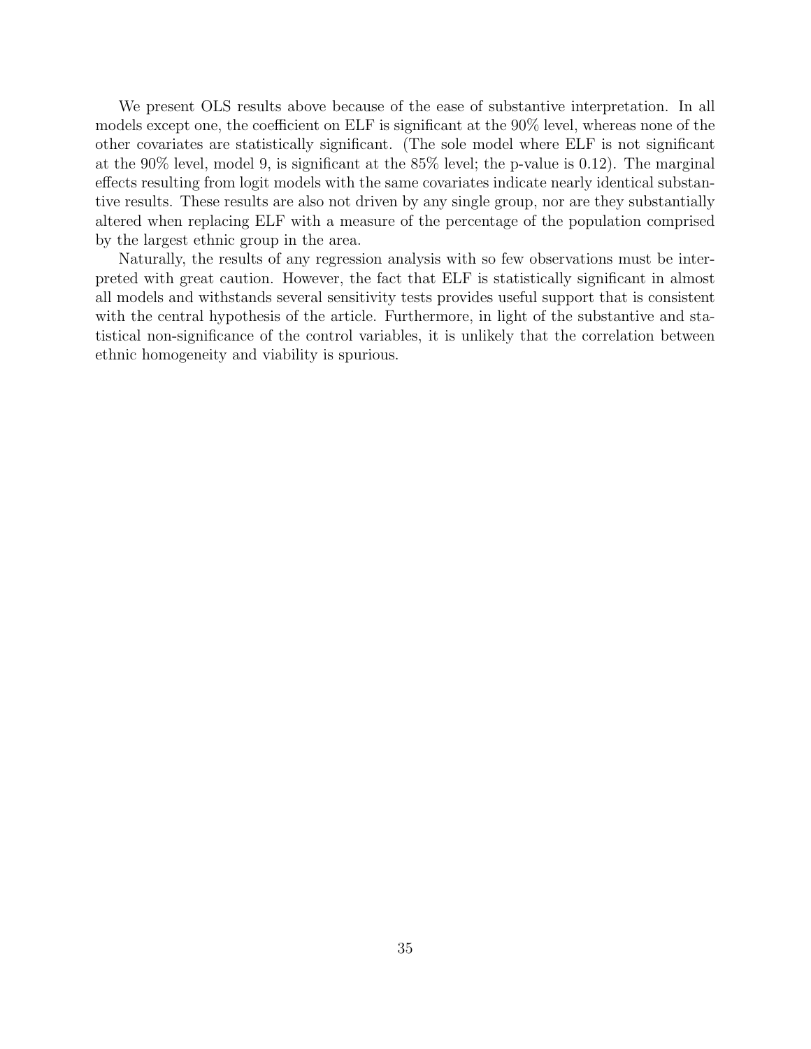We present OLS results above because of the ease of substantive interpretation. In all models except one, the coefficient on ELF is significant at the 90% level, whereas none of the other covariates are statistically significant. (The sole model where ELF is not significant at the 90% level, model 9, is significant at the 85% level; the p-value is 0.12). The marginal effects resulting from logit models with the same covariates indicate nearly identical substantive results. These results are also not driven by any single group, nor are they substantially altered when replacing ELF with a measure of the percentage of the population comprised by the largest ethnic group in the area.

Naturally, the results of any regression analysis with so few observations must be interpreted with great caution. However, the fact that ELF is statistically significant in almost all models and withstands several sensitivity tests provides useful support that is consistent with the central hypothesis of the article. Furthermore, in light of the substantive and statistical non-significance of the control variables, it is unlikely that the correlation between ethnic homogeneity and viability is spurious.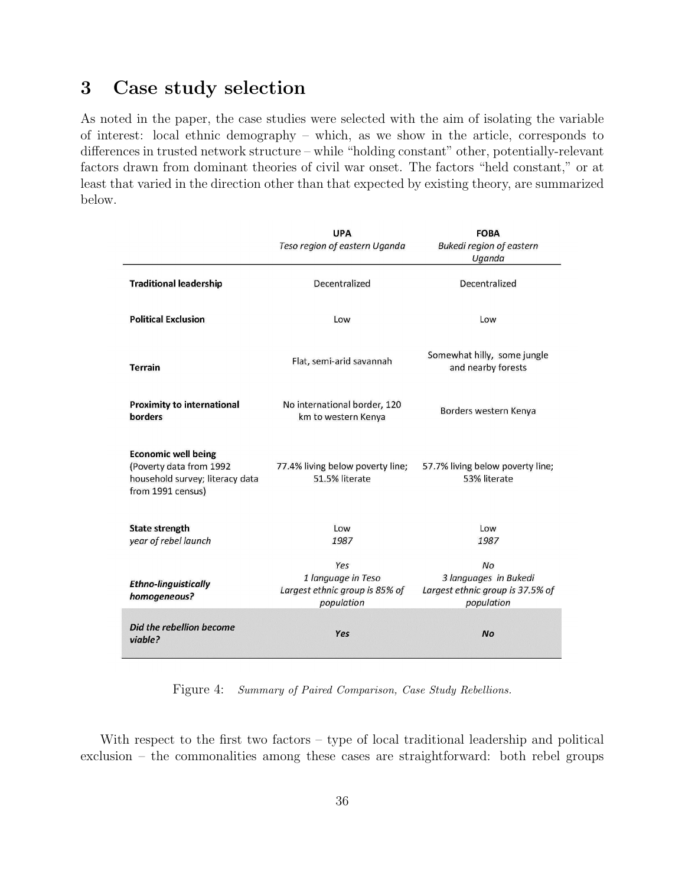# 3 Case study selection

As noted in the paper, the case studies were selected with the aim of isolating the variable of interest: local ethnic demography – which, as we show in the article, corresponds to differences in trusted network structure – while "holding constant" other, potentially-relevant factors drawn from dominant theories of civil war onset. The factors "held constant," or at least that varied in the direction other than that expected by existing theory, are summarized below.

| | **UPA**<br>*Teso region of eastern Uganda* | **FOBA**<br>*Bukedi region of eastern Uganda* |
|---|---|---|
| **Traditional leadership** | Decentralized | Decentralized |
| **Political Exclusion** | Low | Low |
| **Terrain** | Flat, semi-arid savannah | Somewhat hilly, some jungle and nearby forests |
| **Proximity to international borders** | No international border, 120 km to western Kenya | Borders western Kenya |
| **Economic well being**<br>(Poverty data from 1992 household survey; literacy data from 1991 census) | 77.4% living below poverty line; 51.5% literate | 57.7% living below poverty line; 53% literate |
| **State strength**<br>*year of rebel launch* | Low<br>*1987* | Low<br>*1987* |
| ***Ethno-linguistically homogeneous?*** | *Yes*<br>*1 language in Teso*<br>*Largest ethnic group is 85% of population* | *No*<br>*3 languages in Bukedi*<br>*Largest ethnic group is 37.5% of population* |
| ***Did the rebellion become viable?*** | ***Yes*** | ***No*** |

Figure 4: *Summary of Paired Comparison, Case Study Rebellions.*

With respect to the first two factors – type of local traditional leadership and political exclusion – the commonalities among these cases are straightforward: both rebel groups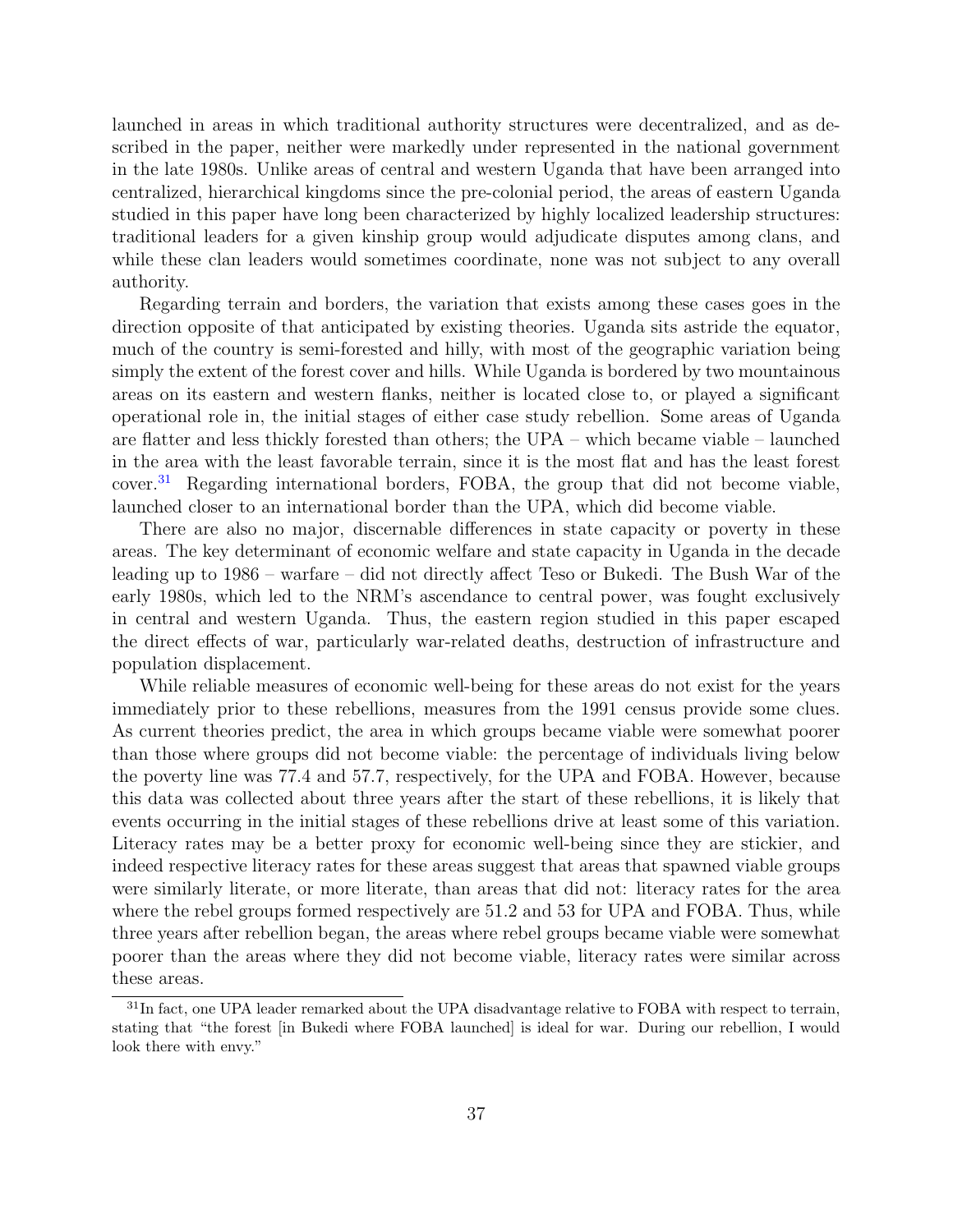launched in areas in which traditional authority structures were decentralized, and as described in the paper, neither were markedly under represented in the national government in the late 1980s. Unlike areas of central and western Uganda that have been arranged into centralized, hierarchical kingdoms since the pre-colonial period, the areas of eastern Uganda studied in this paper have long been characterized by highly localized leadership structures: traditional leaders for a given kinship group would adjudicate disputes among clans, and while these clan leaders would sometimes coordinate, none was not subject to any overall authority.

Regarding terrain and borders, the variation that exists among these cases goes in the direction opposite of that anticipated by existing theories. Uganda sits astride the equator, much of the country is semi-forested and hilly, with most of the geographic variation being simply the extent of the forest cover and hills. While Uganda is bordered by two mountainous areas on its eastern and western flanks, neither is located close to, or played a significant operational role in, the initial stages of either case study rebellion. Some areas of Uganda are flatter and less thickly forested than others; the UPA – which became viable – launched in the area with the least favorable terrain, since it is the most flat and has the least forest cover.[31] Regarding international borders, FOBA, the group that did not become viable, launched closer to an international border than the UPA, which did become viable.

There are also no major, discernable differences in state capacity or poverty in these areas. The key determinant of economic welfare and state capacity in Uganda in the decade leading up to 1986 – warfare – did not directly affect Teso or Bukedi. The Bush War of the early 1980s, which led to the NRM's ascendance to central power, was fought exclusively in central and western Uganda. Thus, the eastern region studied in this paper escaped the direct effects of war, particularly war-related deaths, destruction of infrastructure and population displacement.

While reliable measures of economic well-being for these areas do not exist for the years immediately prior to these rebellions, measures from the 1991 census provide some clues. As current theories predict, the area in which groups became viable were somewhat poorer than those where groups did not become viable: the percentage of individuals living below the poverty line was 77.4 and 57.7, respectively, for the UPA and FOBA. However, because this data was collected about three years after the start of these rebellions, it is likely that events occurring in the initial stages of these rebellions drive at least some of this variation. Literacy rates may be a better proxy for economic well-being since they are stickier, and indeed respective literacy rates for these areas suggest that areas that spawned viable groups were similarly literate, or more literate, than areas that did not: literacy rates for the area where the rebel groups formed respectively are 51.2 and 53 for UPA and FOBA. Thus, while three years after rebellion began, the areas where rebel groups became viable were somewhat poorer than the areas where they did not become viable, literacy rates were similar across these areas.

[31] In fact, one UPA leader remarked about the UPA disadvantage relative to FOBA with respect to terrain, stating that "the forest [in Bukedi where FOBA launched] is ideal for war. During our rebellion, I would look there with envy."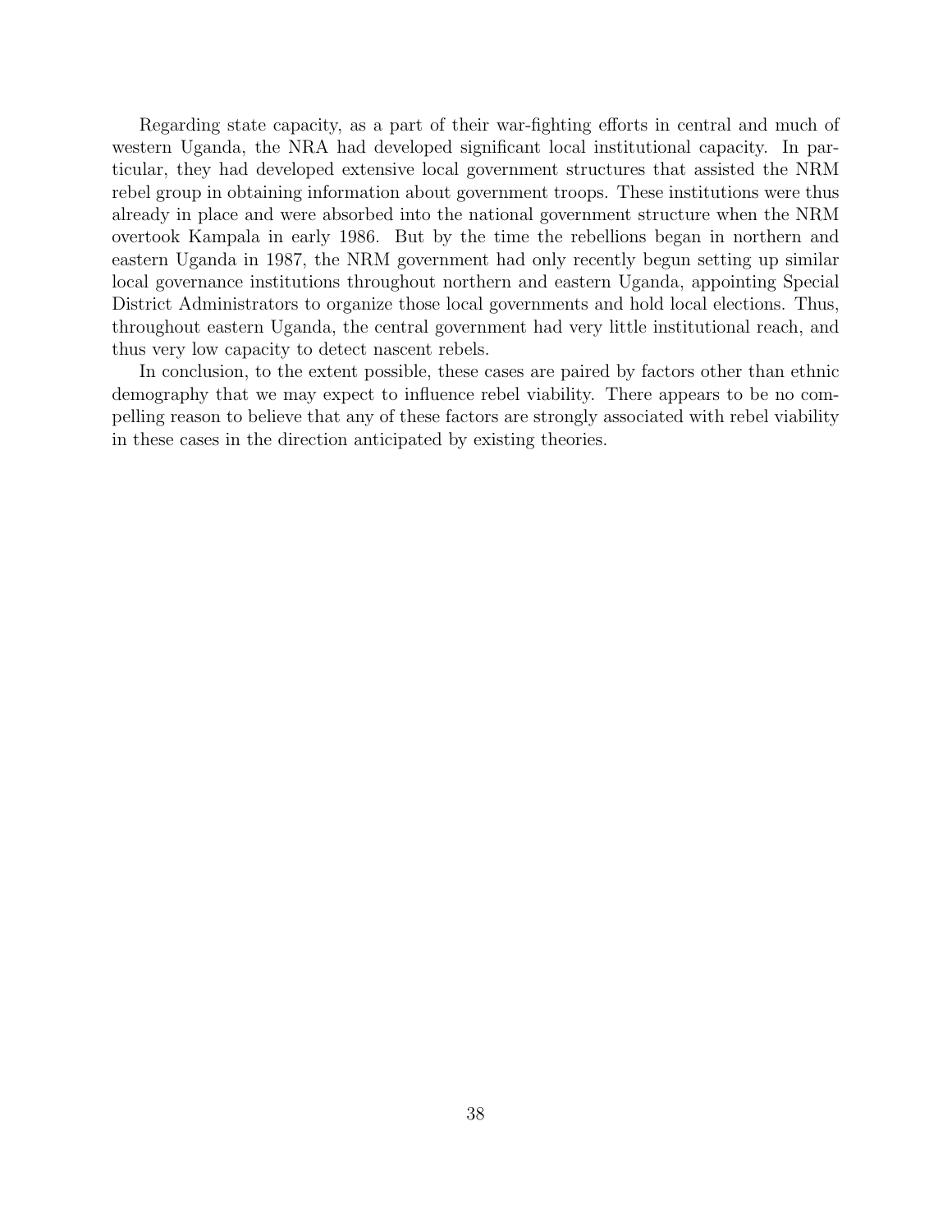Regarding state capacity, as a part of their war-fighting efforts in central and much of western Uganda, the NRA had developed significant local institutional capacity. In particular, they had developed extensive local government structures that assisted the NRM rebel group in obtaining information about government troops. These institutions were thus already in place and were absorbed into the national government structure when the NRM overtook Kampala in early 1986. But by the time the rebellions began in northern and eastern Uganda in 1987, the NRM government had only recently begun setting up similar local governance institutions throughout northern and eastern Uganda, appointing Special District Administrators to organize those local governments and hold local elections. Thus, throughout eastern Uganda, the central government had very little institutional reach, and thus very low capacity to detect nascent rebels.

In conclusion, to the extent possible, these cases are paired by factors other than ethnic demography that we may expect to influence rebel viability. There appears to be no compelling reason to believe that any of these factors are strongly associated with rebel viability in these cases in the direction anticipated by existing theories.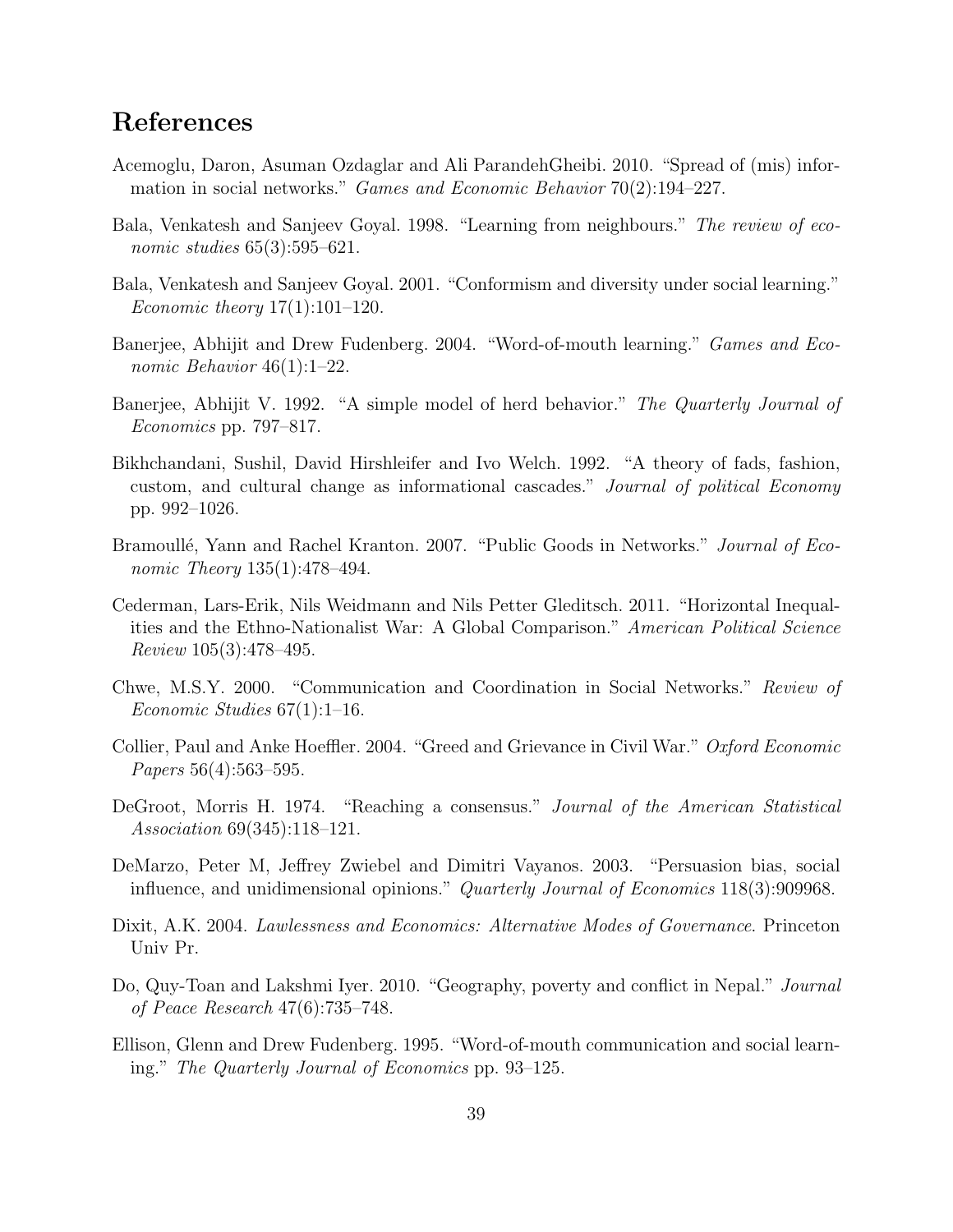## References

Acemoglu, Daron, Asuman Ozdaglar and Ali ParandehGheibi. 2010. "Spread of (mis) information in social networks." *Games and Economic Behavior* 70(2):194–227.

Bala, Venkatesh and Sanjeev Goyal. 1998. "Learning from neighbours." *The review of economic studies* 65(3):595–621.

Bala, Venkatesh and Sanjeev Goyal. 2001. "Conformism and diversity under social learning." *Economic theory* 17(1):101–120.

Banerjee, Abhijit and Drew Fudenberg. 2004. "Word-of-mouth learning." *Games and Economic Behavior* 46(1):1–22.

Banerjee, Abhijit V. 1992. "A simple model of herd behavior." *The Quarterly Journal of Economics* pp. 797–817.

Bikhchandani, Sushil, David Hirshleifer and Ivo Welch. 1992. "A theory of fads, fashion, custom, and cultural change as informational cascades." *Journal of political Economy* pp. 992–1026.

Bramoullé, Yann and Rachel Kranton. 2007. "Public Goods in Networks." *Journal of Economic Theory* 135(1):478–494.

Cederman, Lars-Erik, Nils Weidmann and Nils Petter Gleditsch. 2011. "Horizontal Inequalities and the Ethno-Nationalist War: A Global Comparison." *American Political Science Review* 105(3):478–495.

Chwe, M.S.Y. 2000. "Communication and Coordination in Social Networks." *Review of Economic Studies* 67(1):1–16.

Collier, Paul and Anke Hoeffler. 2004. "Greed and Grievance in Civil War." *Oxford Economic Papers* 56(4):563–595.

DeGroot, Morris H. 1974. "Reaching a consensus." *Journal of the American Statistical Association* 69(345):118–121.

DeMarzo, Peter M, Jeffrey Zwiebel and Dimitri Vayanos. 2003. "Persuasion bias, social influence, and unidimensional opinions." *Quarterly Journal of Economics* 118(3):909968.

Dixit, A.K. 2004. *Lawlessness and Economics: Alternative Modes of Governance*. Princeton Univ Pr.

Do, Quy-Toan and Lakshmi Iyer. 2010. "Geography, poverty and conflict in Nepal." *Journal of Peace Research* 47(6):735–748.

Ellison, Glenn and Drew Fudenberg. 1995. "Word-of-mouth communication and social learning." *The Quarterly Journal of Economics* pp. 93–125.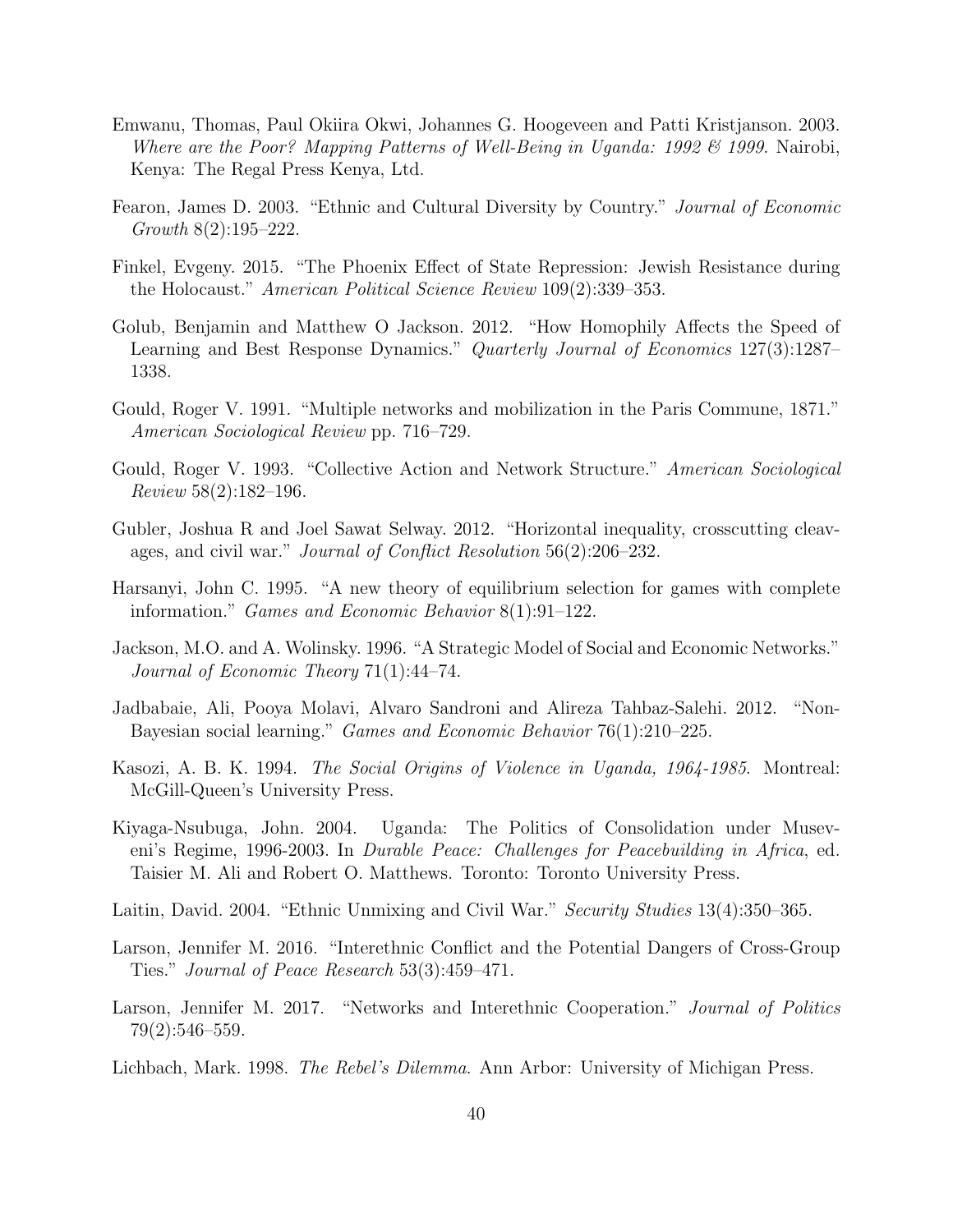Emwanu, Thomas, Paul Okiira Okwi, Johannes G. Hoogeveen and Patti Kristjanson. 2003. *Where are the Poor? Mapping Patterns of Well-Being in Uganda: 1992 & 1999*. Nairobi, Kenya: The Regal Press Kenya, Ltd.

Fearon, James D. 2003. "Ethnic and Cultural Diversity by Country." *Journal of Economic Growth* 8(2):195–222.

Finkel, Evgeny. 2015. "The Phoenix Effect of State Repression: Jewish Resistance during the Holocaust." *American Political Science Review* 109(2):339–353.

Golub, Benjamin and Matthew O Jackson. 2012. "How Homophily Affects the Speed of Learning and Best Response Dynamics." *Quarterly Journal of Economics* 127(3):1287–1338.

Gould, Roger V. 1991. "Multiple networks and mobilization in the Paris Commune, 1871." *American Sociological Review* pp. 716–729.

Gould, Roger V. 1993. "Collective Action and Network Structure." *American Sociological Review* 58(2):182–196.

Gubler, Joshua R and Joel Sawat Selway. 2012. "Horizontal inequality, crosscutting cleavages, and civil war." *Journal of Conflict Resolution* 56(2):206–232.

Harsanyi, John C. 1995. "A new theory of equilibrium selection for games with complete information." *Games and Economic Behavior* 8(1):91–122.

Jackson, M.O. and A. Wolinsky. 1996. "A Strategic Model of Social and Economic Networks." *Journal of Economic Theory* 71(1):44–74.

Jadbabaie, Ali, Pooya Molavi, Alvaro Sandroni and Alireza Tahbaz-Salehi. 2012. "Non-Bayesian social learning." *Games and Economic Behavior* 76(1):210–225.

Kasozi, A. B. K. 1994. *The Social Origins of Violence in Uganda, 1964-1985*. Montreal: McGill-Queen's University Press.

Kiyaga-Nsubuga, John. 2004. Uganda: The Politics of Consolidation under Museveni's Regime, 1996-2003. In *Durable Peace: Challenges for Peacebuilding in Africa*, ed. Taisier M. Ali and Robert O. Matthews. Toronto: Toronto University Press.

Laitin, David. 2004. "Ethnic Unmixing and Civil War." *Security Studies* 13(4):350–365.

Larson, Jennifer M. 2016. "Interethnic Conflict and the Potential Dangers of Cross-Group Ties." *Journal of Peace Research* 53(3):459–471.

Larson, Jennifer M. 2017. "Networks and Interethnic Cooperation." *Journal of Politics* 79(2):546–559.

Lichbach, Mark. 1998. *The Rebel's Dilemma*. Ann Arbor: University of Michigan Press.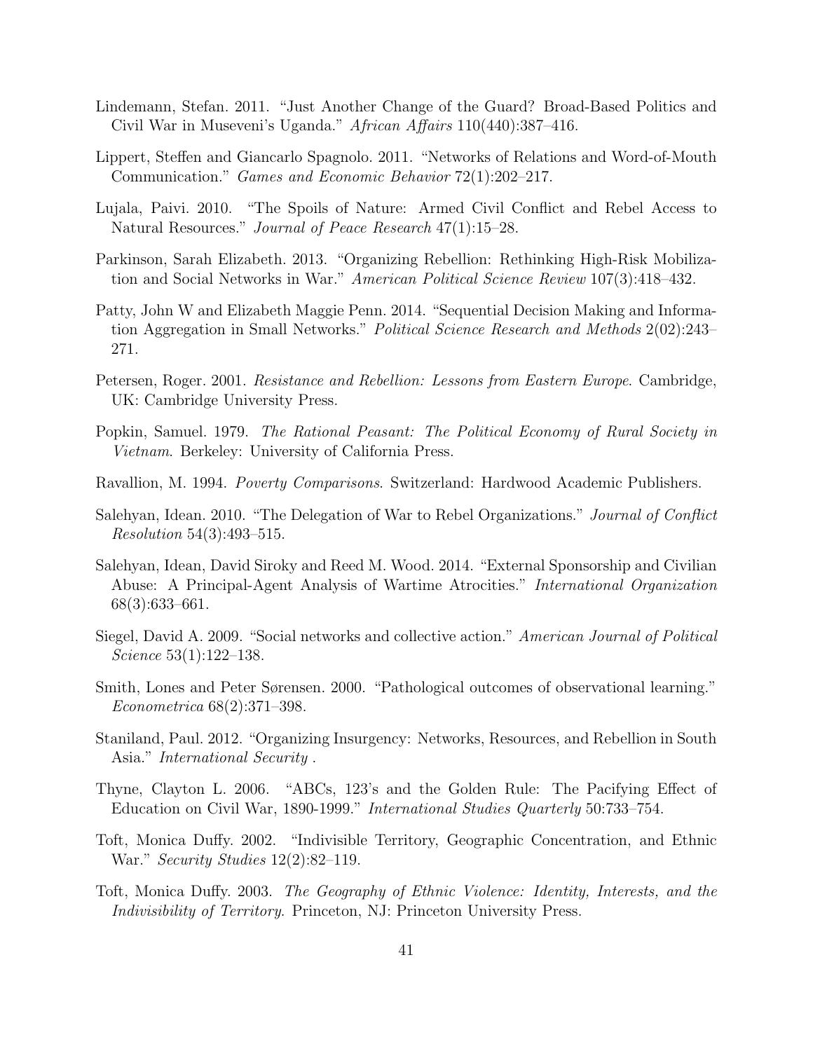Lindemann, Stefan. 2011. "Just Another Change of the Guard? Broad-Based Politics and Civil War in Museveni's Uganda." *African Affairs* 110(440):387–416.

Lippert, Steffen and Giancarlo Spagnolo. 2011. "Networks of Relations and Word-of-Mouth Communication." *Games and Economic Behavior* 72(1):202–217.

Lujala, Paivi. 2010. "The Spoils of Nature: Armed Civil Conflict and Rebel Access to Natural Resources." *Journal of Peace Research* 47(1):15–28.

Parkinson, Sarah Elizabeth. 2013. "Organizing Rebellion: Rethinking High-Risk Mobilization and Social Networks in War." *American Political Science Review* 107(3):418–432.

Patty, John W and Elizabeth Maggie Penn. 2014. "Sequential Decision Making and Information Aggregation in Small Networks." *Political Science Research and Methods* 2(02):243–271.

Petersen, Roger. 2001. *Resistance and Rebellion: Lessons from Eastern Europe*. Cambridge, UK: Cambridge University Press.

Popkin, Samuel. 1979. *The Rational Peasant: The Political Economy of Rural Society in Vietnam*. Berkeley: University of California Press.

Ravallion, M. 1994. *Poverty Comparisons*. Switzerland: Hardwood Academic Publishers.

Salehyan, Idean. 2010. "The Delegation of War to Rebel Organizations." *Journal of Conflict Resolution* 54(3):493–515.

Salehyan, Idean, David Siroky and Reed M. Wood. 2014. "External Sponsorship and Civilian Abuse: A Principal-Agent Analysis of Wartime Atrocities." *International Organization* 68(3):633–661.

Siegel, David A. 2009. "Social networks and collective action." *American Journal of Political Science* 53(1):122–138.

Smith, Lones and Peter Sørensen. 2000. "Pathological outcomes of observational learning." *Econometrica* 68(2):371–398.

Staniland, Paul. 2012. "Organizing Insurgency: Networks, Resources, and Rebellion in South Asia." *International Security* .

Thyne, Clayton L. 2006. "ABCs, 123's and the Golden Rule: The Pacifying Effect of Education on Civil War, 1890-1999." *International Studies Quarterly* 50:733–754.

Toft, Monica Duffy. 2002. "Indivisible Territory, Geographic Concentration, and Ethnic War." *Security Studies* 12(2):82–119.

Toft, Monica Duffy. 2003. *The Geography of Ethnic Violence: Identity, Interests, and the Indivisibility of Territory*. Princeton, NJ: Princeton University Press.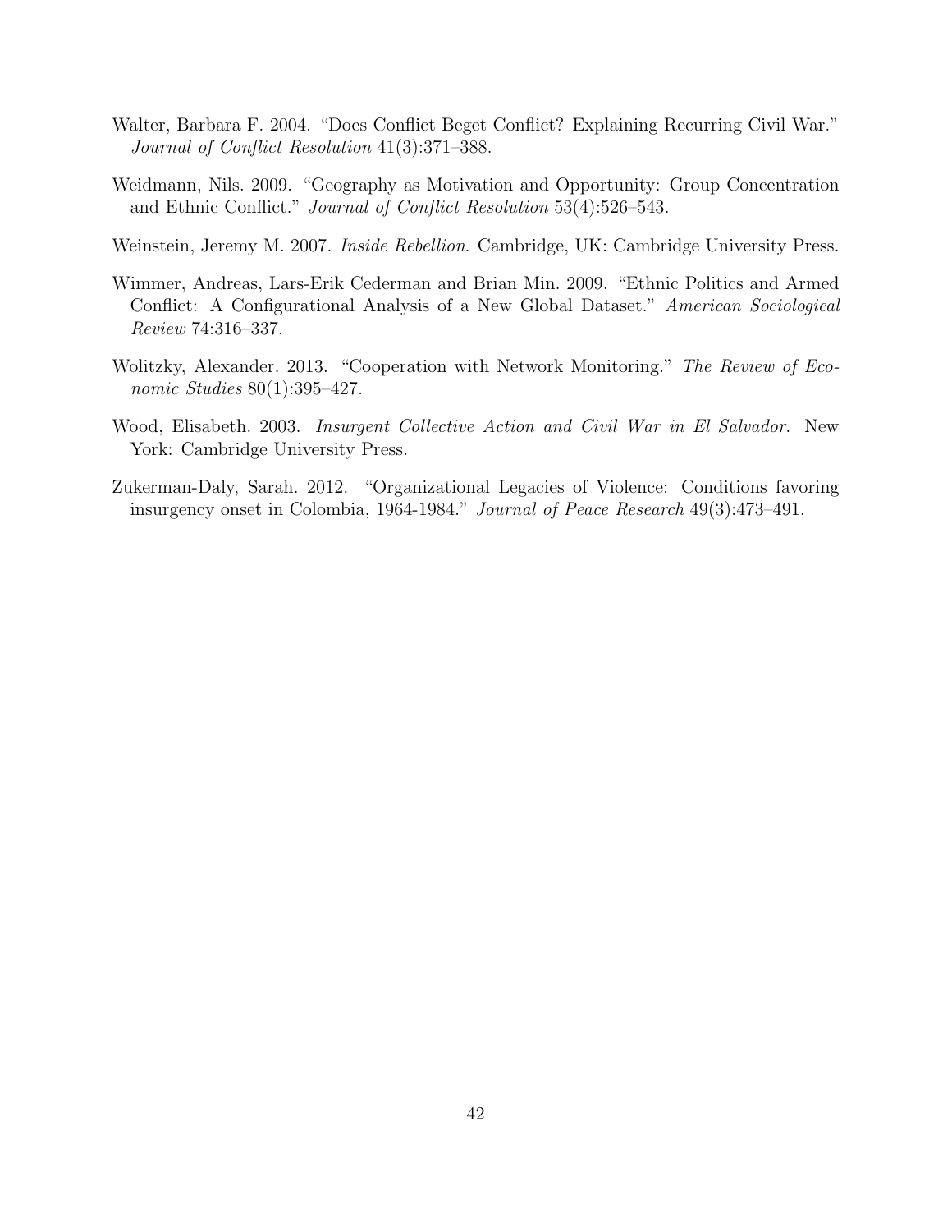Walter, Barbara F. 2004. "Does Conflict Beget Conflict? Explaining Recurring Civil War." *Journal of Conflict Resolution* 41(3):371–388.

Weidmann, Nils. 2009. "Geography as Motivation and Opportunity: Group Concentration and Ethnic Conflict." *Journal of Conflict Resolution* 53(4):526–543.

Weinstein, Jeremy M. 2007. *Inside Rebellion.* Cambridge, UK: Cambridge University Press.

Wimmer, Andreas, Lars-Erik Cederman and Brian Min. 2009. "Ethnic Politics and Armed Conflict: A Configurational Analysis of a New Global Dataset." *American Sociological Review* 74:316–337.

Wolitzky, Alexander. 2013. "Cooperation with Network Monitoring." *The Review of Economic Studies* 80(1):395–427.

Wood, Elisabeth. 2003. *Insurgent Collective Action and Civil War in El Salvador.* New York: Cambridge University Press.

Zukerman-Daly, Sarah. 2012. "Organizational Legacies of Violence: Conditions favoring insurgency onset in Colombia, 1964-1984." *Journal of Peace Research* 49(3):473–491.